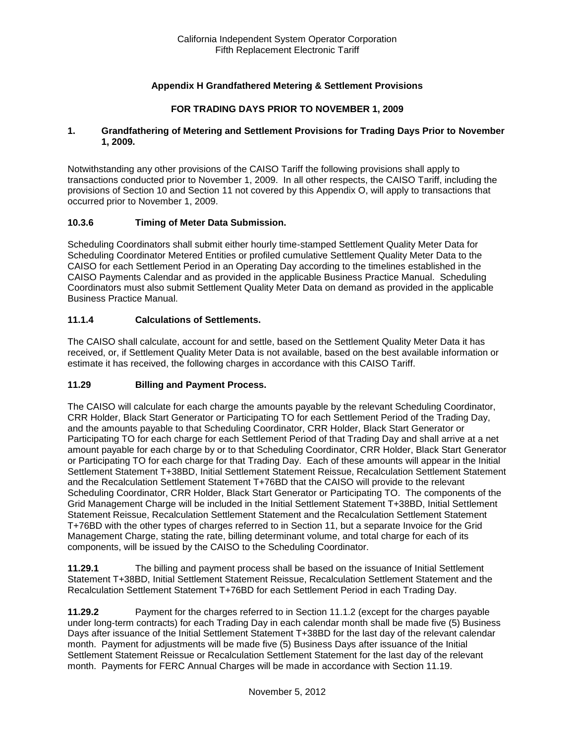# Appendix H Grandfathered Metering & Settlement Provisions

## FOR TRADING DAYS PRIOR TO NOVEMBER 1, 2009

### 1. Grandfathering of Metering and Settlement Provisions for Trading Days Prior to November 1, 2009.

Notwithstanding any other provisions of the CAISO Tariff the following provisions shall apply to transactions conducted prior to November 1, 2009. In all other respects, the CAISO Tariff, including the provisions of Section 10 and Section 11 not covered by this Appendix O, will apply to transactions that occurred prior to November 1, 2009.

### 10.3.6 Timing of Meter Data Submission.

Scheduling Coordinators shall submit either hourly time-stamped Settlement Quality Meter Data for Scheduling Coordinator Metered Entities or profiled cumulative Settlement Quality Meter Data to the CAISO for each Settlement Period in an Operating Day according to the timelines established in the CAISO Payments Calendar and as provided in the applicable Business Practice Manual. Scheduling Coordinators must also submit Settlement Quality Meter Data on demand as provided in the applicable Business Practice Manual.

### 11.1.4 Calculations of Settlements.

The CAISO shall calculate, account for and settle, based on the Settlement Quality Meter Data it has received, or, if Settlement Quality Meter Data is not available, based on the best available information or estimate it has received, the following charges in accordance with this CAISO Tariff.

### 11.29 Billing and Payment Process.

The CAISO will calculate for each charge the amounts payable by the relevant Scheduling Coordinator, CRR Holder, Black Start Generator or Participating TO for each Settlement Period of the Trading Day, and the amounts payable to that Scheduling Coordinator, CRR Holder, Black Start Generator or Participating TO for each charge for each Settlement Period of that Trading Day and shall arrive at a net amount payable for each charge by or to that Scheduling Coordinator, CRR Holder, Black Start Generator or Participating TO for each charge for that Trading Day. Each of these amounts will appear in the Initial Settlement Statement T+38BD, Initial Settlement Statement Reissue, Recalculation Settlement Statement and the Recalculation Settlement Statement T+76BD that the CAISO will provide to the relevant Scheduling Coordinator, CRR Holder, Black Start Generator or Participating TO. The components of the Grid Management Charge will be included in the Initial Settlement Statement T+38BD, Initial Settlement Statement Reissue, Recalculation Settlement Statement and the Recalculation Settlement Statement T+76BD with the other types of charges referred to in Section 11, but a separate Invoice for the Grid Management Charge, stating the rate, billing determinant volume, and total charge for each of its components, will be issued by the CAISO to the Scheduling Coordinator.

**11.29.1** The billing and payment process shall be based on the issuance of Initial Settlement Statement T+38BD, Initial Settlement Statement Reissue, Recalculation Settlement Statement and the Recalculation Settlement Statement T+76BD for each Settlement Period in each Trading Day.

**11.29.2** Payment for the charges referred to in Section 11.1.2 (except for the charges payable under long-term contracts) for each Trading Day in each calendar month shall be made five (5) Business Days after issuance of the Initial Settlement Statement T+38BD for the last day of the relevant calendar month. Payment for adjustments will be made five (5) Business Days after issuance of the Initial Settlement Statement Reissue or Recalculation Settlement Statement for the last day of the relevant month. Payments for FERC Annual Charges will be made in accordance with Section 11.19.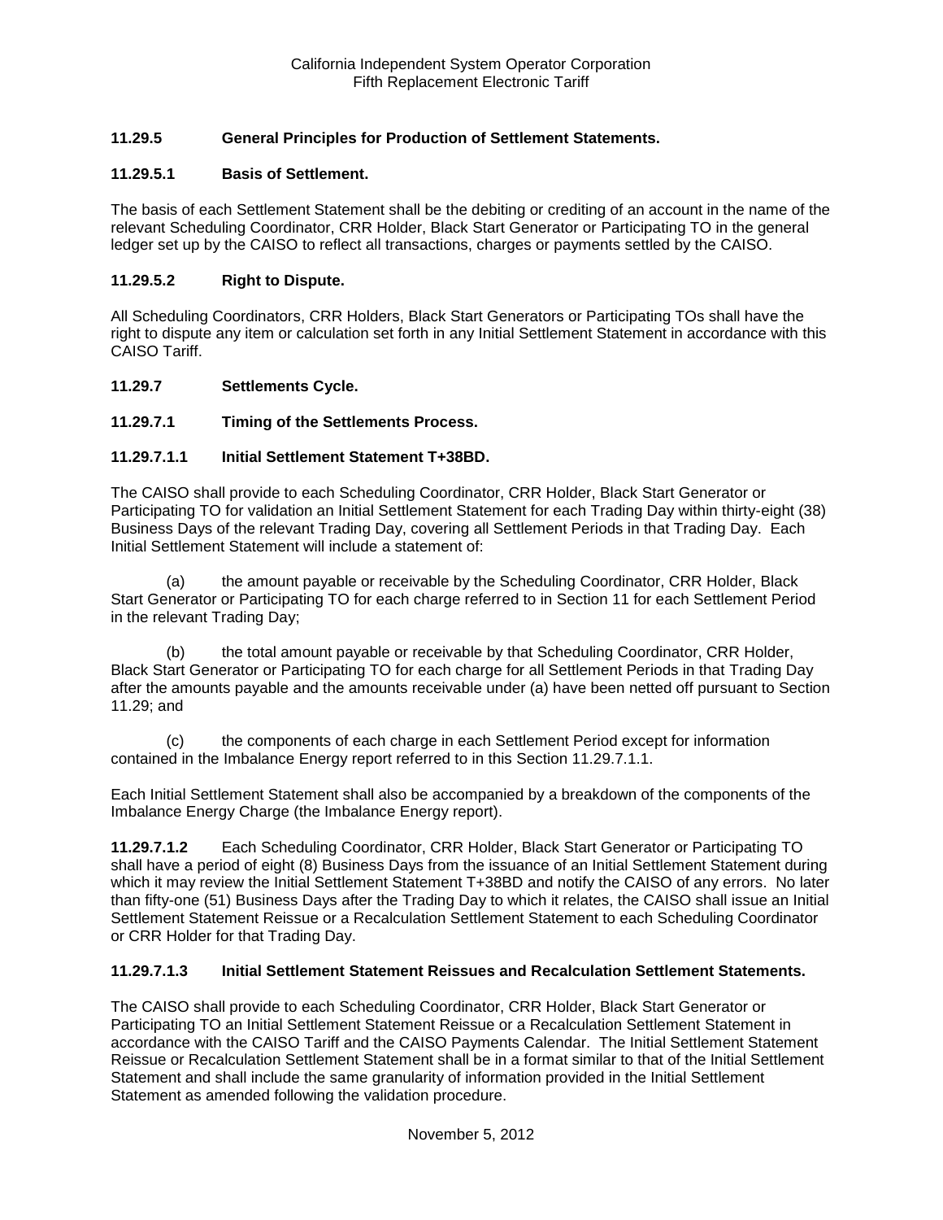### 11.29.5 General Principles for Production of Settlement Statements.

### 11.29.5.1 Basis of Settlement.

The basis of each Settlement Statement shall be the debiting or crediting of an account in the name of the relevant Scheduling Coordinator, CRR Holder, Black Start Generator or Participating TO in the general ledger set up by the CAISO to reflect all transactions, charges or payments settled by the CAISO.

### 11.29.5.2 Right to Dispute.

All Scheduling Coordinators, CRR Holders, Black Start Generators or Participating TOs shall have the right to dispute any item or calculation set forth in any Initial Settlement Statement in accordance with this CAISO Tariff.

### 11.29.7 Settlements Cycle.

### 11.29.7.1 Timing of the Settlements Process.

### 11.29.7.1.1 Initial Settlement Statement T+38BD.

The CAISO shall provide to each Scheduling Coordinator, CRR Holder, Black Start Generator or Participating TO for validation an Initial Settlement Statement for each Trading Day within thirty-eight (38) Business Days of the relevant Trading Day, covering all Settlement Periods in that Trading Day. Each Initial Settlement Statement will include a statement of:

(a) the amount payable or receivable by the Scheduling Coordinator, CRR Holder, Black Start Generator or Participating TO for each charge referred to in Section 11 for each Settlement Period in the relevant Trading Day;

(b) the total amount payable or receivable by that Scheduling Coordinator, CRR Holder, Black Start Generator or Participating TO for each charge for all Settlement Periods in that Trading Day after the amounts payable and the amounts receivable under (a) have been netted off pursuant to Section 11.29; and

(c) the components of each charge in each Settlement Period except for information contained in the Imbalance Energy report referred to in this Section 11.29.7.1.1.

Each Initial Settlement Statement shall also be accompanied by a breakdown of the components of the Imbalance Energy Charge (the Imbalance Energy report).

**11.29.7.1.2** Each Scheduling Coordinator, CRR Holder, Black Start Generator or Participating TO shall have a period of eight (8) Business Days from the issuance of an Initial Settlement Statement during which it may review the Initial Settlement Statement T+38BD and notify the CAISO of any errors. No later than fifty-one (51) Business Days after the Trading Day to which it relates, the CAISO shall issue an Initial Settlement Statement Reissue or a Recalculation Settlement Statement to each Scheduling Coordinator or CRR Holder for that Trading Day.

### 11.29.7.1.3 Initial Settlement Statement Reissues and Recalculation Settlement Statements.

The CAISO shall provide to each Scheduling Coordinator, CRR Holder, Black Start Generator or Participating TO an Initial Settlement Statement Reissue or a Recalculation Settlement Statement in accordance with the CAISO Tariff and the CAISO Payments Calendar. The Initial Settlement Statement Reissue or Recalculation Settlement Statement shall be in a format similar to that of the Initial Settlement Statement and shall include the same granularity of information provided in the Initial Settlement Statement as amended following the validation procedure.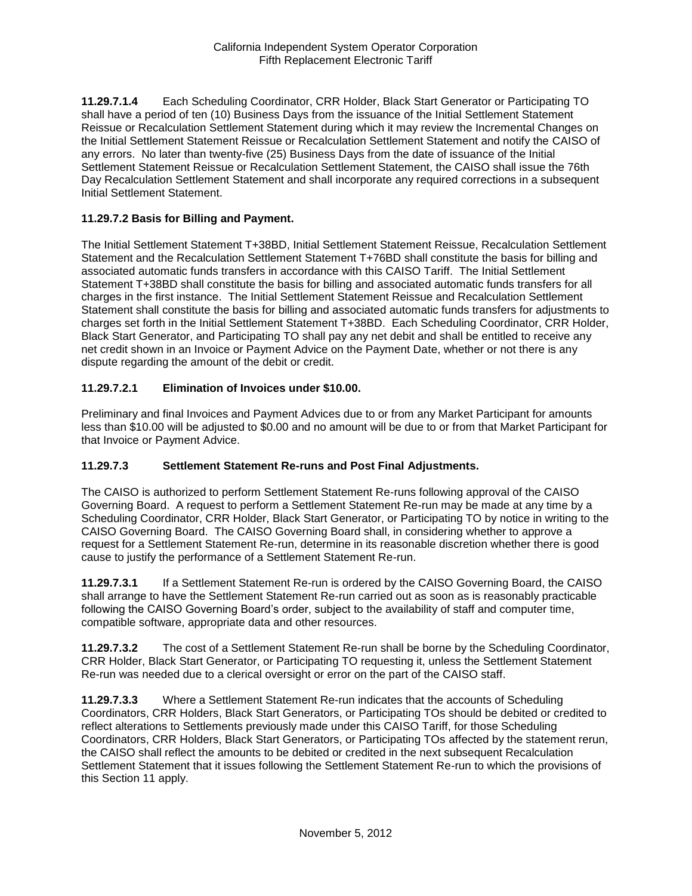**11.29.7.1.4** Each Scheduling Coordinator, CRR Holder, Black Start Generator or Participating TO shall have a period of ten (10) Business Days from the issuance of the Initial Settlement Statement Reissue or Recalculation Settlement Statement during which it may review the Incremental Changes on the Initial Settlement Statement Reissue or Recalculation Settlement Statement and notify the CAISO of any errors. No later than twenty-five (25) Business Days from the date of issuance of the Initial Settlement Statement Reissue or Recalculation Settlement Statement, the CAISO shall issue the 76th Day Recalculation Settlement Statement and shall incorporate any required corrections in a subsequent Initial Settlement Statement.

**11.29.7.2 Basis for Billing and Payment.**

The Initial Settlement Statement T+38BD, Initial Settlement Statement Reissue, Recalculation Settlement Statement and the Recalculation Settlement Statement T+76BD shall constitute the basis for billing and associated automatic funds transfers in accordance with this CAISO Tariff. The Initial Settlement Statement T+38BD shall constitute the basis for billing and associated automatic funds transfers for all charges in the first instance. The Initial Settlement Statement Reissue and Recalculation Settlement Statement shall constitute the basis for billing and associated automatic funds transfers for adjustments to charges set forth in the Initial Settlement Statement T+38BD. Each Scheduling Coordinator, CRR Holder, Black Start Generator, and Participating TO shall pay any net debit and shall be entitled to receive any net credit shown in an Invoice or Payment Advice on the Payment Date, whether or not there is any dispute regarding the amount of the debit or credit.

**11.29.7.2.1 Elimination of Invoices under $10.00.**

Preliminary and final Invoices and Payment Advices due to or from any Market Participant for amounts less than $10.00 will be adjusted to $0.00 and no amount will be due to or from that Market Participant for that Invoice or Payment Advice.

**11.29.7.3 Settlement Statement Re-runs and Post Final Adjustments.**

The CAISO is authorized to perform Settlement Statement Re-runs following approval of the CAISO Governing Board. A request to perform a Settlement Statement Re-run may be made at any time by a Scheduling Coordinator, CRR Holder, Black Start Generator, or Participating TO by notice in writing to the CAISO Governing Board. The CAISO Governing Board shall, in considering whether to approve a request for a Settlement Statement Re-run, determine in its reasonable discretion whether there is good cause to justify the performance of a Settlement Statement Re-run.

**11.29.7.3.1** If a Settlement Statement Re-run is ordered by the CAISO Governing Board, the CAISO shall arrange to have the Settlement Statement Re-run carried out as soon as is reasonably practicable following the CAISO Governing Board's order, subject to the availability of staff and computer time, compatible software, appropriate data and other resources.

**11.29.7.3.2** The cost of a Settlement Statement Re-run shall be borne by the Scheduling Coordinator, CRR Holder, Black Start Generator, or Participating TO requesting it, unless the Settlement Statement Re-run was needed due to a clerical oversight or error on the part of the CAISO staff.

**11.29.7.3.3** Where a Settlement Statement Re-run indicates that the accounts of Scheduling Coordinators, CRR Holders, Black Start Generators, or Participating TOs should be debited or credited to reflect alterations to Settlements previously made under this CAISO Tariff, for those Scheduling Coordinators, CRR Holders, Black Start Generators, or Participating TOs affected by the statement rerun, the CAISO shall reflect the amounts to be debited or credited in the next subsequent Recalculation Settlement Statement that it issues following the Settlement Statement Re-run to which the provisions of this Section 11 apply.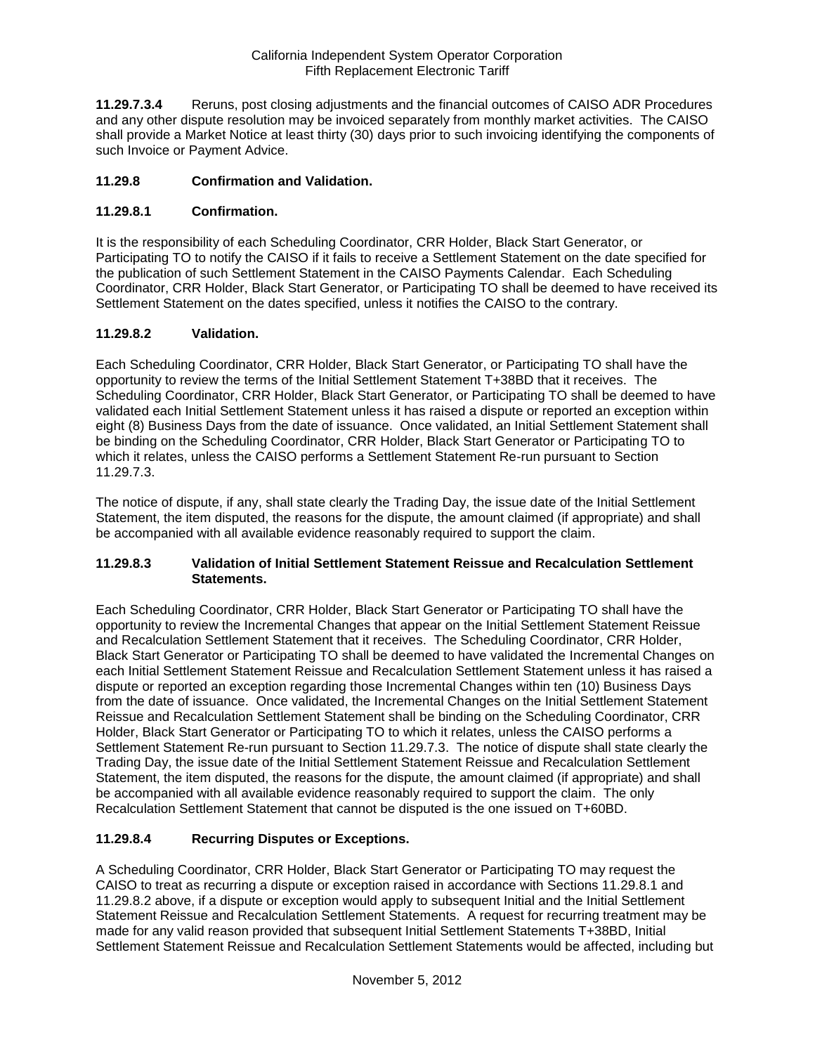**11.29.7.3.4** Reruns, post closing adjustments and the financial outcomes of CAISO ADR Procedures and any other dispute resolution may be invoiced separately from monthly market activities. The CAISO shall provide a Market Notice at least thirty (30) days prior to such invoicing identifying the components of such Invoice or Payment Advice.

### 11.29.8 Confirmation and Validation.

### 11.29.8.1 Confirmation.

It is the responsibility of each Scheduling Coordinator, CRR Holder, Black Start Generator, or Participating TO to notify the CAISO if it fails to receive a Settlement Statement on the date specified for the publication of such Settlement Statement in the CAISO Payments Calendar. Each Scheduling Coordinator, CRR Holder, Black Start Generator, or Participating TO shall be deemed to have received its Settlement Statement on the dates specified, unless it notifies the CAISO to the contrary.

### 11.29.8.2 Validation.

Each Scheduling Coordinator, CRR Holder, Black Start Generator, or Participating TO shall have the opportunity to review the terms of the Initial Settlement Statement T+38BD that it receives. The Scheduling Coordinator, CRR Holder, Black Start Generator, or Participating TO shall be deemed to have validated each Initial Settlement Statement unless it has raised a dispute or reported an exception within eight (8) Business Days from the date of issuance. Once validated, an Initial Settlement Statement shall be binding on the Scheduling Coordinator, CRR Holder, Black Start Generator or Participating TO to which it relates, unless the CAISO performs a Settlement Statement Re-run pursuant to Section 11.29.7.3.

The notice of dispute, if any, shall state clearly the Trading Day, the issue date of the Initial Settlement Statement, the item disputed, the reasons for the dispute, the amount claimed (if appropriate) and shall be accompanied with all available evidence reasonably required to support the claim.

### 11.29.8.3 Validation of Initial Settlement Statement Reissue and Recalculation Settlement Statements.

Each Scheduling Coordinator, CRR Holder, Black Start Generator or Participating TO shall have the opportunity to review the Incremental Changes that appear on the Initial Settlement Statement Reissue and Recalculation Settlement Statement that it receives. The Scheduling Coordinator, CRR Holder, Black Start Generator or Participating TO shall be deemed to have validated the Incremental Changes on each Initial Settlement Statement Reissue and Recalculation Settlement Statement unless it has raised a dispute or reported an exception regarding those Incremental Changes within ten (10) Business Days from the date of issuance. Once validated, the Incremental Changes on the Initial Settlement Statement Reissue and Recalculation Settlement Statement shall be binding on the Scheduling Coordinator, CRR Holder, Black Start Generator or Participating TO to which it relates, unless the CAISO performs a Settlement Statement Re-run pursuant to Section 11.29.7.3. The notice of dispute shall state clearly the Trading Day, the issue date of the Initial Settlement Statement Reissue and Recalculation Settlement Statement, the item disputed, the reasons for the dispute, the amount claimed (if appropriate) and shall be accompanied with all available evidence reasonably required to support the claim. The only Recalculation Settlement Statement that cannot be disputed is the one issued on T+60BD.

### 11.29.8.4 Recurring Disputes or Exceptions.

A Scheduling Coordinator, CRR Holder, Black Start Generator or Participating TO may request the CAISO to treat as recurring a dispute or exception raised in accordance with Sections 11.29.8.1 and 11.29.8.2 above, if a dispute or exception would apply to subsequent Initial and the Initial Settlement Statement Reissue and Recalculation Settlement Statements. A request for recurring treatment may be made for any valid reason provided that subsequent Initial Settlement Statements T+38BD, Initial Settlement Statement Reissue and Recalculation Settlement Statements would be affected, including but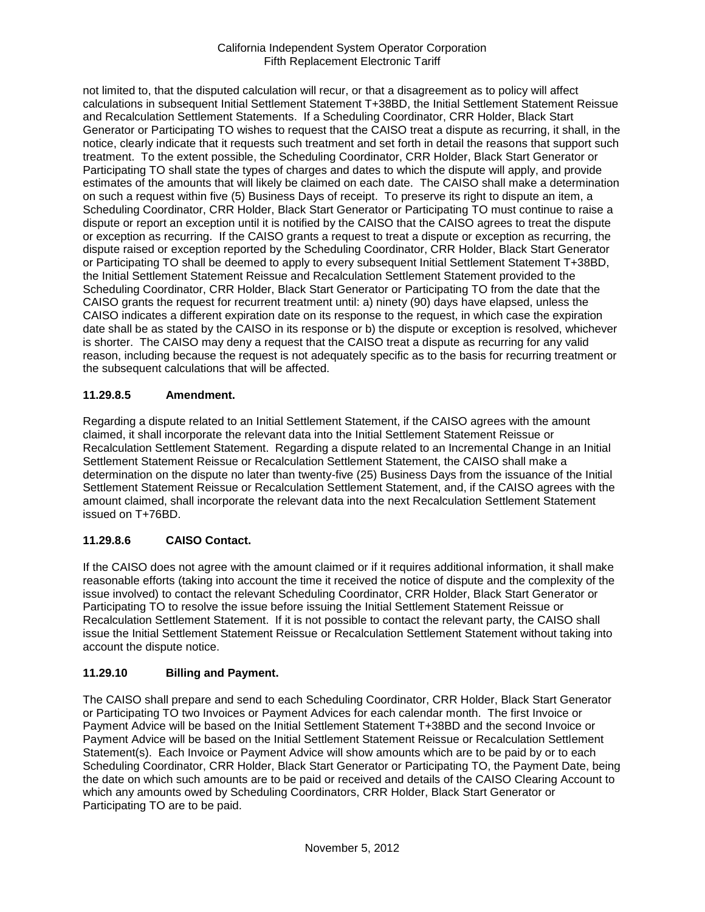not limited to, that the disputed calculation will recur, or that a disagreement as to policy will affect calculations in subsequent Initial Settlement Statement T+38BD, the Initial Settlement Statement Reissue and Recalculation Settlement Statements. If a Scheduling Coordinator, CRR Holder, Black Start Generator or Participating TO wishes to request that the CAISO treat a dispute as recurring, it shall, in the notice, clearly indicate that it requests such treatment and set forth in detail the reasons that support such treatment. To the extent possible, the Scheduling Coordinator, CRR Holder, Black Start Generator or Participating TO shall state the types of charges and dates to which the dispute will apply, and provide estimates of the amounts that will likely be claimed on each date. The CAISO shall make a determination on such a request within five (5) Business Days of receipt. To preserve its right to dispute an item, a Scheduling Coordinator, CRR Holder, Black Start Generator or Participating TO must continue to raise a dispute or report an exception until it is notified by the CAISO that the CAISO agrees to treat the dispute or exception as recurring. If the CAISO grants a request to treat a dispute or exception as recurring, the dispute raised or exception reported by the Scheduling Coordinator, CRR Holder, Black Start Generator or Participating TO shall be deemed to apply to every subsequent Initial Settlement Statement T+38BD, the Initial Settlement Statement Reissue and Recalculation Settlement Statement provided to the Scheduling Coordinator, CRR Holder, Black Start Generator or Participating TO from the date that the CAISO grants the request for recurrent treatment until: a) ninety (90) days have elapsed, unless the CAISO indicates a different expiration date on its response to the request, in which case the expiration date shall be as stated by the CAISO in its response or b) the dispute or exception is resolved, whichever is shorter. The CAISO may deny a request that the CAISO treat a dispute as recurring for any valid reason, including because the request is not adequately specific as to the basis for recurring treatment or the subsequent calculations that will be affected.

### 11.29.8.5 Amendment.

Regarding a dispute related to an Initial Settlement Statement, if the CAISO agrees with the amount claimed, it shall incorporate the relevant data into the Initial Settlement Statement Reissue or Recalculation Settlement Statement. Regarding a dispute related to an Incremental Change in an Initial Settlement Statement Reissue or Recalculation Settlement Statement, the CAISO shall make a determination on the dispute no later than twenty-five (25) Business Days from the issuance of the Initial Settlement Statement Reissue or Recalculation Settlement Statement, and, if the CAISO agrees with the amount claimed, shall incorporate the relevant data into the next Recalculation Settlement Statement issued on T+76BD.

### 11.29.8.6 CAISO Contact.

If the CAISO does not agree with the amount claimed or if it requires additional information, it shall make reasonable efforts (taking into account the time it received the notice of dispute and the complexity of the issue involved) to contact the relevant Scheduling Coordinator, CRR Holder, Black Start Generator or Participating TO to resolve the issue before issuing the Initial Settlement Statement Reissue or Recalculation Settlement Statement. If it is not possible to contact the relevant party, the CAISO shall issue the Initial Settlement Statement Reissue or Recalculation Settlement Statement without taking into account the dispute notice.

### 11.29.10 Billing and Payment.

The CAISO shall prepare and send to each Scheduling Coordinator, CRR Holder, Black Start Generator or Participating TO two Invoices or Payment Advices for each calendar month. The first Invoice or Payment Advice will be based on the Initial Settlement Statement T+38BD and the second Invoice or Payment Advice will be based on the Initial Settlement Statement Reissue or Recalculation Settlement Statement(s). Each Invoice or Payment Advice will show amounts which are to be paid by or to each Scheduling Coordinator, CRR Holder, Black Start Generator or Participating TO, the Payment Date, being the date on which such amounts are to be paid or received and details of the CAISO Clearing Account to which any amounts owed by Scheduling Coordinators, CRR Holder, Black Start Generator or Participating TO are to be paid.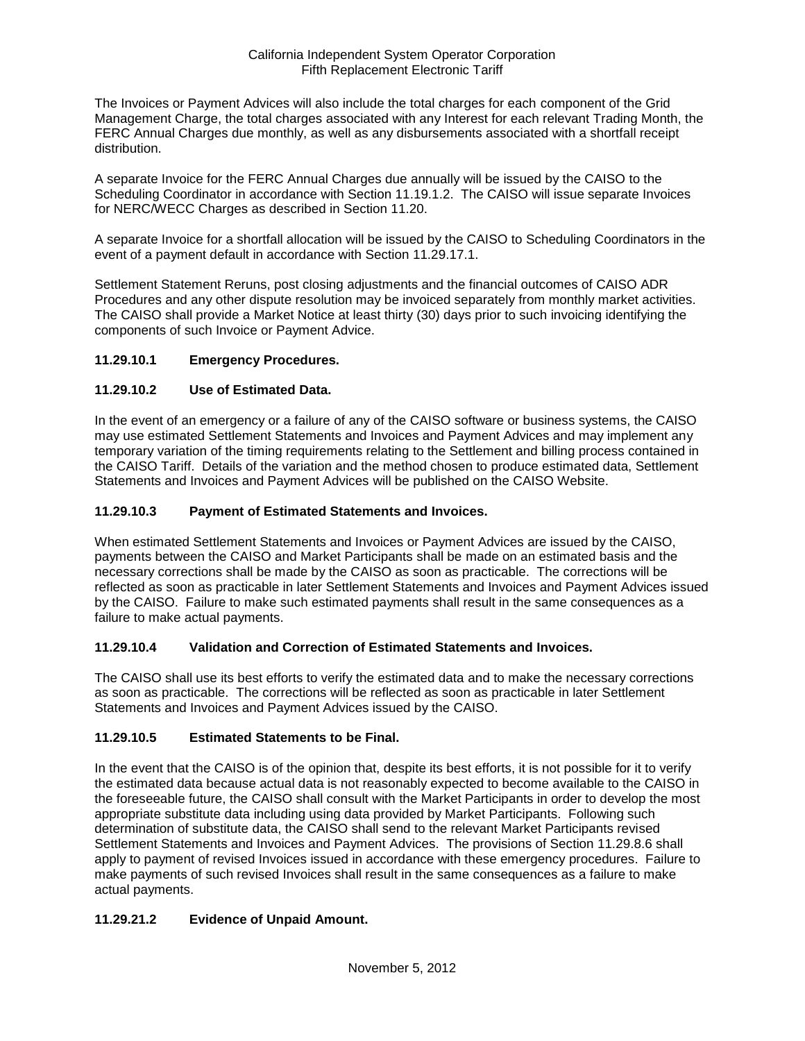The Invoices or Payment Advices will also include the total charges for each component of the Grid Management Charge, the total charges associated with any Interest for each relevant Trading Month, the FERC Annual Charges due monthly, as well as any disbursements associated with a shortfall receipt distribution.

A separate Invoice for the FERC Annual Charges due annually will be issued by the CAISO to the Scheduling Coordinator in accordance with Section 11.19.1.2. The CAISO will issue separate Invoices for NERC/WECC Charges as described in Section 11.20.

A separate Invoice for a shortfall allocation will be issued by the CAISO to Scheduling Coordinators in the event of a payment default in accordance with Section 11.29.17.1.

Settlement Statement Reruns, post closing adjustments and the financial outcomes of CAISO ADR Procedures and any other dispute resolution may be invoiced separately from monthly market activities. The CAISO shall provide a Market Notice at least thirty (30) days prior to such invoicing identifying the components of such Invoice or Payment Advice.

### 11.29.10.1 Emergency Procedures.

### 11.29.10.2 Use of Estimated Data.

In the event of an emergency or a failure of any of the CAISO software or business systems, the CAISO may use estimated Settlement Statements and Invoices and Payment Advices and may implement any temporary variation of the timing requirements relating to the Settlement and billing process contained in the CAISO Tariff. Details of the variation and the method chosen to produce estimated data, Settlement Statements and Invoices and Payment Advices will be published on the CAISO Website.

### 11.29.10.3 Payment of Estimated Statements and Invoices.

When estimated Settlement Statements and Invoices or Payment Advices are issued by the CAISO, payments between the CAISO and Market Participants shall be made on an estimated basis and the necessary corrections shall be made by the CAISO as soon as practicable. The corrections will be reflected as soon as practicable in later Settlement Statements and Invoices and Payment Advices issued by the CAISO. Failure to make such estimated payments shall result in the same consequences as a failure to make actual payments.

### 11.29.10.4 Validation and Correction of Estimated Statements and Invoices.

The CAISO shall use its best efforts to verify the estimated data and to make the necessary corrections as soon as practicable. The corrections will be reflected as soon as practicable in later Settlement Statements and Invoices and Payment Advices issued by the CAISO.

### 11.29.10.5 Estimated Statements to be Final.

In the event that the CAISO is of the opinion that, despite its best efforts, it is not possible for it to verify the estimated data because actual data is not reasonably expected to become available to the CAISO in the foreseeable future, the CAISO shall consult with the Market Participants in order to develop the most appropriate substitute data including using data provided by Market Participants. Following such determination of substitute data, the CAISO shall send to the relevant Market Participants revised Settlement Statements and Invoices and Payment Advices. The provisions of Section 11.29.8.6 shall apply to payment of revised Invoices issued in accordance with these emergency procedures. Failure to make payments of such revised Invoices shall result in the same consequences as a failure to make actual payments.

### 11.29.21.2 Evidence of Unpaid Amount.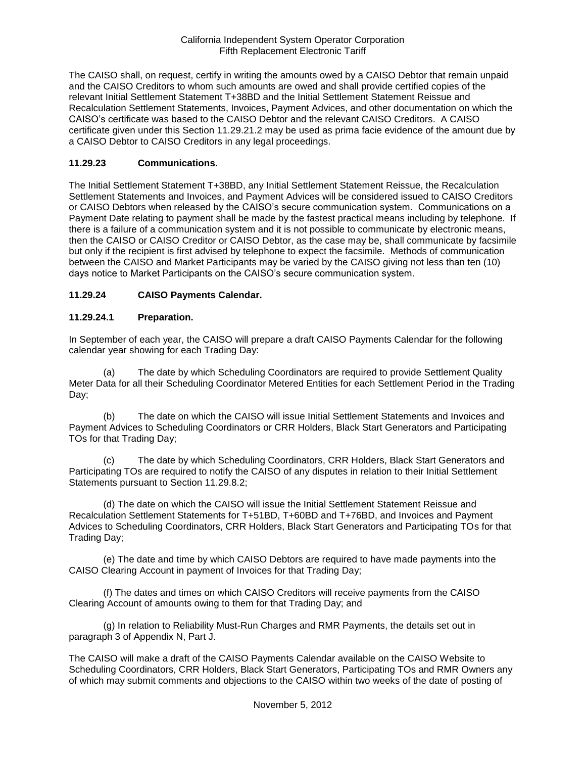The CAISO shall, on request, certify in writing the amounts owed by a CAISO Debtor that remain unpaid and the CAISO Creditors to whom such amounts are owed and shall provide certified copies of the relevant Initial Settlement Statement T+38BD and the Initial Settlement Statement Reissue and Recalculation Settlement Statements, Invoices, Payment Advices, and other documentation on which the CAISO's certificate was based to the CAISO Debtor and the relevant CAISO Creditors. A CAISO certificate given under this Section 11.29.21.2 may be used as prima facie evidence of the amount due by a CAISO Debtor to CAISO Creditors in any legal proceedings.

### 11.29.23 Communications.

The Initial Settlement Statement T+38BD, any Initial Settlement Statement Reissue, the Recalculation Settlement Statements and Invoices, and Payment Advices will be considered issued to CAISO Creditors or CAISO Debtors when released by the CAISO's secure communication system. Communications on a Payment Date relating to payment shall be made by the fastest practical means including by telephone. If there is a failure of a communication system and it is not possible to communicate by electronic means, then the CAISO or CAISO Creditor or CAISO Debtor, as the case may be, shall communicate by facsimile but only if the recipient is first advised by telephone to expect the facsimile. Methods of communication between the CAISO and Market Participants may be varied by the CAISO giving not less than ten (10) days notice to Market Participants on the CAISO's secure communication system.

### 11.29.24 CAISO Payments Calendar.

### 11.29.24.1 Preparation.

In September of each year, the CAISO will prepare a draft CAISO Payments Calendar for the following calendar year showing for each Trading Day:

(a) The date by which Scheduling Coordinators are required to provide Settlement Quality Meter Data for all their Scheduling Coordinator Metered Entities for each Settlement Period in the Trading Day;

(b) The date on which the CAISO will issue Initial Settlement Statements and Invoices and Payment Advices to Scheduling Coordinators or CRR Holders, Black Start Generators and Participating TOs for that Trading Day;

(c) The date by which Scheduling Coordinators, CRR Holders, Black Start Generators and Participating TOs are required to notify the CAISO of any disputes in relation to their Initial Settlement Statements pursuant to Section 11.29.8.2;

(d) The date on which the CAISO will issue the Initial Settlement Statement Reissue and Recalculation Settlement Statements for T+51BD, T+60BD and T+76BD, and Invoices and Payment Advices to Scheduling Coordinators, CRR Holders, Black Start Generators and Participating TOs for that Trading Day;

(e) The date and time by which CAISO Debtors are required to have made payments into the CAISO Clearing Account in payment of Invoices for that Trading Day;

(f) The dates and times on which CAISO Creditors will receive payments from the CAISO Clearing Account of amounts owing to them for that Trading Day; and

(g) In relation to Reliability Must-Run Charges and RMR Payments, the details set out in paragraph 3 of Appendix N, Part J.

The CAISO will make a draft of the CAISO Payments Calendar available on the CAISO Website to Scheduling Coordinators, CRR Holders, Black Start Generators, Participating TOs and RMR Owners any of which may submit comments and objections to the CAISO within two weeks of the date of posting of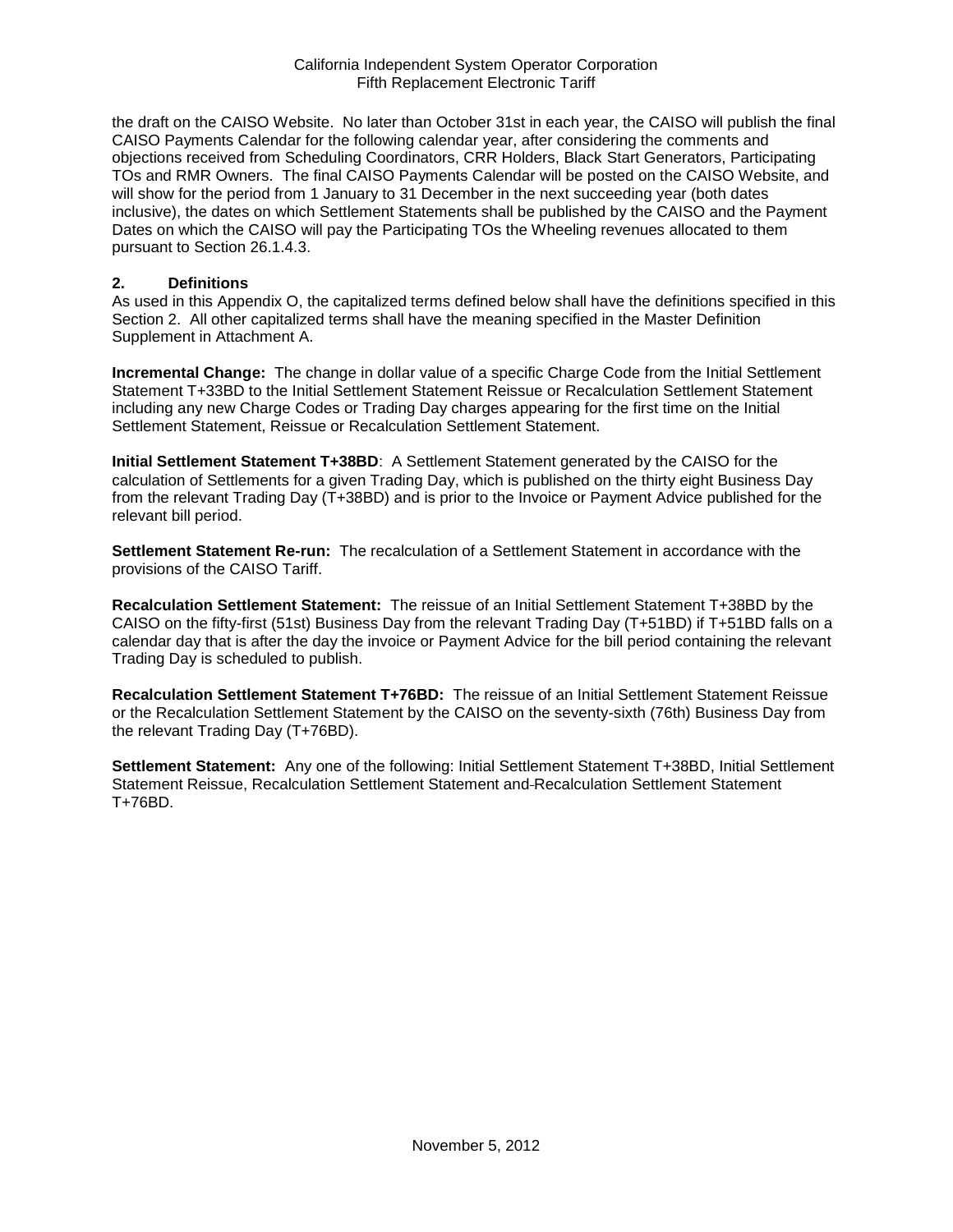the draft on the CAISO Website. No later than October 31st in each year, the CAISO will publish the final CAISO Payments Calendar for the following calendar year, after considering the comments and objections received from Scheduling Coordinators, CRR Holders, Black Start Generators, Participating TOs and RMR Owners. The final CAISO Payments Calendar will be posted on the CAISO Website, and will show for the period from 1 January to 31 December in the next succeeding year (both dates inclusive), the dates on which Settlement Statements shall be published by the CAISO and the Payment Dates on which the CAISO will pay the Participating TOs the Wheeling revenues allocated to them pursuant to Section 26.1.4.3.

## 2. Definitions

As used in this Appendix O, the capitalized terms defined below shall have the definitions specified in this Section 2. All other capitalized terms shall have the meaning specified in the Master Definition Supplement in Attachment A.

**Incremental Change:** The change in dollar value of a specific Charge Code from the Initial Settlement Statement T+33BD to the Initial Settlement Statement Reissue or Recalculation Settlement Statement including any new Charge Codes or Trading Day charges appearing for the first time on the Initial Settlement Statement, Reissue or Recalculation Settlement Statement.

**Initial Settlement Statement T+38BD**: A Settlement Statement generated by the CAISO for the calculation of Settlements for a given Trading Day, which is published on the thirty eight Business Day from the relevant Trading Day (T+38BD) and is prior to the Invoice or Payment Advice published for the relevant bill period.

**Settlement Statement Re-run:** The recalculation of a Settlement Statement in accordance with the provisions of the CAISO Tariff.

**Recalculation Settlement Statement:** The reissue of an Initial Settlement Statement T+38BD by the CAISO on the fifty-first (51st) Business Day from the relevant Trading Day (T+51BD) if T+51BD falls on a calendar day that is after the day the invoice or Payment Advice for the bill period containing the relevant Trading Day is scheduled to publish.

**Recalculation Settlement Statement T+76BD:** The reissue of an Initial Settlement Statement Reissue or the Recalculation Settlement Statement by the CAISO on the seventy-sixth (76th) Business Day from the relevant Trading Day (T+76BD).

**Settlement Statement:** Any one of the following: Initial Settlement Statement T+38BD, Initial Settlement Statement Reissue, Recalculation Settlement Statement and Recalculation Settlement Statement T+76BD.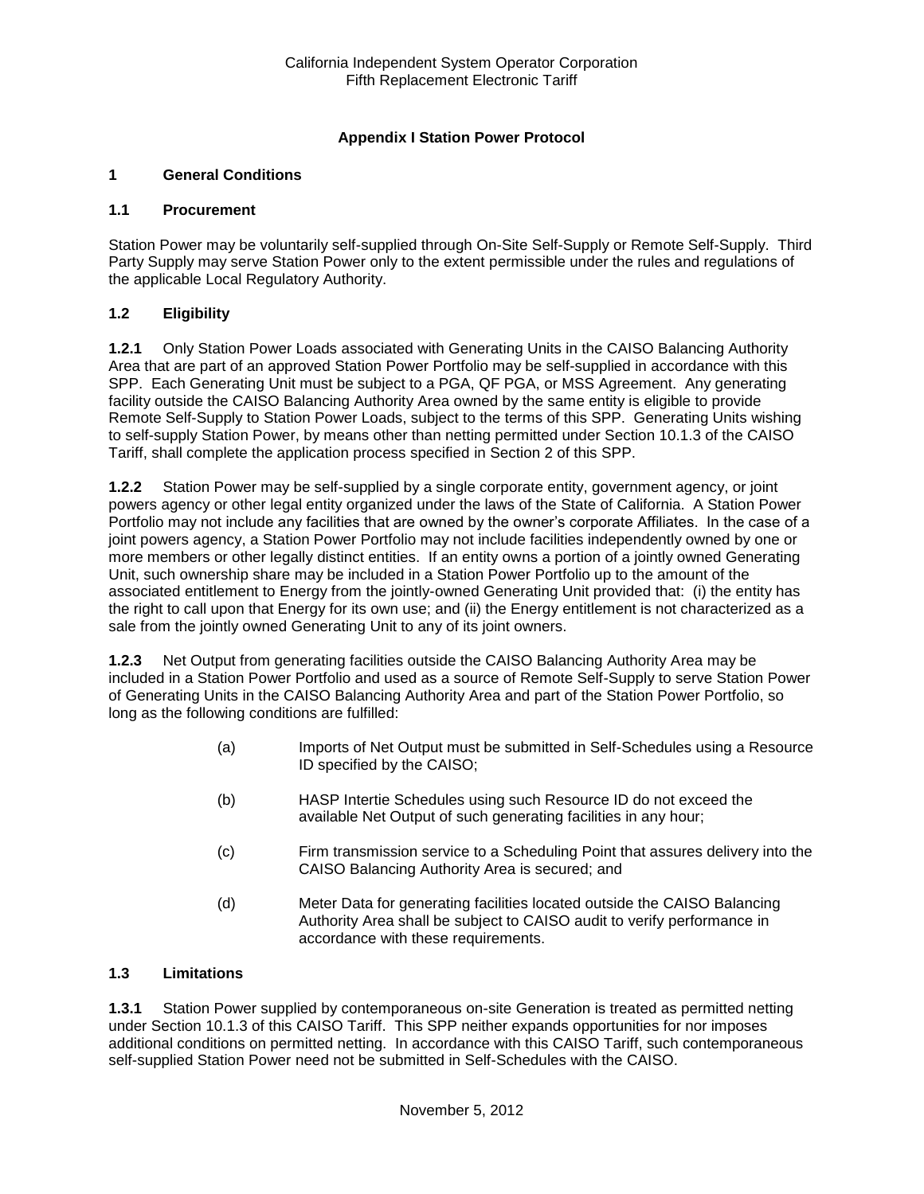## Appendix I Station Power Protocol

### 1 General Conditions

### 1.1 Procurement

Station Power may be voluntarily self-supplied through On-Site Self-Supply or Remote Self-Supply. Third Party Supply may serve Station Power only to the extent permissible under the rules and regulations of the applicable Local Regulatory Authority.

### 1.2 Eligibility

**1.2.1** Only Station Power Loads associated with Generating Units in the CAISO Balancing Authority Area that are part of an approved Station Power Portfolio may be self-supplied in accordance with this SPP. Each Generating Unit must be subject to a PGA, QF PGA, or MSS Agreement. Any generating facility outside the CAISO Balancing Authority Area owned by the same entity is eligible to provide Remote Self-Supply to Station Power Loads, subject to the terms of this SPP. Generating Units wishing to self-supply Station Power, by means other than netting permitted under Section 10.1.3 of the CAISO Tariff, shall complete the application process specified in Section 2 of this SPP.

**1.2.2** Station Power may be self-supplied by a single corporate entity, government agency, or joint powers agency or other legal entity organized under the laws of the State of California. A Station Power Portfolio may not include any facilities that are owned by the owner's corporate Affiliates. In the case of a joint powers agency, a Station Power Portfolio may not include facilities independently owned by one or more members or other legally distinct entities. If an entity owns a portion of a jointly owned Generating Unit, such ownership share may be included in a Station Power Portfolio up to the amount of the associated entitlement to Energy from the jointly-owned Generating Unit provided that: (i) the entity has the right to call upon that Energy for its own use; and (ii) the Energy entitlement is not characterized as a sale from the jointly owned Generating Unit to any of its joint owners.

**1.2.3** Net Output from generating facilities outside the CAISO Balancing Authority Area may be included in a Station Power Portfolio and used as a source of Remote Self-Supply to serve Station Power of Generating Units in the CAISO Balancing Authority Area and part of the Station Power Portfolio, so long as the following conditions are fulfilled:

(a) Imports of Net Output must be submitted in Self-Schedules using a Resource ID specified by the CAISO;

(b) HASP Intertie Schedules using such Resource ID do not exceed the available Net Output of such generating facilities in any hour;

(c) Firm transmission service to a Scheduling Point that assures delivery into the CAISO Balancing Authority Area is secured; and

(d) Meter Data for generating facilities located outside the CAISO Balancing Authority Area shall be subject to CAISO audit to verify performance in accordance with these requirements.

### 1.3 Limitations

**1.3.1** Station Power supplied by contemporaneous on-site Generation is treated as permitted netting under Section 10.1.3 of this CAISO Tariff. This SPP neither expands opportunities for nor imposes additional conditions on permitted netting. In accordance with this CAISO Tariff, such contemporaneous self-supplied Station Power need not be submitted in Self-Schedules with the CAISO.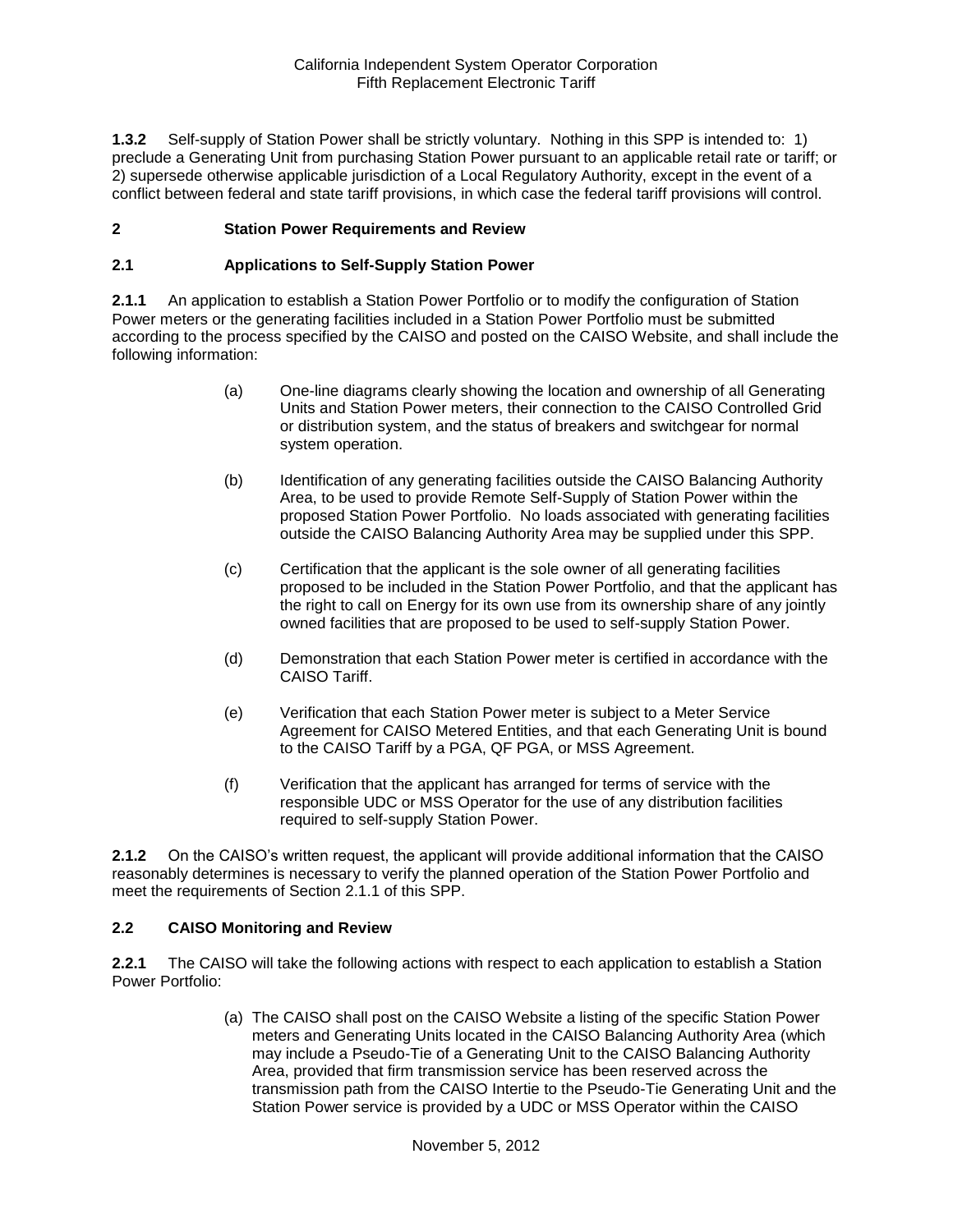**1.3.2** Self-supply of Station Power shall be strictly voluntary. Nothing in this SPP is intended to: 1) preclude a Generating Unit from purchasing Station Power pursuant to an applicable retail rate or tariff; or 2) supersede otherwise applicable jurisdiction of a Local Regulatory Authority, except in the event of a conflict between federal and state tariff provisions, in which case the federal tariff provisions will control.

## 2 Station Power Requirements and Review

### 2.1 Applications to Self-Supply Station Power

**2.1.1** An application to establish a Station Power Portfolio or to modify the configuration of Station Power meters or the generating facilities included in a Station Power Portfolio must be submitted according to the process specified by the CAISO and posted on the CAISO Website, and shall include the following information:

(a) One-line diagrams clearly showing the location and ownership of all Generating Units and Station Power meters, their connection to the CAISO Controlled Grid or distribution system, and the status of breakers and switchgear for normal system operation.

(b) Identification of any generating facilities outside the CAISO Balancing Authority Area, to be used to provide Remote Self-Supply of Station Power within the proposed Station Power Portfolio. No loads associated with generating facilities outside the CAISO Balancing Authority Area may be supplied under this SPP.

(c) Certification that the applicant is the sole owner of all generating facilities proposed to be included in the Station Power Portfolio, and that the applicant has the right to call on Energy for its own use from its ownership share of any jointly owned facilities that are proposed to be used to self-supply Station Power.

(d) Demonstration that each Station Power meter is certified in accordance with the CAISO Tariff.

(e) Verification that each Station Power meter is subject to a Meter Service Agreement for CAISO Metered Entities, and that each Generating Unit is bound to the CAISO Tariff by a PGA, QF PGA, or MSS Agreement.

(f) Verification that the applicant has arranged for terms of service with the responsible UDC or MSS Operator for the use of any distribution facilities required to self-supply Station Power.

**2.1.2** On the CAISO's written request, the applicant will provide additional information that the CAISO reasonably determines is necessary to verify the planned operation of the Station Power Portfolio and meet the requirements of Section 2.1.1 of this SPP.

### 2.2 CAISO Monitoring and Review

**2.2.1** The CAISO will take the following actions with respect to each application to establish a Station Power Portfolio:

(a) The CAISO shall post on the CAISO Website a listing of the specific Station Power meters and Generating Units located in the CAISO Balancing Authority Area (which may include a Pseudo-Tie of a Generating Unit to the CAISO Balancing Authority Area, provided that firm transmission service has been reserved across the transmission path from the CAISO Intertie to the Pseudo-Tie Generating Unit and the Station Power service is provided by a UDC or MSS Operator within the CAISO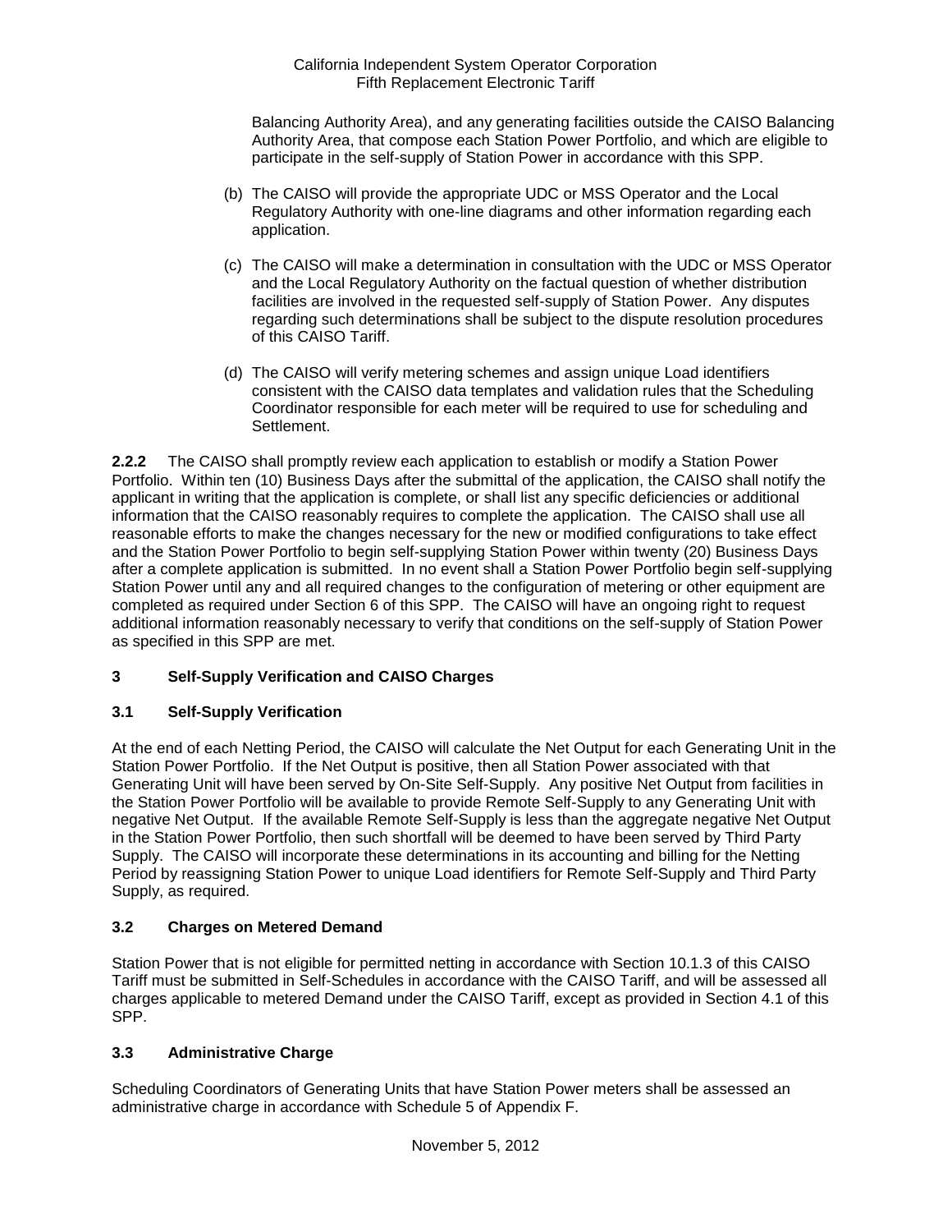Balancing Authority Area), and any generating facilities outside the CAISO Balancing Authority Area, that compose each Station Power Portfolio, and which are eligible to participate in the self-supply of Station Power in accordance with this SPP.

(b) The CAISO will provide the appropriate UDC or MSS Operator and the Local Regulatory Authority with one-line diagrams and other information regarding each application.

(c) The CAISO will make a determination in consultation with the UDC or MSS Operator and the Local Regulatory Authority on the factual question of whether distribution facilities are involved in the requested self-supply of Station Power. Any disputes regarding such determinations shall be subject to the dispute resolution procedures of this CAISO Tariff.

(d) The CAISO will verify metering schemes and assign unique Load identifiers consistent with the CAISO data templates and validation rules that the Scheduling Coordinator responsible for each meter will be required to use for scheduling and Settlement.

**2.2.2** The CAISO shall promptly review each application to establish or modify a Station Power Portfolio. Within ten (10) Business Days after the submittal of the application, the CAISO shall notify the applicant in writing that the application is complete, or shall list any specific deficiencies or additional information that the CAISO reasonably requires to complete the application. The CAISO shall use all reasonable efforts to make the changes necessary for the new or modified configurations to take effect and the Station Power Portfolio to begin self-supplying Station Power within twenty (20) Business Days after a complete application is submitted. In no event shall a Station Power Portfolio begin self-supplying Station Power until any and all required changes to the configuration of metering or other equipment are completed as required under Section 6 of this SPP. The CAISO will have an ongoing right to request additional information reasonably necessary to verify that conditions on the self-supply of Station Power as specified in this SPP are met.

## 3 Self-Supply Verification and CAISO Charges

### 3.1 Self-Supply Verification

At the end of each Netting Period, the CAISO will calculate the Net Output for each Generating Unit in the Station Power Portfolio. If the Net Output is positive, then all Station Power associated with that Generating Unit will have been served by On-Site Self-Supply. Any positive Net Output from facilities in the Station Power Portfolio will be available to provide Remote Self-Supply to any Generating Unit with negative Net Output. If the available Remote Self-Supply is less than the aggregate negative Net Output in the Station Power Portfolio, then such shortfall will be deemed to have been served by Third Party Supply. The CAISO will incorporate these determinations in its accounting and billing for the Netting Period by reassigning Station Power to unique Load identifiers for Remote Self-Supply and Third Party Supply, as required.

### 3.2 Charges on Metered Demand

Station Power that is not eligible for permitted netting in accordance with Section 10.1.3 of this CAISO Tariff must be submitted in Self-Schedules in accordance with the CAISO Tariff, and will be assessed all charges applicable to metered Demand under the CAISO Tariff, except as provided in Section 4.1 of this SPP.

### 3.3 Administrative Charge

Scheduling Coordinators of Generating Units that have Station Power meters shall be assessed an administrative charge in accordance with Schedule 5 of Appendix F.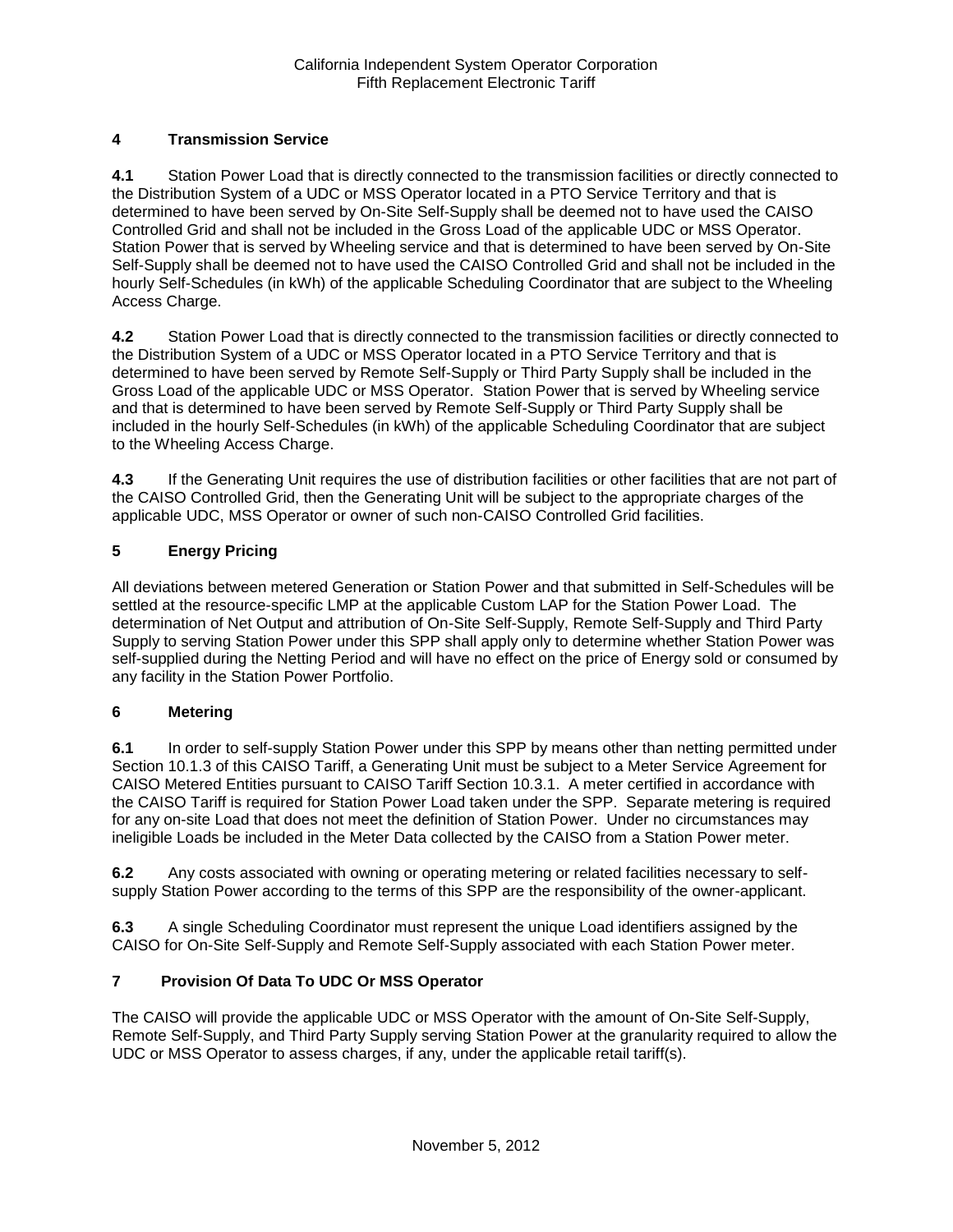## 4 Transmission Service

**4.1** Station Power Load that is directly connected to the transmission facilities or directly connected to the Distribution System of a UDC or MSS Operator located in a PTO Service Territory and that is determined to have been served by On-Site Self-Supply shall be deemed not to have used the CAISO Controlled Grid and shall not be included in the Gross Load of the applicable UDC or MSS Operator. Station Power that is served by Wheeling service and that is determined to have been served by On-Site Self-Supply shall be deemed not to have used the CAISO Controlled Grid and shall not be included in the hourly Self-Schedules (in kWh) of the applicable Scheduling Coordinator that are subject to the Wheeling Access Charge.

**4.2** Station Power Load that is directly connected to the transmission facilities or directly connected to the Distribution System of a UDC or MSS Operator located in a PTO Service Territory and that is determined to have been served by Remote Self-Supply or Third Party Supply shall be included in the Gross Load of the applicable UDC or MSS Operator. Station Power that is served by Wheeling service and that is determined to have been served by Remote Self-Supply or Third Party Supply shall be included in the hourly Self-Schedules (in kWh) of the applicable Scheduling Coordinator that are subject to the Wheeling Access Charge.

**4.3** If the Generating Unit requires the use of distribution facilities or other facilities that are not part of the CAISO Controlled Grid, then the Generating Unit will be subject to the appropriate charges of the applicable UDC, MSS Operator or owner of such non-CAISO Controlled Grid facilities.

## 5 Energy Pricing

All deviations between metered Generation or Station Power and that submitted in Self-Schedules will be settled at the resource-specific LMP at the applicable Custom LAP for the Station Power Load. The determination of Net Output and attribution of On-Site Self-Supply, Remote Self-Supply and Third Party Supply to serving Station Power under this SPP shall apply only to determine whether Station Power was self-supplied during the Netting Period and will have no effect on the price of Energy sold or consumed by any facility in the Station Power Portfolio.

## 6 Metering

**6.1** In order to self-supply Station Power under this SPP by means other than netting permitted under Section 10.1.3 of this CAISO Tariff, a Generating Unit must be subject to a Meter Service Agreement for CAISO Metered Entities pursuant to CAISO Tariff Section 10.3.1. A meter certified in accordance with the CAISO Tariff is required for Station Power Load taken under the SPP. Separate metering is required for any on-site Load that does not meet the definition of Station Power. Under no circumstances may ineligible Loads be included in the Meter Data collected by the CAISO from a Station Power meter.

**6.2** Any costs associated with owning or operating metering or related facilities necessary to self-supply Station Power according to the terms of this SPP are the responsibility of the owner-applicant.

**6.3** A single Scheduling Coordinator must represent the unique Load identifiers assigned by the CAISO for On-Site Self-Supply and Remote Self-Supply associated with each Station Power meter.

## 7 Provision Of Data To UDC Or MSS Operator

The CAISO will provide the applicable UDC or MSS Operator with the amount of On-Site Self-Supply, Remote Self-Supply, and Third Party Supply serving Station Power at the granularity required to allow the UDC or MSS Operator to assess charges, if any, under the applicable retail tariff(s).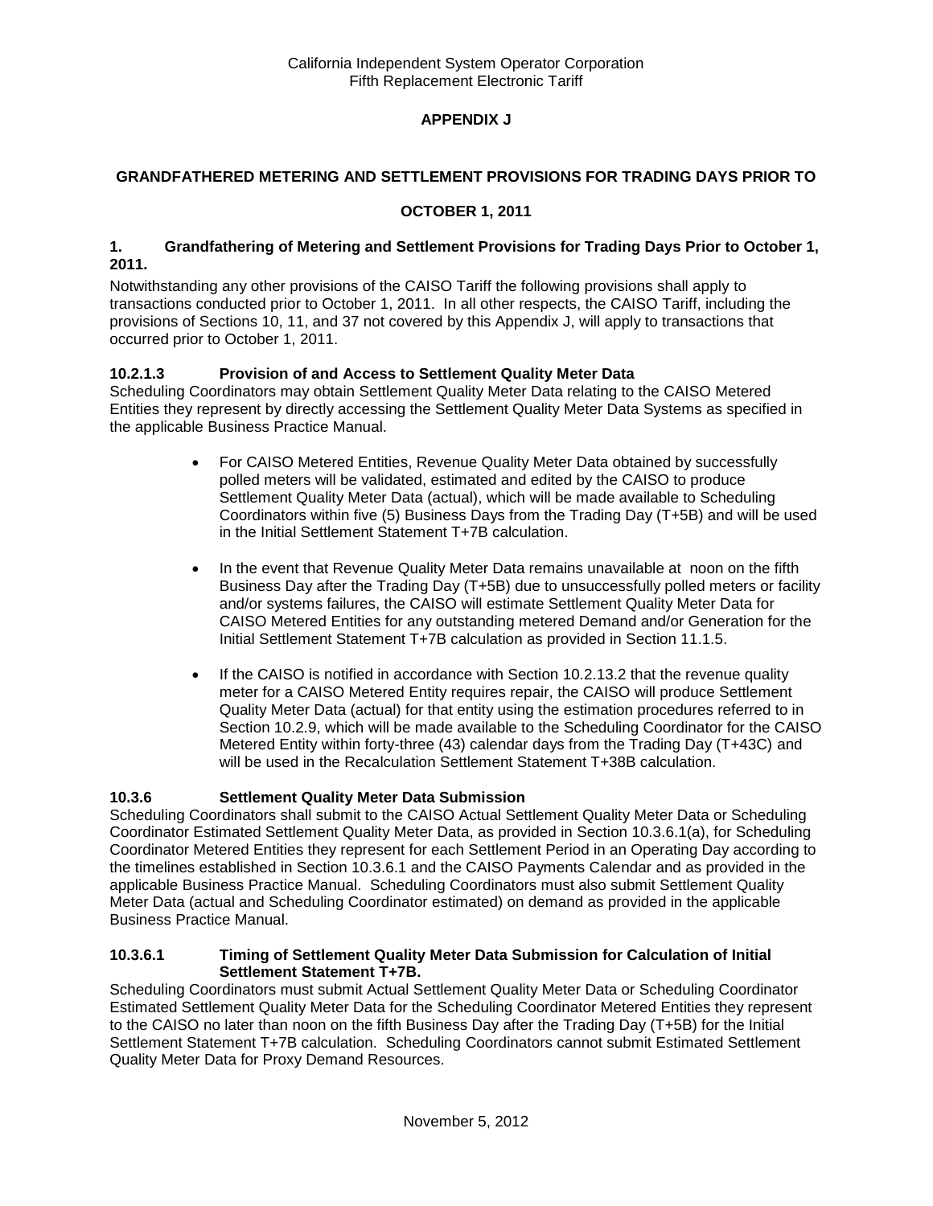**APPENDIX J**

**GRANDFATHERED METERING AND SETTLEMENT PROVISIONS FOR TRADING DAYS PRIOR TO OCTOBER 1, 2011**

### 1. Grandfathering of Metering and Settlement Provisions for Trading Days Prior to October 1, 2011.

Notwithstanding any other provisions of the CAISO Tariff the following provisions shall apply to transactions conducted prior to October 1, 2011. In all other respects, the CAISO Tariff, including the provisions of Sections 10, 11, and 37 not covered by this Appendix J, will apply to transactions that occurred prior to October 1, 2011.

### 10.2.1.3 Provision of and Access to Settlement Quality Meter Data

Scheduling Coordinators may obtain Settlement Quality Meter Data relating to the CAISO Metered Entities they represent by directly accessing the Settlement Quality Meter Data Systems as specified in the applicable Business Practice Manual.

- For CAISO Metered Entities, Revenue Quality Meter Data obtained by successfully polled meters will be validated, estimated and edited by the CAISO to produce Settlement Quality Meter Data (actual), which will be made available to Scheduling Coordinators within five (5) Business Days from the Trading Day (T+5B) and will be used in the Initial Settlement Statement T+7B calculation.
- In the event that Revenue Quality Meter Data remains unavailable at noon on the fifth Business Day after the Trading Day (T+5B) due to unsuccessfully polled meters or facility and/or systems failures, the CAISO will estimate Settlement Quality Meter Data for CAISO Metered Entities for any outstanding metered Demand and/or Generation for the Initial Settlement Statement T+7B calculation as provided in Section 11.1.5.
- If the CAISO is notified in accordance with Section 10.2.13.2 that the revenue quality meter for a CAISO Metered Entity requires repair, the CAISO will produce Settlement Quality Meter Data (actual) for that entity using the estimation procedures referred to in Section 10.2.9, which will be made available to the Scheduling Coordinator for the CAISO Metered Entity within forty-three (43) calendar days from the Trading Day (T+43C) and will be used in the Recalculation Settlement Statement T+38B calculation.

### 10.3.6 Settlement Quality Meter Data Submission

Scheduling Coordinators shall submit to the CAISO Actual Settlement Quality Meter Data or Scheduling Coordinator Estimated Settlement Quality Meter Data, as provided in Section 10.3.6.1(a), for Scheduling Coordinator Metered Entities they represent for each Settlement Period in an Operating Day according to the timelines established in Section 10.3.6.1 and the CAISO Payments Calendar and as provided in the applicable Business Practice Manual. Scheduling Coordinators must also submit Settlement Quality Meter Data (actual and Scheduling Coordinator estimated) on demand as provided in the applicable Business Practice Manual.

### 10.3.6.1 Timing of Settlement Quality Meter Data Submission for Calculation of Initial Settlement Statement T+7B.

Scheduling Coordinators must submit Actual Settlement Quality Meter Data or Scheduling Coordinator Estimated Settlement Quality Meter Data for the Scheduling Coordinator Metered Entities they represent to the CAISO no later than noon on the fifth Business Day after the Trading Day (T+5B) for the Initial Settlement Statement T+7B calculation. Scheduling Coordinators cannot submit Estimated Settlement Quality Meter Data for Proxy Demand Resources.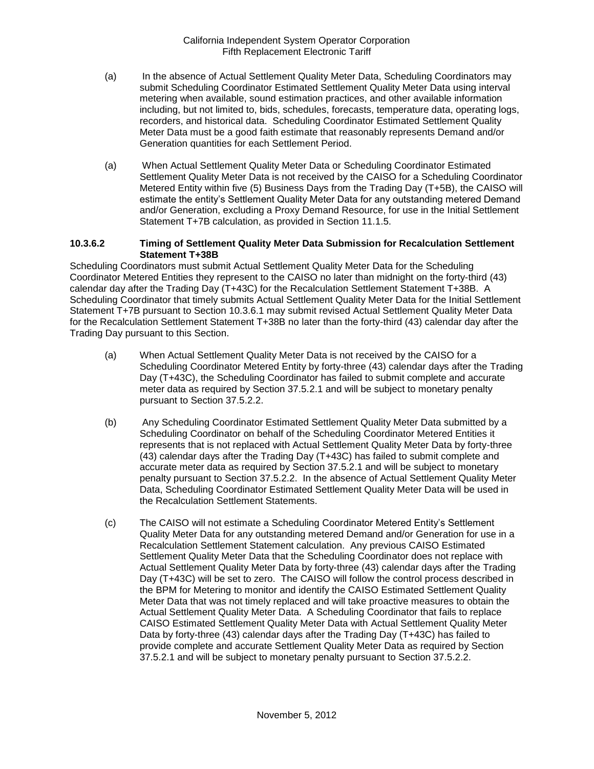(a) In the absence of Actual Settlement Quality Meter Data, Scheduling Coordinators may submit Scheduling Coordinator Estimated Settlement Quality Meter Data using interval metering when available, sound estimation practices, and other available information including, but not limited to, bids, schedules, forecasts, temperature data, operating logs, recorders, and historical data. Scheduling Coordinator Estimated Settlement Quality Meter Data must be a good faith estimate that reasonably represents Demand and/or Generation quantities for each Settlement Period.

(a) When Actual Settlement Quality Meter Data or Scheduling Coordinator Estimated Settlement Quality Meter Data is not received by the CAISO for a Scheduling Coordinator Metered Entity within five (5) Business Days from the Trading Day (T+5B), the CAISO will estimate the entity's Settlement Quality Meter Data for any outstanding metered Demand and/or Generation, excluding a Proxy Demand Resource, for use in the Initial Settlement Statement T+7B calculation, as provided in Section 11.1.5.

#### 10.3.6.2 Timing of Settlement Quality Meter Data Submission for Recalculation Settlement Statement T+38B

Scheduling Coordinators must submit Actual Settlement Quality Meter Data for the Scheduling Coordinator Metered Entities they represent to the CAISO no later than midnight on the forty-third (43) calendar day after the Trading Day (T+43C) for the Recalculation Settlement Statement T+38B. A Scheduling Coordinator that timely submits Actual Settlement Quality Meter Data for the Initial Settlement Statement T+7B pursuant to Section 10.3.6.1 may submit revised Actual Settlement Quality Meter Data for the Recalculation Settlement Statement T+38B no later than the forty-third (43) calendar day after the Trading Day pursuant to this Section.

(a) When Actual Settlement Quality Meter Data is not received by the CAISO for a Scheduling Coordinator Metered Entity by forty-three (43) calendar days after the Trading Day (T+43C), the Scheduling Coordinator has failed to submit complete and accurate meter data as required by Section 37.5.2.1 and will be subject to monetary penalty pursuant to Section 37.5.2.2.

(b) Any Scheduling Coordinator Estimated Settlement Quality Meter Data submitted by a Scheduling Coordinator on behalf of the Scheduling Coordinator Metered Entities it represents that is not replaced with Actual Settlement Quality Meter Data by forty-three (43) calendar days after the Trading Day (T+43C) has failed to submit complete and accurate meter data as required by Section 37.5.2.1 and will be subject to monetary penalty pursuant to Section 37.5.2.2. In the absence of Actual Settlement Quality Meter Data, Scheduling Coordinator Estimated Settlement Quality Meter Data will be used in the Recalculation Settlement Statements.

(c) The CAISO will not estimate a Scheduling Coordinator Metered Entity's Settlement Quality Meter Data for any outstanding metered Demand and/or Generation for use in a Recalculation Settlement Statement calculation. Any previous CAISO Estimated Settlement Quality Meter Data that the Scheduling Coordinator does not replace with Actual Settlement Quality Meter Data by forty-three (43) calendar days after the Trading Day (T+43C) will be set to zero. The CAISO will follow the control process described in the BPM for Metering to monitor and identify the CAISO Estimated Settlement Quality Meter Data that was not timely replaced and will take proactive measures to obtain the Actual Settlement Quality Meter Data. A Scheduling Coordinator that fails to replace CAISO Estimated Settlement Quality Meter Data with Actual Settlement Quality Meter Data by forty-three (43) calendar days after the Trading Day (T+43C) has failed to provide complete and accurate Settlement Quality Meter Data as required by Section 37.5.2.1 and will be subject to monetary penalty pursuant to Section 37.5.2.2.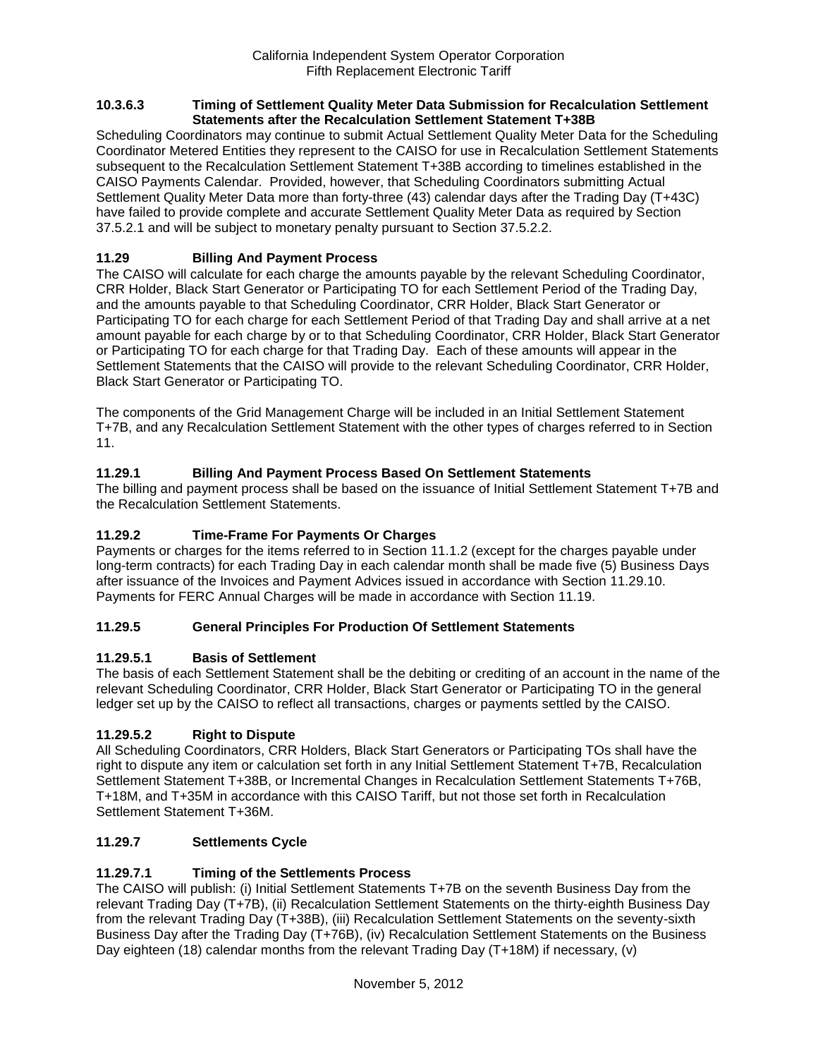#### 10.3.6.3 Timing of Settlement Quality Meter Data Submission for Recalculation Settlement Statements after the Recalculation Settlement Statement T+38B

Scheduling Coordinators may continue to submit Actual Settlement Quality Meter Data for the Scheduling Coordinator Metered Entities they represent to the CAISO for use in Recalculation Settlement Statements subsequent to the Recalculation Settlement Statement T+38B according to timelines established in the CAISO Payments Calendar. Provided, however, that Scheduling Coordinators submitting Actual Settlement Quality Meter Data more than forty-three (43) calendar days after the Trading Day (T+43C) have failed to provide complete and accurate Settlement Quality Meter Data as required by Section 37.5.2.1 and will be subject to monetary penalty pursuant to Section 37.5.2.2.

## 11.29 Billing And Payment Process

The CAISO will calculate for each charge the amounts payable by the relevant Scheduling Coordinator, CRR Holder, Black Start Generator or Participating TO for each Settlement Period of the Trading Day, and the amounts payable to that Scheduling Coordinator, CRR Holder, Black Start Generator or Participating TO for each charge for each Settlement Period of that Trading Day and shall arrive at a net amount payable for each charge by or to that Scheduling Coordinator, CRR Holder, Black Start Generator or Participating TO for each charge for that Trading Day. Each of these amounts will appear in the Settlement Statements that the CAISO will provide to the relevant Scheduling Coordinator, CRR Holder, Black Start Generator or Participating TO.

The components of the Grid Management Charge will be included in an Initial Settlement Statement T+7B, and any Recalculation Settlement Statement with the other types of charges referred to in Section 11.

### 11.29.1 Billing And Payment Process Based On Settlement Statements

The billing and payment process shall be based on the issuance of Initial Settlement Statement T+7B and the Recalculation Settlement Statements.

### 11.29.2 Time-Frame For Payments Or Charges

Payments or charges for the items referred to in Section 11.1.2 (except for the charges payable under long-term contracts) for each Trading Day in each calendar month shall be made five (5) Business Days after issuance of the Invoices and Payment Advices issued in accordance with Section 11.29.10. Payments for FERC Annual Charges will be made in accordance with Section 11.19.

### 11.29.5 General Principles For Production Of Settlement Statements

#### 11.29.5.1 Basis of Settlement

The basis of each Settlement Statement shall be the debiting or crediting of an account in the name of the relevant Scheduling Coordinator, CRR Holder, Black Start Generator or Participating TO in the general ledger set up by the CAISO to reflect all transactions, charges or payments settled by the CAISO.

#### 11.29.5.2 Right to Dispute

All Scheduling Coordinators, CRR Holders, Black Start Generators or Participating TOs shall have the right to dispute any item or calculation set forth in any Initial Settlement Statement T+7B, Recalculation Settlement Statement T+38B, or Incremental Changes in Recalculation Settlement Statements T+76B, T+18M, and T+35M in accordance with this CAISO Tariff, but not those set forth in Recalculation Settlement Statement T+36M.

### 11.29.7 Settlements Cycle

#### 11.29.7.1 Timing of the Settlements Process

The CAISO will publish: (i) Initial Settlement Statements T+7B on the seventh Business Day from the relevant Trading Day (T+7B), (ii) Recalculation Settlement Statements on the thirty-eighth Business Day from the relevant Trading Day (T+38B), (iii) Recalculation Settlement Statements on the seventy-sixth Business Day after the Trading Day (T+76B), (iv) Recalculation Settlement Statements on the Business Day eighteen (18) calendar months from the relevant Trading Day (T+18M) if necessary, (v)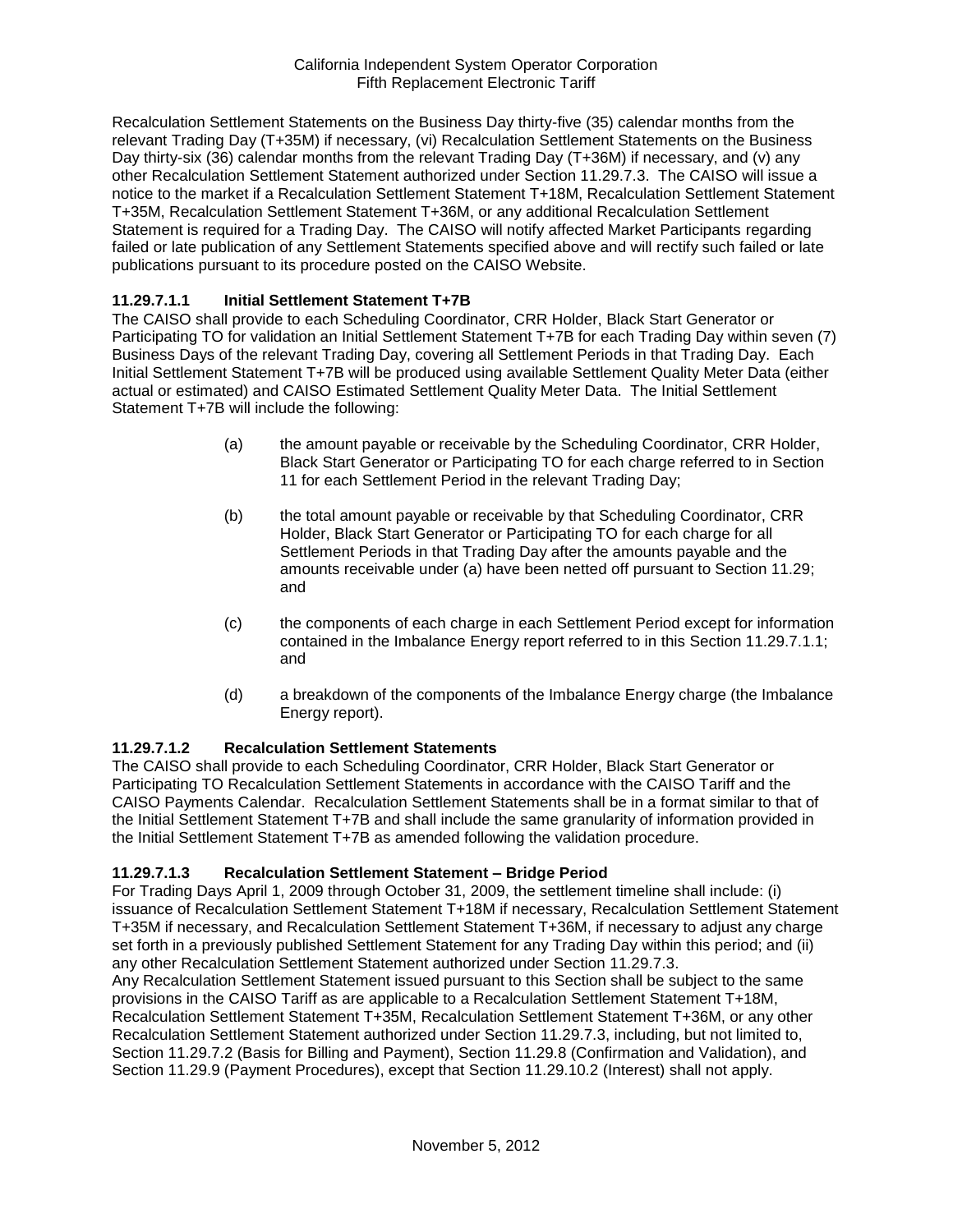Recalculation Settlement Statements on the Business Day thirty-five (35) calendar months from the relevant Trading Day (T+35M) if necessary, (vi) Recalculation Settlement Statements on the Business Day thirty-six (36) calendar months from the relevant Trading Day (T+36M) if necessary, and (v) any other Recalculation Settlement Statement authorized under Section 11.29.7.3. The CAISO will issue a notice to the market if a Recalculation Settlement Statement T+18M, Recalculation Settlement Statement T+35M, Recalculation Settlement Statement T+36M, or any additional Recalculation Settlement Statement is required for a Trading Day. The CAISO will notify affected Market Participants regarding failed or late publication of any Settlement Statements specified above and will rectify such failed or late publications pursuant to its procedure posted on the CAISO Website.

### 11.29.7.1.1 Initial Settlement Statement T+7B

The CAISO shall provide to each Scheduling Coordinator, CRR Holder, Black Start Generator or Participating TO for validation an Initial Settlement Statement T+7B for each Trading Day within seven (7) Business Days of the relevant Trading Day, covering all Settlement Periods in that Trading Day. Each Initial Settlement Statement T+7B will be produced using available Settlement Quality Meter Data (either actual or estimated) and CAISO Estimated Settlement Quality Meter Data. The Initial Settlement Statement T+7B will include the following:

(a) the amount payable or receivable by the Scheduling Coordinator, CRR Holder, Black Start Generator or Participating TO for each charge referred to in Section 11 for each Settlement Period in the relevant Trading Day;

(b) the total amount payable or receivable by that Scheduling Coordinator, CRR Holder, Black Start Generator or Participating TO for each charge for all Settlement Periods in that Trading Day after the amounts payable and the amounts receivable under (a) have been netted off pursuant to Section 11.29; and

(c) the components of each charge in each Settlement Period except for information contained in the Imbalance Energy report referred to in this Section 11.29.7.1.1; and

(d) a breakdown of the components of the Imbalance Energy charge (the Imbalance Energy report).

### 11.29.7.1.2 Recalculation Settlement Statements

The CAISO shall provide to each Scheduling Coordinator, CRR Holder, Black Start Generator or Participating TO Recalculation Settlement Statements in accordance with the CAISO Tariff and the CAISO Payments Calendar. Recalculation Settlement Statements shall be in a format similar to that of the Initial Settlement Statement T+7B and shall include the same granularity of information provided in the Initial Settlement Statement T+7B as amended following the validation procedure.

### 11.29.7.1.3 Recalculation Settlement Statement – Bridge Period

For Trading Days April 1, 2009 through October 31, 2009, the settlement timeline shall include: (i) issuance of Recalculation Settlement Statement T+18M if necessary, Recalculation Settlement Statement T+35M if necessary, and Recalculation Settlement Statement T+36M, if necessary to adjust any charge set forth in a previously published Settlement Statement for any Trading Day within this period; and (ii) any other Recalculation Settlement Statement authorized under Section 11.29.7.3.

Any Recalculation Settlement Statement issued pursuant to this Section shall be subject to the same provisions in the CAISO Tariff as are applicable to a Recalculation Settlement Statement T+18M, Recalculation Settlement Statement T+35M, Recalculation Settlement Statement T+36M, or any other Recalculation Settlement Statement authorized under Section 11.29.7.3, including, but not limited to, Section 11.29.7.2 (Basis for Billing and Payment), Section 11.29.8 (Confirmation and Validation), and Section 11.29.9 (Payment Procedures), except that Section 11.29.10.2 (Interest) shall not apply.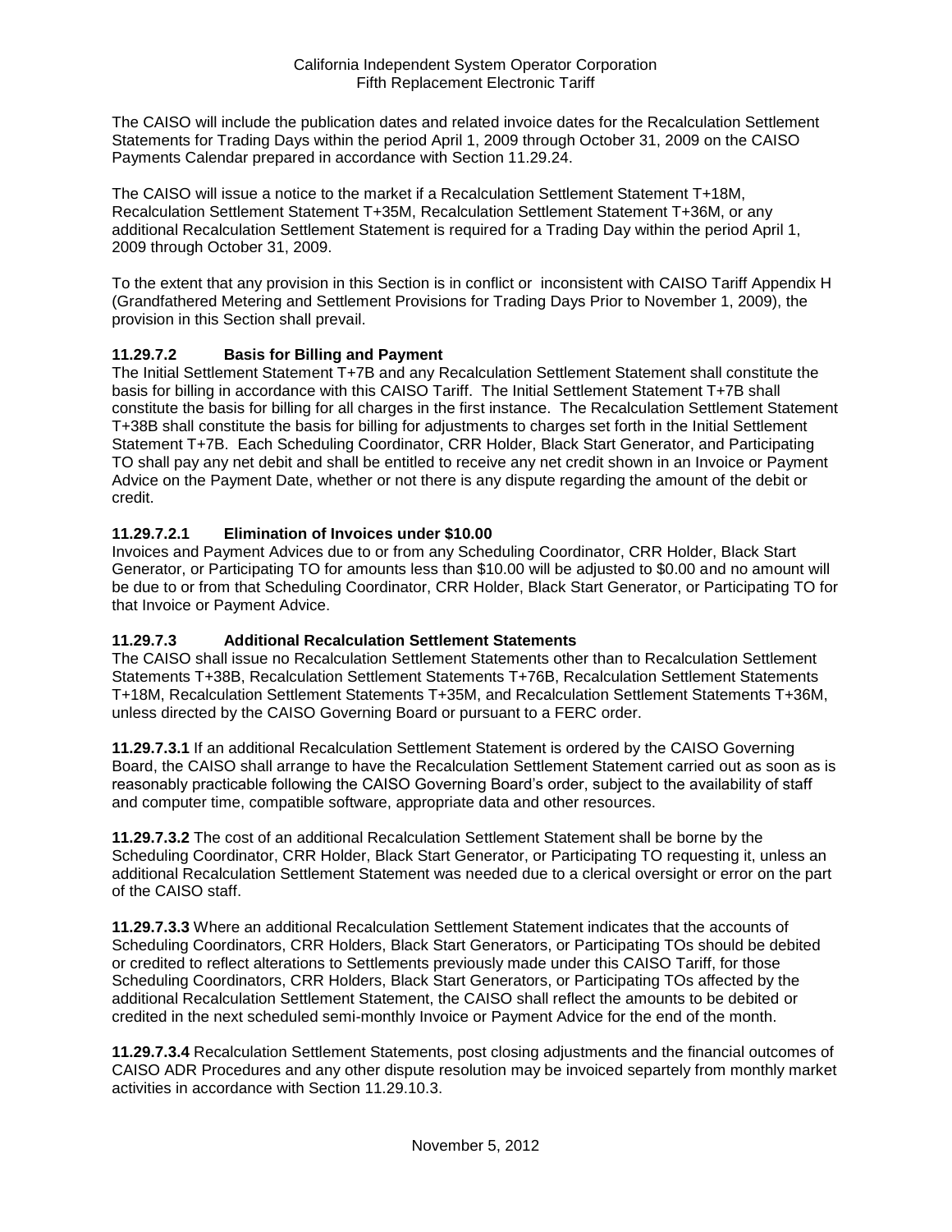The CAISO will include the publication dates and related invoice dates for the Recalculation Settlement Statements for Trading Days within the period April 1, 2009 through October 31, 2009 on the CAISO Payments Calendar prepared in accordance with Section 11.29.24.

The CAISO will issue a notice to the market if a Recalculation Settlement Statement T+18M, Recalculation Settlement Statement T+35M, Recalculation Settlement Statement T+36M, or any additional Recalculation Settlement Statement is required for a Trading Day within the period April 1, 2009 through October 31, 2009.

To the extent that any provision in this Section is in conflict or inconsistent with CAISO Tariff Appendix H (Grandfathered Metering and Settlement Provisions for Trading Days Prior to November 1, 2009), the provision in this Section shall prevail.

### 11.29.7.2 Basis for Billing and Payment

The Initial Settlement Statement T+7B and any Recalculation Settlement Statement shall constitute the basis for billing in accordance with this CAISO Tariff. The Initial Settlement Statement T+7B shall constitute the basis for billing for all charges in the first instance. The Recalculation Settlement Statement T+38B shall constitute the basis for billing for adjustments to charges set forth in the Initial Settlement Statement T+7B. Each Scheduling Coordinator, CRR Holder, Black Start Generator, and Participating TO shall pay any net debit and shall be entitled to receive any net credit shown in an Invoice or Payment Advice on the Payment Date, whether or not there is any dispute regarding the amount of the debit or credit.

### 11.29.7.2.1 Elimination of Invoices under $10.00

Invoices and Payment Advices due to or from any Scheduling Coordinator, CRR Holder, Black Start Generator, or Participating TO for amounts less than $10.00 will be adjusted to $0.00 and no amount will be due to or from that Scheduling Coordinator, CRR Holder, Black Start Generator, or Participating TO for that Invoice or Payment Advice.

### 11.29.7.3 Additional Recalculation Settlement Statements

The CAISO shall issue no Recalculation Settlement Statements other than to Recalculation Settlement Statements T+38B, Recalculation Settlement Statements T+76B, Recalculation Settlement Statements T+18M, Recalculation Settlement Statements T+35M, and Recalculation Settlement Statements T+36M, unless directed by the CAISO Governing Board or pursuant to a FERC order.

**11.29.7.3.1** If an additional Recalculation Settlement Statement is ordered by the CAISO Governing Board, the CAISO shall arrange to have the Recalculation Settlement Statement carried out as soon as is reasonably practicable following the CAISO Governing Board's order, subject to the availability of staff and computer time, compatible software, appropriate data and other resources.

**11.29.7.3.2** The cost of an additional Recalculation Settlement Statement shall be borne by the Scheduling Coordinator, CRR Holder, Black Start Generator, or Participating TO requesting it, unless an additional Recalculation Settlement Statement was needed due to a clerical oversight or error on the part of the CAISO staff.

**11.29.7.3.3** Where an additional Recalculation Settlement Statement indicates that the accounts of Scheduling Coordinators, CRR Holders, Black Start Generators, or Participating TOs should be debited or credited to reflect alterations to Settlements previously made under this CAISO Tariff, for those Scheduling Coordinators, CRR Holders, Black Start Generators, or Participating TOs affected by the additional Recalculation Settlement Statement, the CAISO shall reflect the amounts to be debited or credited in the next scheduled semi-monthly Invoice or Payment Advice for the end of the month.

**11.29.7.3.4** Recalculation Settlement Statements, post closing adjustments and the financial outcomes of CAISO ADR Procedures and any other dispute resolution may be invoiced separtely from monthly market activities in accordance with Section 11.29.10.3.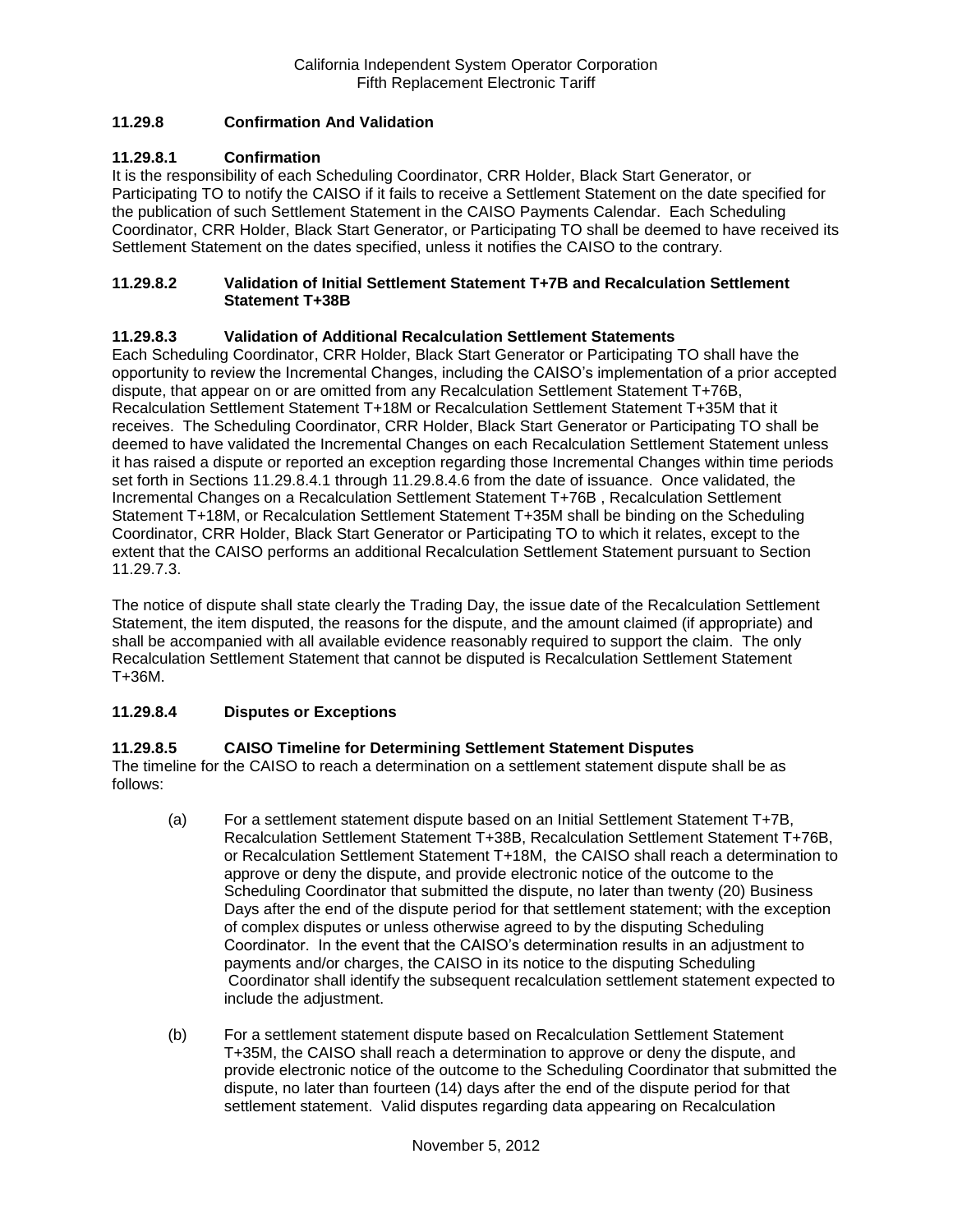### 11.29.8 Confirmation And Validation

#### 11.29.8.1 Confirmation

It is the responsibility of each Scheduling Coordinator, CRR Holder, Black Start Generator, or Participating TO to notify the CAISO if it fails to receive a Settlement Statement on the date specified for the publication of such Settlement Statement in the CAISO Payments Calendar. Each Scheduling Coordinator, CRR Holder, Black Start Generator, or Participating TO shall be deemed to have received its Settlement Statement on the dates specified, unless it notifies the CAISO to the contrary.

#### 11.29.8.2 Validation of Initial Settlement Statement T+7B and Recalculation Settlement Statement T+38B

#### 11.29.8.3 Validation of Additional Recalculation Settlement Statements

Each Scheduling Coordinator, CRR Holder, Black Start Generator or Participating TO shall have the opportunity to review the Incremental Changes, including the CAISO's implementation of a prior accepted dispute, that appear on or are omitted from any Recalculation Settlement Statement T+76B, Recalculation Settlement Statement T+18M or Recalculation Settlement Statement T+35M that it receives. The Scheduling Coordinator, CRR Holder, Black Start Generator or Participating TO shall be deemed to have validated the Incremental Changes on each Recalculation Settlement Statement unless it has raised a dispute or reported an exception regarding those Incremental Changes within time periods set forth in Sections 11.29.8.4.1 through 11.29.8.4.6 from the date of issuance. Once validated, the Incremental Changes on a Recalculation Settlement Statement T+76B , Recalculation Settlement Statement T+18M, or Recalculation Settlement Statement T+35M shall be binding on the Scheduling Coordinator, CRR Holder, Black Start Generator or Participating TO to which it relates, except to the extent that the CAISO performs an additional Recalculation Settlement Statement pursuant to Section 11.29.7.3.

The notice of dispute shall state clearly the Trading Day, the issue date of the Recalculation Settlement Statement, the item disputed, the reasons for the dispute, and the amount claimed (if appropriate) and shall be accompanied with all available evidence reasonably required to support the claim. The only Recalculation Settlement Statement that cannot be disputed is Recalculation Settlement Statement T+36M.

#### 11.29.8.4 Disputes or Exceptions

#### 11.29.8.5 CAISO Timeline for Determining Settlement Statement Disputes

The timeline for the CAISO to reach a determination on a settlement statement dispute shall be as follows:

(a) For a settlement statement dispute based on an Initial Settlement Statement T+7B, Recalculation Settlement Statement T+38B, Recalculation Settlement Statement T+76B, or Recalculation Settlement Statement T+18M, the CAISO shall reach a determination to approve or deny the dispute, and provide electronic notice of the outcome to the Scheduling Coordinator that submitted the dispute, no later than twenty (20) Business Days after the end of the dispute period for that settlement statement; with the exception of complex disputes or unless otherwise agreed to by the disputing Scheduling Coordinator. In the event that the CAISO's determination results in an adjustment to payments and/or charges, the CAISO in its notice to the disputing Scheduling Coordinator shall identify the subsequent recalculation settlement statement expected to include the adjustment.

(b) For a settlement statement dispute based on Recalculation Settlement Statement T+35M, the CAISO shall reach a determination to approve or deny the dispute, and provide electronic notice of the outcome to the Scheduling Coordinator that submitted the dispute, no later than fourteen (14) days after the end of the dispute period for that settlement statement. Valid disputes regarding data appearing on Recalculation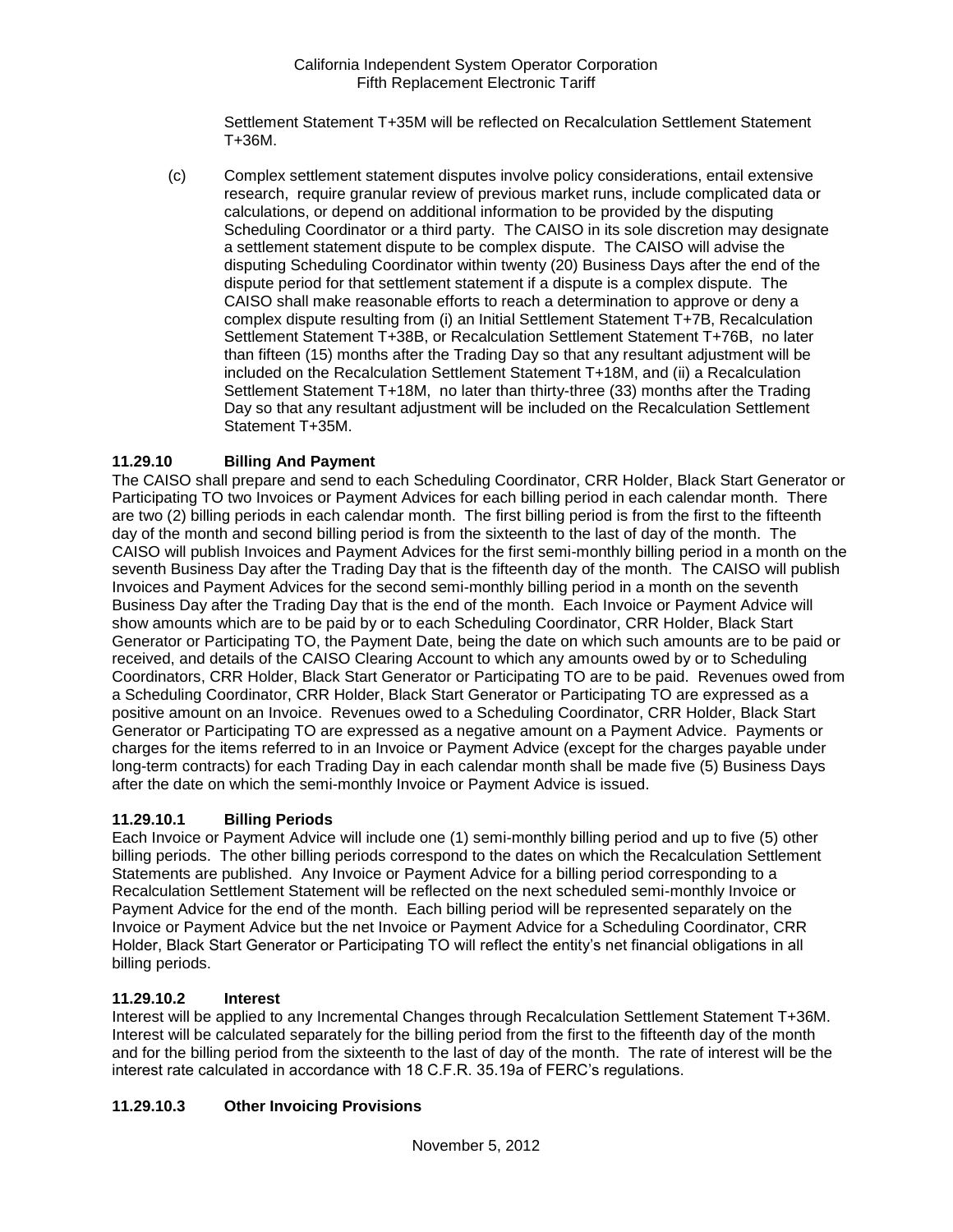Settlement Statement T+35M will be reflected on Recalculation Settlement Statement T+36M.

(c) Complex settlement statement disputes involve policy considerations, entail extensive research, require granular review of previous market runs, include complicated data or calculations, or depend on additional information to be provided by the disputing Scheduling Coordinator or a third party. The CAISO in its sole discretion may designate a settlement statement dispute to be complex dispute. The CAISO will advise the disputing Scheduling Coordinator within twenty (20) Business Days after the end of the dispute period for that settlement statement if a dispute is a complex dispute. The CAISO shall make reasonable efforts to reach a determination to approve or deny a complex dispute resulting from (i) an Initial Settlement Statement T+7B, Recalculation Settlement Statement T+38B, or Recalculation Settlement Statement T+76B, no later than fifteen (15) months after the Trading Day so that any resultant adjustment will be included on the Recalculation Settlement Statement T+18M, and (ii) a Recalculation Settlement Statement T+18M, no later than thirty-three (33) months after the Trading Day so that any resultant adjustment will be included on the Recalculation Settlement Statement T+35M.

### 11.29.10 Billing And Payment

The CAISO shall prepare and send to each Scheduling Coordinator, CRR Holder, Black Start Generator or Participating TO two Invoices or Payment Advices for each billing period in each calendar month. There are two (2) billing periods in each calendar month. The first billing period is from the first to the fifteenth day of the month and second billing period is from the sixteenth to the last of day of the month. The CAISO will publish Invoices and Payment Advices for the first semi-monthly billing period in a month on the seventh Business Day after the Trading Day that is the fifteenth day of the month. The CAISO will publish Invoices and Payment Advices for the second semi-monthly billing period in a month on the seventh Business Day after the Trading Day that is the end of the month. Each Invoice or Payment Advice will show amounts which are to be paid by or to each Scheduling Coordinator, CRR Holder, Black Start Generator or Participating TO, the Payment Date, being the date on which such amounts are to be paid or received, and details of the CAISO Clearing Account to which any amounts owed by or to Scheduling Coordinators, CRR Holder, Black Start Generator or Participating TO are to be paid. Revenues owed from a Scheduling Coordinator, CRR Holder, Black Start Generator or Participating TO are expressed as a positive amount on an Invoice. Revenues owed to a Scheduling Coordinator, CRR Holder, Black Start Generator or Participating TO are expressed as a negative amount on a Payment Advice. Payments or charges for the items referred to in an Invoice or Payment Advice (except for the charges payable under long-term contracts) for each Trading Day in each calendar month shall be made five (5) Business Days after the date on which the semi-monthly Invoice or Payment Advice is issued.

### 11.29.10.1 Billing Periods

Each Invoice or Payment Advice will include one (1) semi-monthly billing period and up to five (5) other billing periods. The other billing periods correspond to the dates on which the Recalculation Settlement Statements are published. Any Invoice or Payment Advice for a billing period corresponding to a Recalculation Settlement Statement will be reflected on the next scheduled semi-monthly Invoice or Payment Advice for the end of the month. Each billing period will be represented separately on the Invoice or Payment Advice but the net Invoice or Payment Advice for a Scheduling Coordinator, CRR Holder, Black Start Generator or Participating TO will reflect the entity's net financial obligations in all billing periods.

### 11.29.10.2 Interest

Interest will be applied to any Incremental Changes through Recalculation Settlement Statement T+36M. Interest will be calculated separately for the billing period from the first to the fifteenth day of the month and for the billing period from the sixteenth to the last of day of the month. The rate of interest will be the interest rate calculated in accordance with 18 C.F.R. 35.19a of FERC's regulations.

### 11.29.10.3 Other Invoicing Provisions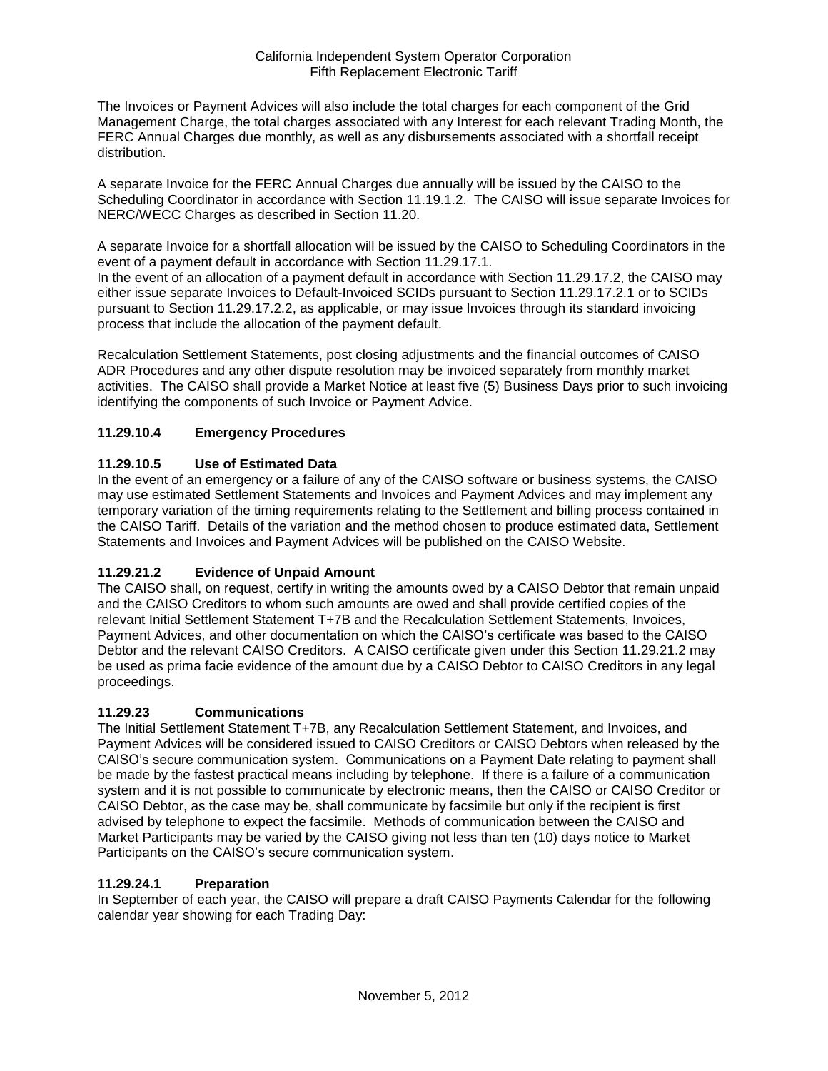The Invoices or Payment Advices will also include the total charges for each component of the Grid Management Charge, the total charges associated with any Interest for each relevant Trading Month, the FERC Annual Charges due monthly, as well as any disbursements associated with a shortfall receipt distribution.

A separate Invoice for the FERC Annual Charges due annually will be issued by the CAISO to the Scheduling Coordinator in accordance with Section 11.19.1.2. The CAISO will issue separate Invoices for NERC/WECC Charges as described in Section 11.20.

A separate Invoice for a shortfall allocation will be issued by the CAISO to Scheduling Coordinators in the event of a payment default in accordance with Section 11.29.17.1.
In the event of an allocation of a payment default in accordance with Section 11.29.17.2, the CAISO may either issue separate Invoices to Default-Invoiced SCIDs pursuant to Section 11.29.17.2.1 or to SCIDs pursuant to Section 11.29.17.2.2, as applicable, or may issue Invoices through its standard invoicing process that include the allocation of the payment default.

Recalculation Settlement Statements, post closing adjustments and the financial outcomes of CAISO ADR Procedures and any other dispute resolution may be invoiced separately from monthly market activities. The CAISO shall provide a Market Notice at least five (5) Business Days prior to such invoicing identifying the components of such Invoice or Payment Advice.

### 11.29.10.4 Emergency Procedures

### 11.29.10.5 Use of Estimated Data

In the event of an emergency or a failure of any of the CAISO software or business systems, the CAISO may use estimated Settlement Statements and Invoices and Payment Advices and may implement any temporary variation of the timing requirements relating to the Settlement and billing process contained in the CAISO Tariff. Details of the variation and the method chosen to produce estimated data, Settlement Statements and Invoices and Payment Advices will be published on the CAISO Website.

### 11.29.21.2 Evidence of Unpaid Amount

The CAISO shall, on request, certify in writing the amounts owed by a CAISO Debtor that remain unpaid and the CAISO Creditors to whom such amounts are owed and shall provide certified copies of the relevant Initial Settlement Statement T+7B and the Recalculation Settlement Statements, Invoices, Payment Advices, and other documentation on which the CAISO's certificate was based to the CAISO Debtor and the relevant CAISO Creditors. A CAISO certificate given under this Section 11.29.21.2 may be used as prima facie evidence of the amount due by a CAISO Debtor to CAISO Creditors in any legal proceedings.

### 11.29.23 Communications

The Initial Settlement Statement T+7B, any Recalculation Settlement Statement, and Invoices, and Payment Advices will be considered issued to CAISO Creditors or CAISO Debtors when released by the CAISO's secure communication system. Communications on a Payment Date relating to payment shall be made by the fastest practical means including by telephone. If there is a failure of a communication system and it is not possible to communicate by electronic means, then the CAISO or CAISO Creditor or CAISO Debtor, as the case may be, shall communicate by facsimile but only if the recipient is first advised by telephone to expect the facsimile. Methods of communication between the CAISO and Market Participants may be varied by the CAISO giving not less than ten (10) days notice to Market Participants on the CAISO's secure communication system.

### 11.29.24.1 Preparation

In September of each year, the CAISO will prepare a draft CAISO Payments Calendar for the following calendar year showing for each Trading Day: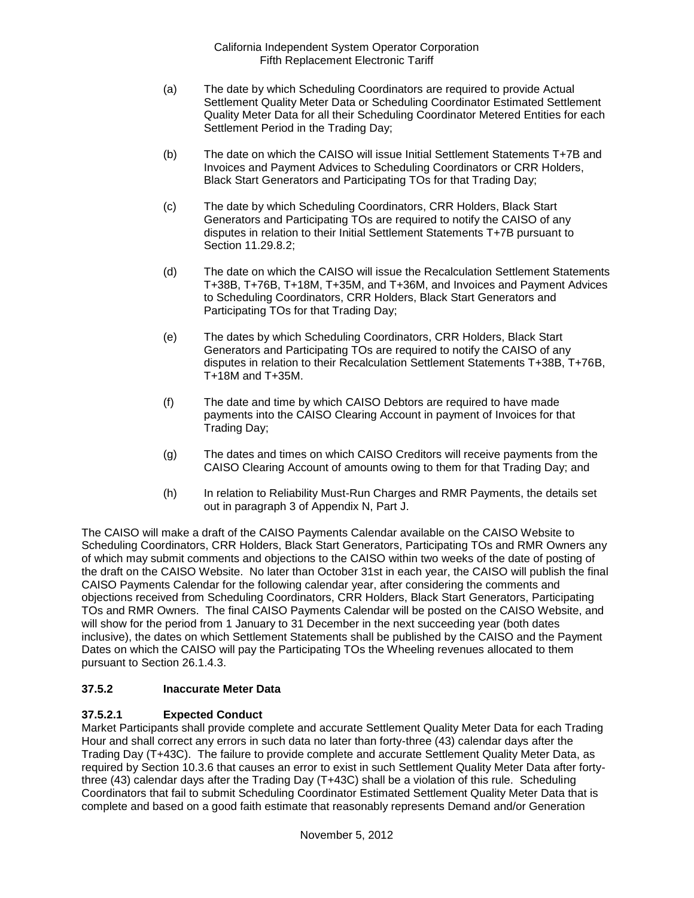(a) The date by which Scheduling Coordinators are required to provide Actual Settlement Quality Meter Data or Scheduling Coordinator Estimated Settlement Quality Meter Data for all their Scheduling Coordinator Metered Entities for each Settlement Period in the Trading Day;

(b) The date on which the CAISO will issue Initial Settlement Statements T+7B and Invoices and Payment Advices to Scheduling Coordinators or CRR Holders, Black Start Generators and Participating TOs for that Trading Day;

(c) The date by which Scheduling Coordinators, CRR Holders, Black Start Generators and Participating TOs are required to notify the CAISO of any disputes in relation to their Initial Settlement Statements T+7B pursuant to Section 11.29.8.2;

(d) The date on which the CAISO will issue the Recalculation Settlement Statements T+38B, T+76B, T+18M, T+35M, and T+36M, and Invoices and Payment Advices to Scheduling Coordinators, CRR Holders, Black Start Generators and Participating TOs for that Trading Day;

(e) The dates by which Scheduling Coordinators, CRR Holders, Black Start Generators and Participating TOs are required to notify the CAISO of any disputes in relation to their Recalculation Settlement Statements T+38B, T+76B, T+18M and T+35M.

(f) The date and time by which CAISO Debtors are required to have made payments into the CAISO Clearing Account in payment of Invoices for that Trading Day;

(g) The dates and times on which CAISO Creditors will receive payments from the CAISO Clearing Account of amounts owing to them for that Trading Day; and

(h) In relation to Reliability Must-Run Charges and RMR Payments, the details set out in paragraph 3 of Appendix N, Part J.

The CAISO will make a draft of the CAISO Payments Calendar available on the CAISO Website to Scheduling Coordinators, CRR Holders, Black Start Generators, Participating TOs and RMR Owners any of which may submit comments and objections to the CAISO within two weeks of the date of posting of the draft on the CAISO Website. No later than October 31st in each year, the CAISO will publish the final CAISO Payments Calendar for the following calendar year, after considering the comments and objections received from Scheduling Coordinators, CRR Holders, Black Start Generators, Participating TOs and RMR Owners. The final CAISO Payments Calendar will be posted on the CAISO Website, and will show for the period from 1 January to 31 December in the next succeeding year (both dates inclusive), the dates on which Settlement Statements shall be published by the CAISO and the Payment Dates on which the CAISO will pay the Participating TOs the Wheeling revenues allocated to them pursuant to Section 26.1.4.3.

### 37.5.2 Inaccurate Meter Data

#### 37.5.2.1 Expected Conduct

Market Participants shall provide complete and accurate Settlement Quality Meter Data for each Trading Hour and shall correct any errors in such data no later than forty-three (43) calendar days after the Trading Day (T+43C). The failure to provide complete and accurate Settlement Quality Meter Data, as required by Section 10.3.6 that causes an error to exist in such Settlement Quality Meter Data after forty-three (43) calendar days after the Trading Day (T+43C) shall be a violation of this rule. Scheduling Coordinators that fail to submit Scheduling Coordinator Estimated Settlement Quality Meter Data that is complete and based on a good faith estimate that reasonably represents Demand and/or Generation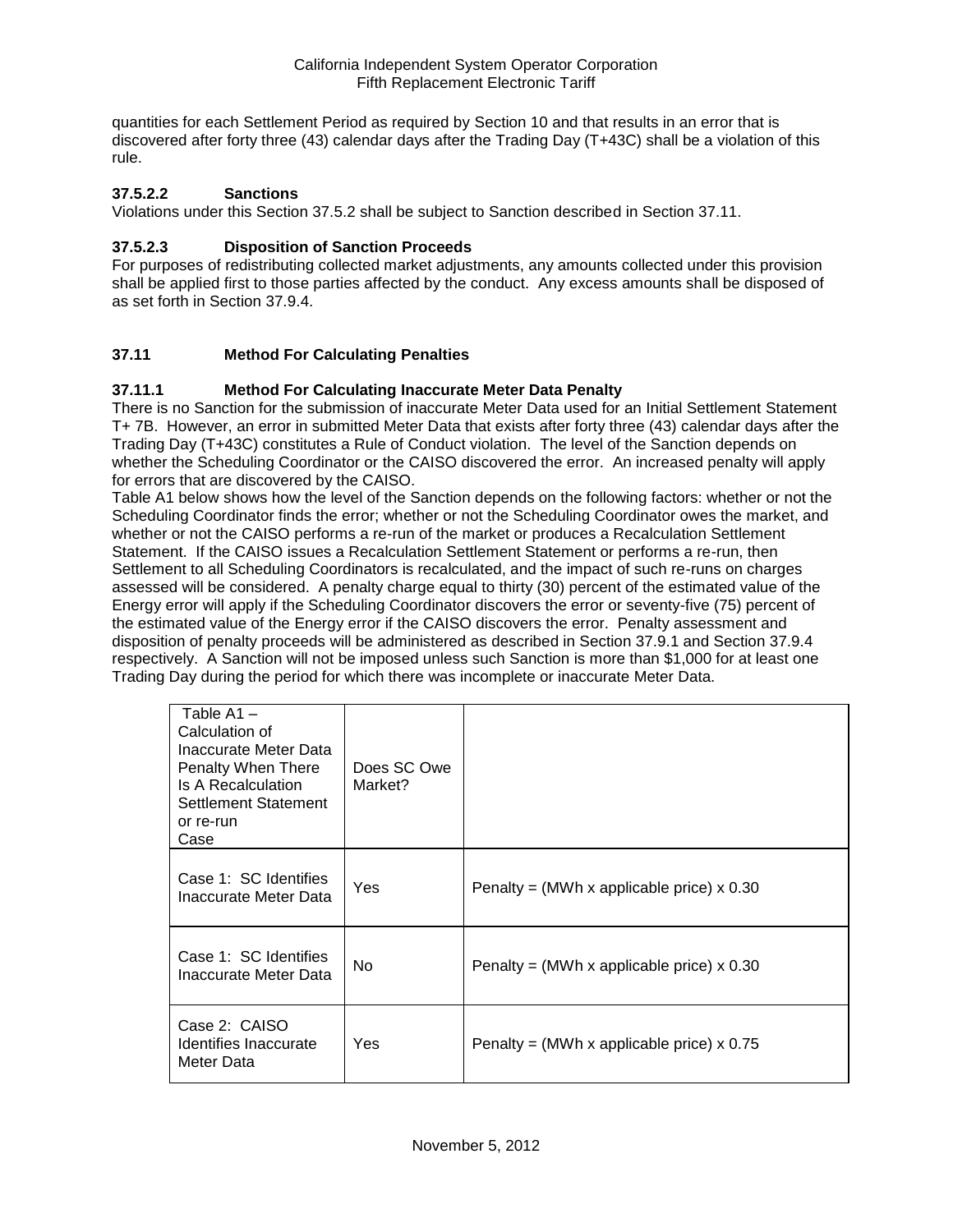quantities for each Settlement Period as required by Section 10 and that results in an error that is discovered after forty three (43) calendar days after the Trading Day (T+43C) shall be a violation of this rule.

### 37.5.2.2 Sanctions

Violations under this Section 37.5.2 shall be subject to Sanction described in Section 37.11.

### 37.5.2.3 Disposition of Sanction Proceeds

For purposes of redistributing collected market adjustments, any amounts collected under this provision shall be applied first to those parties affected by the conduct. Any excess amounts shall be disposed of as set forth in Section 37.9.4.

## 37.11 Method For Calculating Penalties

### 37.11.1 Method For Calculating Inaccurate Meter Data Penalty

There is no Sanction for the submission of inaccurate Meter Data used for an Initial Settlement Statement T+ 7B. However, an error in submitted Meter Data that exists after forty three (43) calendar days after the Trading Day (T+43C) constitutes a Rule of Conduct violation. The level of the Sanction depends on whether the Scheduling Coordinator or the CAISO discovered the error. An increased penalty will apply for errors that are discovered by the CAISO.

Table A1 below shows how the level of the Sanction depends on the following factors: whether or not the Scheduling Coordinator finds the error; whether or not the Scheduling Coordinator owes the market, and whether or not the CAISO performs a re-run of the market or produces a Recalculation Settlement Statement. If the CAISO issues a Recalculation Settlement Statement or performs a re-run, then Settlement to all Scheduling Coordinators is recalculated, and the impact of such re-runs on charges assessed will be considered. A penalty charge equal to thirty (30) percent of the estimated value of the Energy error will apply if the Scheduling Coordinator discovers the error or seventy-five (75) percent of the estimated value of the Energy error if the CAISO discovers the error. Penalty assessment and disposition of penalty proceeds will be administered as described in Section 37.9.1 and Section 37.9.4 respectively. A Sanction will not be imposed unless such Sanction is more than $1,000 for at least one Trading Day during the period for which there was incomplete or inaccurate Meter Data.

| Table A1 – Calculation of Inaccurate Meter Data Penalty When There Is A Recalculation Settlement Statement or re-run Case | Does SC Owe Market? | |
|---|---|---|
| Case 1: SC Identifies Inaccurate Meter Data | Yes | Penalty = (MWh x applicable price) x 0.30 |
| Case 1: SC Identifies Inaccurate Meter Data | No | Penalty = (MWh x applicable price) x 0.30 |
| Case 2: CAISO Identifies Inaccurate Meter Data | Yes | Penalty = (MWh x applicable price) x 0.75 |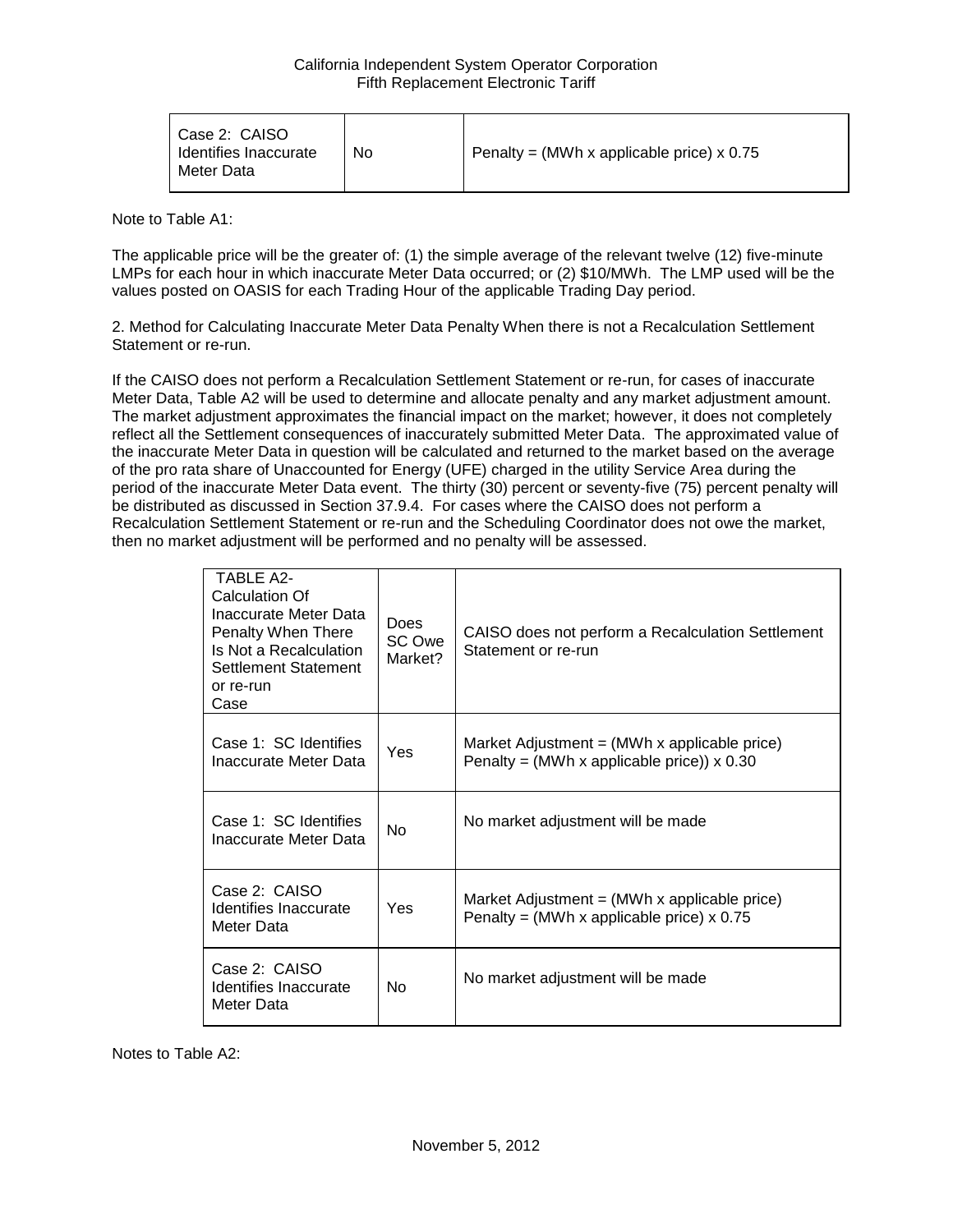| Case 2: CAISO Identifies Inaccurate Meter Data | No | Penalty = (MWh x applicable price) x 0.75 |
|---|---|---|

Note to Table A1:

The applicable price will be the greater of: (1) the simple average of the relevant twelve (12) five-minute LMPs for each hour in which inaccurate Meter Data occurred; or (2) $10/MWh. The LMP used will be the values posted on OASIS for each Trading Hour of the applicable Trading Day period.

2. Method for Calculating Inaccurate Meter Data Penalty When there is not a Recalculation Settlement Statement or re-run.

If the CAISO does not perform a Recalculation Settlement Statement or re-run, for cases of inaccurate Meter Data, Table A2 will be used to determine and allocate penalty and any market adjustment amount. The market adjustment approximates the financial impact on the market; however, it does not completely reflect all the Settlement consequences of inaccurately submitted Meter Data. The approximated value of the inaccurate Meter Data in question will be calculated and returned to the market based on the average of the pro rata share of Unaccounted for Energy (UFE) charged in the utility Service Area during the period of the inaccurate Meter Data event. The thirty (30) percent or seventy-five (75) percent penalty will be distributed as discussed in Section 37.9.4. For cases where the CAISO does not perform a Recalculation Settlement Statement or re-run and the Scheduling Coordinator does not owe the market, then no market adjustment will be performed and no penalty will be assessed.

| TABLE A2- Calculation Of Inaccurate Meter Data Penalty When There Is Not a Recalculation Settlement Statement or re-run Case | Does SC Owe Market? | CAISO does not perform a Recalculation Settlement Statement or re-run |
|---|---|---|
| Case 1: SC Identifies Inaccurate Meter Data | Yes | Market Adjustment = (MWh x applicable price)<br>Penalty = (MWh x applicable price)) x 0.30 |
| Case 1: SC Identifies Inaccurate Meter Data | No | No market adjustment will be made |
| Case 2: CAISO Identifies Inaccurate Meter Data | Yes | Market Adjustment = (MWh x applicable price)<br>Penalty = (MWh x applicable price) x 0.75 |
| Case 2: CAISO Identifies Inaccurate Meter Data | No | No market adjustment will be made |

Notes to Table A2: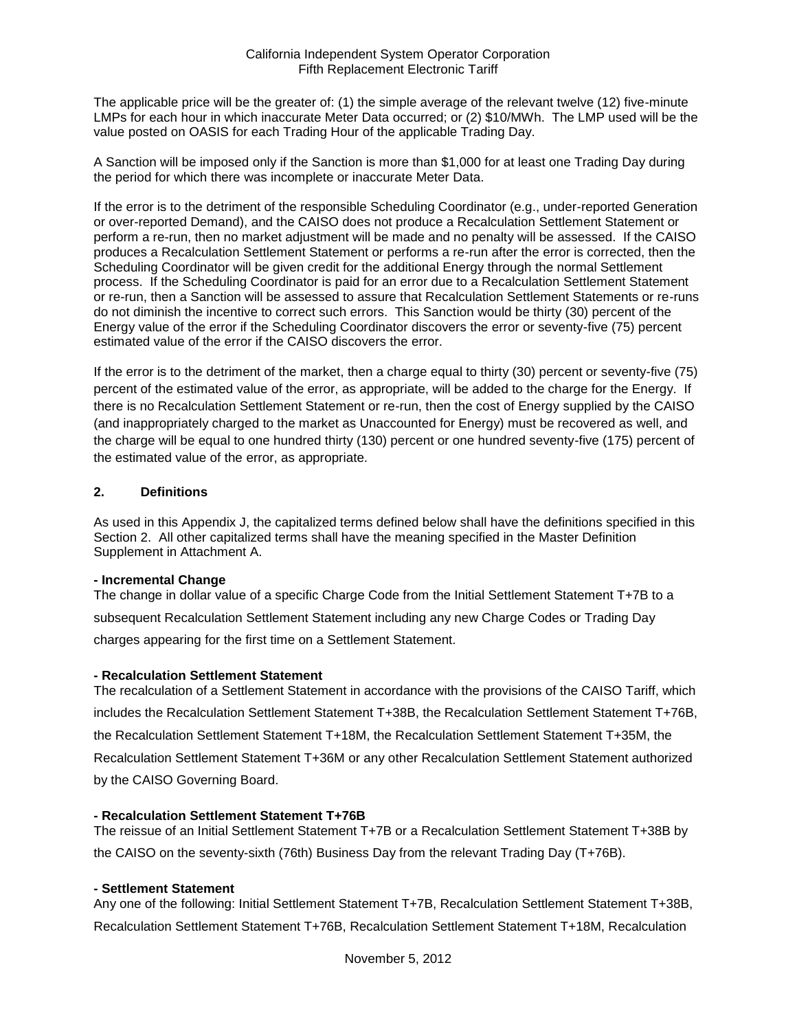The applicable price will be the greater of: (1) the simple average of the relevant twelve (12) five-minute LMPs for each hour in which inaccurate Meter Data occurred; or (2) $10/MWh. The LMP used will be the value posted on OASIS for each Trading Hour of the applicable Trading Day.

A Sanction will be imposed only if the Sanction is more than $1,000 for at least one Trading Day during the period for which there was incomplete or inaccurate Meter Data.

If the error is to the detriment of the responsible Scheduling Coordinator (e.g., under-reported Generation or over-reported Demand), and the CAISO does not produce a Recalculation Settlement Statement or perform a re-run, then no market adjustment will be made and no penalty will be assessed. If the CAISO produces a Recalculation Settlement Statement or performs a re-run after the error is corrected, then the Scheduling Coordinator will be given credit for the additional Energy through the normal Settlement process. If the Scheduling Coordinator is paid for an error due to a Recalculation Settlement Statement or re-run, then a Sanction will be assessed to assure that Recalculation Settlement Statements or re-runs do not diminish the incentive to correct such errors. This Sanction would be thirty (30) percent of the Energy value of the error if the Scheduling Coordinator discovers the error or seventy-five (75) percent estimated value of the error if the CAISO discovers the error.

If the error is to the detriment of the market, then a charge equal to thirty (30) percent or seventy-five (75) percent of the estimated value of the error, as appropriate, will be added to the charge for the Energy. If there is no Recalculation Settlement Statement or re-run, then the cost of Energy supplied by the CAISO (and inappropriately charged to the market as Unaccounted for Energy) must be recovered as well, and the charge will be equal to one hundred thirty (130) percent or one hundred seventy-five (175) percent of the estimated value of the error, as appropriate.

## 2. Definitions

As used in this Appendix J, the capitalized terms defined below shall have the definitions specified in this Section 2. All other capitalized terms shall have the meaning specified in the Master Definition Supplement in Attachment A.

**- Incremental Change**

The change in dollar value of a specific Charge Code from the Initial Settlement Statement T+7B to a subsequent Recalculation Settlement Statement including any new Charge Codes or Trading Day charges appearing for the first time on a Settlement Statement.

**- Recalculation Settlement Statement**

The recalculation of a Settlement Statement in accordance with the provisions of the CAISO Tariff, which includes the Recalculation Settlement Statement T+38B, the Recalculation Settlement Statement T+76B, the Recalculation Settlement Statement T+18M, the Recalculation Settlement Statement T+35M, the Recalculation Settlement Statement T+36M or any other Recalculation Settlement Statement authorized by the CAISO Governing Board.

**- Recalculation Settlement Statement T+76B**

The reissue of an Initial Settlement Statement T+7B or a Recalculation Settlement Statement T+38B by the CAISO on the seventy-sixth (76th) Business Day from the relevant Trading Day (T+76B).

**- Settlement Statement**

Any one of the following: Initial Settlement Statement T+7B, Recalculation Settlement Statement T+38B, Recalculation Settlement Statement T+76B, Recalculation Settlement Statement T+18M, Recalculation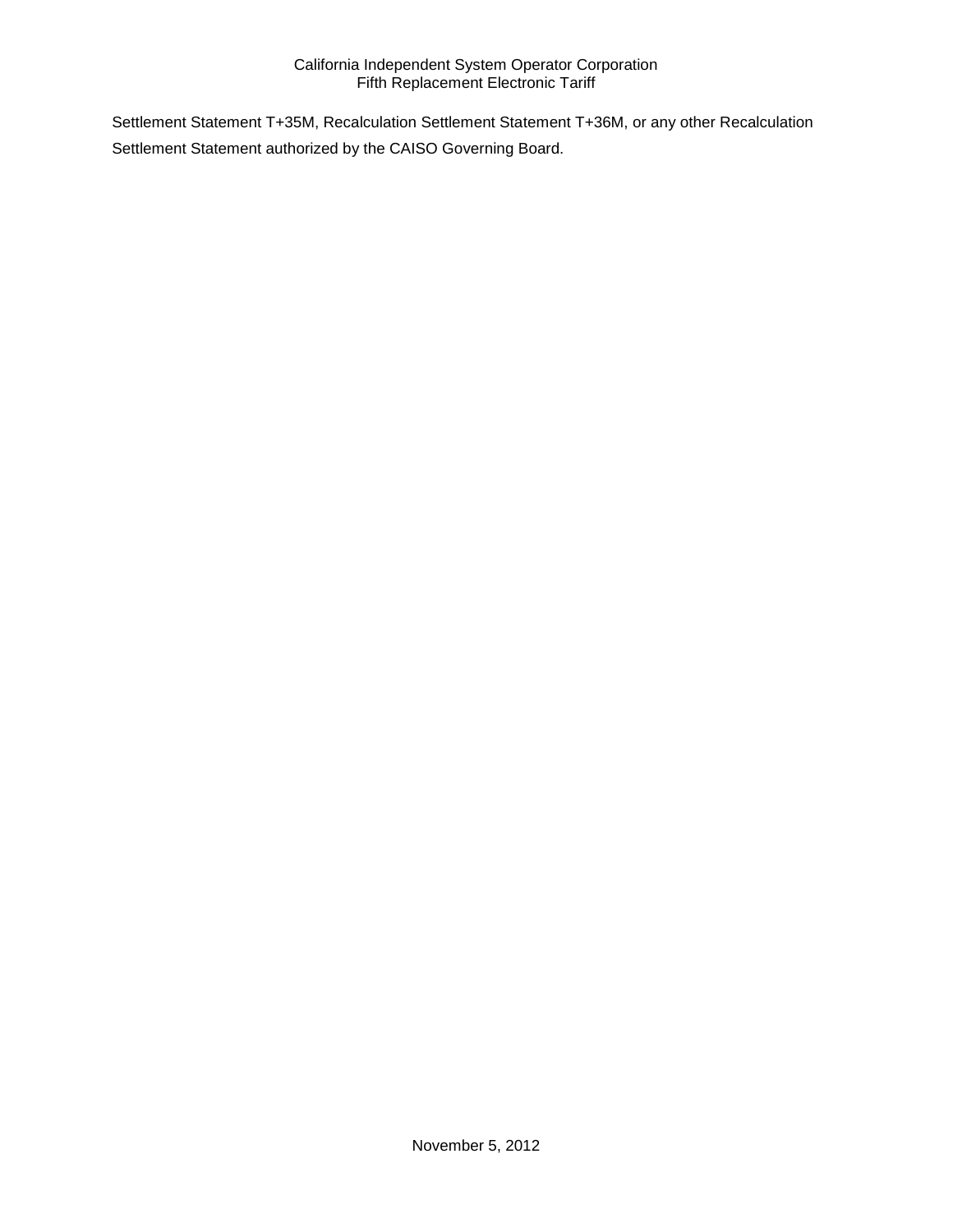Settlement Statement T+35M, Recalculation Settlement Statement T+36M, or any other Recalculation Settlement Statement authorized by the CAISO Governing Board.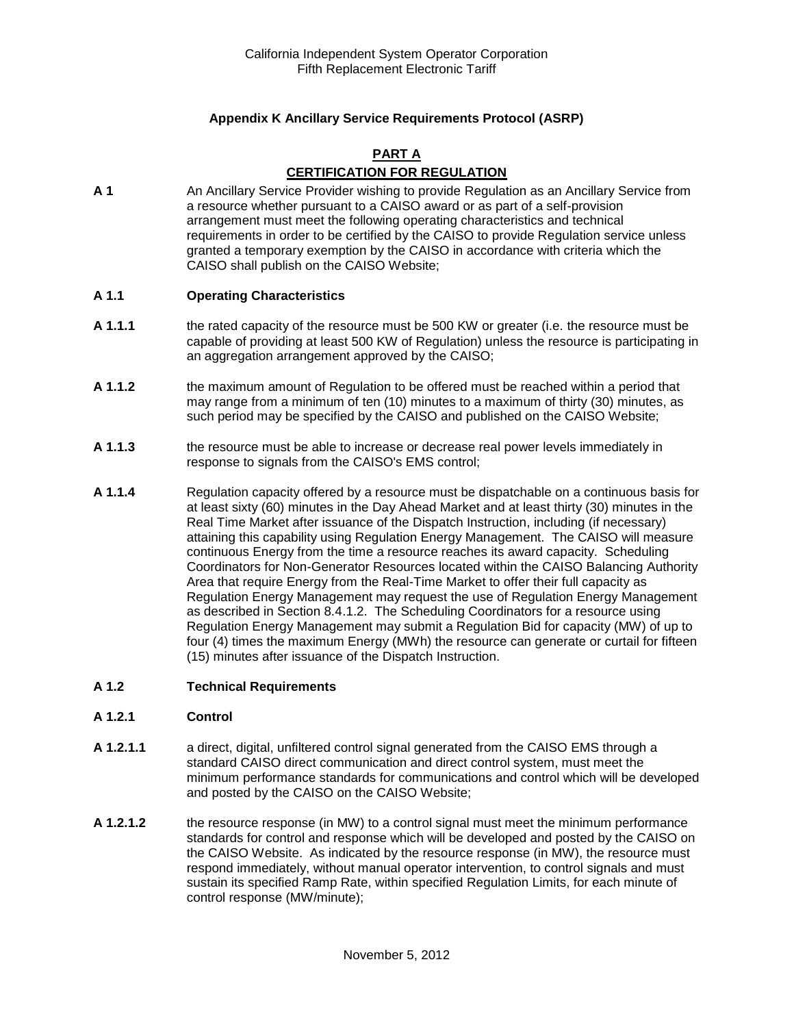**Appendix K Ancillary Service Requirements Protocol (ASRP)**

## PART A
## CERTIFICATION FOR REGULATION

**A 1** An Ancillary Service Provider wishing to provide Regulation as an Ancillary Service from a resource whether pursuant to a CAISO award or as part of a self-provision arrangement must meet the following operating characteristics and technical requirements in order to be certified by the CAISO to provide Regulation service unless granted a temporary exemption by the CAISO in accordance with criteria which the CAISO shall publish on the CAISO Website;

**A 1.1 Operating Characteristics**

**A 1.1.1** the rated capacity of the resource must be 500 KW or greater (i.e. the resource must be capable of providing at least 500 KW of Regulation) unless the resource is participating in an aggregation arrangement approved by the CAISO;

**A 1.1.2** the maximum amount of Regulation to be offered must be reached within a period that may range from a minimum of ten (10) minutes to a maximum of thirty (30) minutes, as such period may be specified by the CAISO and published on the CAISO Website;

**A 1.1.3** the resource must be able to increase or decrease real power levels immediately in response to signals from the CAISO's EMS control;

**A 1.1.4** Regulation capacity offered by a resource must be dispatchable on a continuous basis for at least sixty (60) minutes in the Day Ahead Market and at least thirty (30) minutes in the Real Time Market after issuance of the Dispatch Instruction, including (if necessary) attaining this capability using Regulation Energy Management. The CAISO will measure continuous Energy from the time a resource reaches its award capacity. Scheduling Coordinators for Non-Generator Resources located within the CAISO Balancing Authority Area that require Energy from the Real-Time Market to offer their full capacity as Regulation Energy Management may request the use of Regulation Energy Management as described in Section 8.4.1.2. The Scheduling Coordinators for a resource using Regulation Energy Management may submit a Regulation Bid for capacity (MW) of up to four (4) times the maximum Energy (MWh) the resource can generate or curtail for fifteen (15) minutes after issuance of the Dispatch Instruction.

**A 1.2 Technical Requirements**

**A 1.2.1 Control**

**A 1.2.1.1** a direct, digital, unfiltered control signal generated from the CAISO EMS through a standard CAISO direct communication and direct control system, must meet the minimum performance standards for communications and control which will be developed and posted by the CAISO on the CAISO Website;

**A 1.2.1.2** the resource response (in MW) to a control signal must meet the minimum performance standards for control and response which will be developed and posted by the CAISO on the CAISO Website. As indicated by the resource response (in MW), the resource must respond immediately, without manual operator intervention, to control signals and must sustain its specified Ramp Rate, within specified Regulation Limits, for each minute of control response (MW/minute);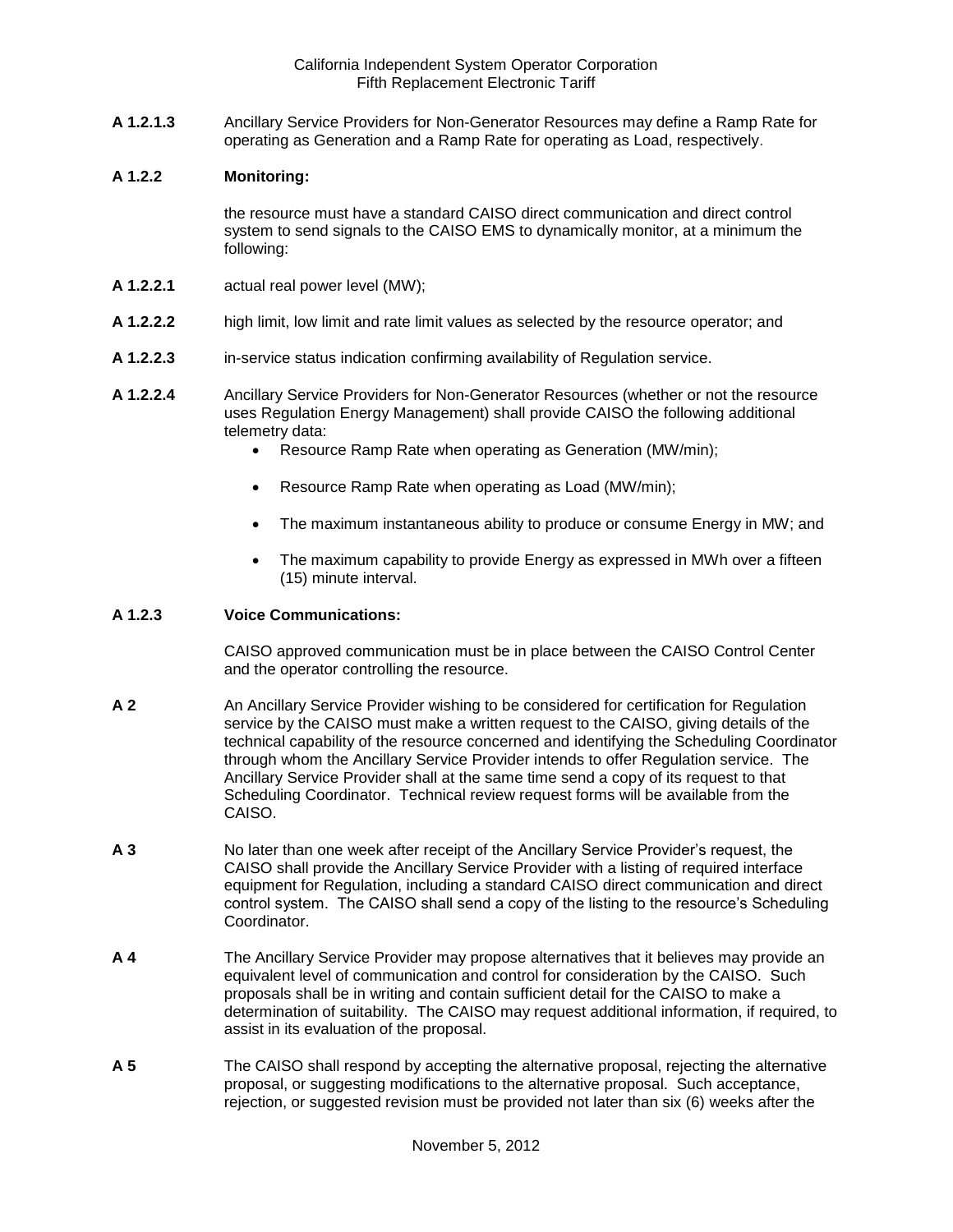**A 1.2.1.3** Ancillary Service Providers for Non-Generator Resources may define a Ramp Rate for operating as Generation and a Ramp Rate for operating as Load, respectively.

**A 1.2.2 Monitoring:**

the resource must have a standard CAISO direct communication and direct control system to send signals to the CAISO EMS to dynamically monitor, at a minimum the following:

**A 1.2.2.1** actual real power level (MW);

**A 1.2.2.2** high limit, low limit and rate limit values as selected by the resource operator; and

**A 1.2.2.3** in-service status indication confirming availability of Regulation service.

**A 1.2.2.4** Ancillary Service Providers for Non-Generator Resources (whether or not the resource uses Regulation Energy Management) shall provide CAISO the following additional telemetry data:

- Resource Ramp Rate when operating as Generation (MW/min);
- Resource Ramp Rate when operating as Load (MW/min);
- The maximum instantaneous ability to produce or consume Energy in MW; and
- The maximum capability to provide Energy as expressed in MWh over a fifteen (15) minute interval.

**A 1.2.3 Voice Communications:**

CAISO approved communication must be in place between the CAISO Control Center and the operator controlling the resource.

**A 2** An Ancillary Service Provider wishing to be considered for certification for Regulation service by the CAISO must make a written request to the CAISO, giving details of the technical capability of the resource concerned and identifying the Scheduling Coordinator through whom the Ancillary Service Provider intends to offer Regulation service. The Ancillary Service Provider shall at the same time send a copy of its request to that Scheduling Coordinator. Technical review request forms will be available from the CAISO.

**A 3** No later than one week after receipt of the Ancillary Service Provider's request, the CAISO shall provide the Ancillary Service Provider with a listing of required interface equipment for Regulation, including a standard CAISO direct communication and direct control system. The CAISO shall send a copy of the listing to the resource's Scheduling Coordinator.

**A 4** The Ancillary Service Provider may propose alternatives that it believes may provide an equivalent level of communication and control for consideration by the CAISO. Such proposals shall be in writing and contain sufficient detail for the CAISO to make a determination of suitability. The CAISO may request additional information, if required, to assist in its evaluation of the proposal.

**A 5** The CAISO shall respond by accepting the alternative proposal, rejecting the alternative proposal, or suggesting modifications to the alternative proposal. Such acceptance, rejection, or suggested revision must be provided not later than six (6) weeks after the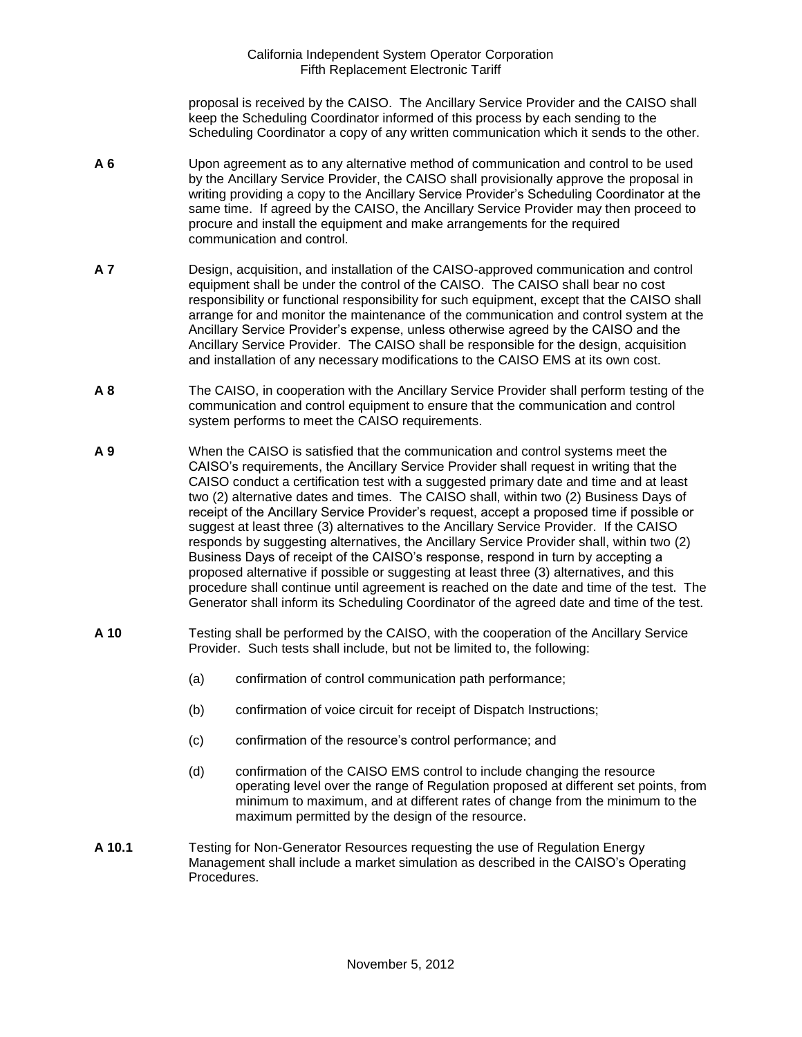proposal is received by the CAISO. The Ancillary Service Provider and the CAISO shall keep the Scheduling Coordinator informed of this process by each sending to the Scheduling Coordinator a copy of any written communication which it sends to the other.

**A 6** Upon agreement as to any alternative method of communication and control to be used by the Ancillary Service Provider, the CAISO shall provisionally approve the proposal in writing providing a copy to the Ancillary Service Provider's Scheduling Coordinator at the same time. If agreed by the CAISO, the Ancillary Service Provider may then proceed to procure and install the equipment and make arrangements for the required communication and control.

**A 7** Design, acquisition, and installation of the CAISO-approved communication and control equipment shall be under the control of the CAISO. The CAISO shall bear no cost responsibility or functional responsibility for such equipment, except that the CAISO shall arrange for and monitor the maintenance of the communication and control system at the Ancillary Service Provider's expense, unless otherwise agreed by the CAISO and the Ancillary Service Provider. The CAISO shall be responsible for the design, acquisition and installation of any necessary modifications to the CAISO EMS at its own cost.

**A 8** The CAISO, in cooperation with the Ancillary Service Provider shall perform testing of the communication and control equipment to ensure that the communication and control system performs to meet the CAISO requirements.

**A 9** When the CAISO is satisfied that the communication and control systems meet the CAISO's requirements, the Ancillary Service Provider shall request in writing that the CAISO conduct a certification test with a suggested primary date and time and at least two (2) alternative dates and times. The CAISO shall, within two (2) Business Days of receipt of the Ancillary Service Provider's request, accept a proposed time if possible or suggest at least three (3) alternatives to the Ancillary Service Provider. If the CAISO responds by suggesting alternatives, the Ancillary Service Provider shall, within two (2) Business Days of receipt of the CAISO's response, respond in turn by accepting a proposed alternative if possible or suggesting at least three (3) alternatives, and this procedure shall continue until agreement is reached on the date and time of the test. The Generator shall inform its Scheduling Coordinator of the agreed date and time of the test.

**A 10** Testing shall be performed by the CAISO, with the cooperation of the Ancillary Service Provider. Such tests shall include, but not be limited to, the following:

(a) confirmation of control communication path performance;

(b) confirmation of voice circuit for receipt of Dispatch Instructions;

(c) confirmation of the resource's control performance; and

(d) confirmation of the CAISO EMS control to include changing the resource operating level over the range of Regulation proposed at different set points, from minimum to maximum, and at different rates of change from the minimum to the maximum permitted by the design of the resource.

**A 10.1** Testing for Non-Generator Resources requesting the use of Regulation Energy Management shall include a market simulation as described in the CAISO's Operating Procedures.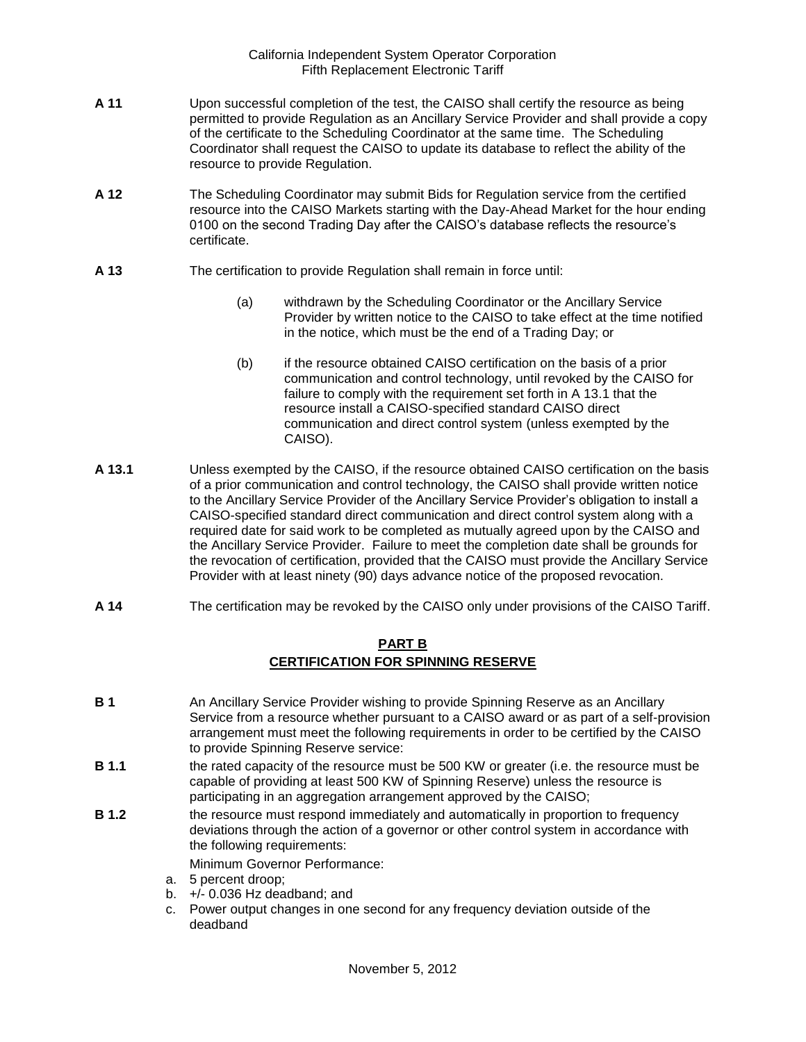**A 11** Upon successful completion of the test, the CAISO shall certify the resource as being permitted to provide Regulation as an Ancillary Service Provider and shall provide a copy of the certificate to the Scheduling Coordinator at the same time. The Scheduling Coordinator shall request the CAISO to update its database to reflect the ability of the resource to provide Regulation.

**A 12** The Scheduling Coordinator may submit Bids for Regulation service from the certified resource into the CAISO Markets starting with the Day-Ahead Market for the hour ending 0100 on the second Trading Day after the CAISO's database reflects the resource's certificate.

**A 13** The certification to provide Regulation shall remain in force until:

(a) withdrawn by the Scheduling Coordinator or the Ancillary Service Provider by written notice to the CAISO to take effect at the time notified in the notice, which must be the end of a Trading Day; or

(b) if the resource obtained CAISO certification on the basis of a prior communication and control technology, until revoked by the CAISO for failure to comply with the requirement set forth in A 13.1 that the resource install a CAISO-specified standard CAISO direct communication and direct control system (unless exempted by the CAISO).

**A 13.1** Unless exempted by the CAISO, if the resource obtained CAISO certification on the basis of a prior communication and control technology, the CAISO shall provide written notice to the Ancillary Service Provider of the Ancillary Service Provider's obligation to install a CAISO-specified standard direct communication and direct control system along with a required date for said work to be completed as mutually agreed upon by the CAISO and the Ancillary Service Provider. Failure to meet the completion date shall be grounds for the revocation of certification, provided that the CAISO must provide the Ancillary Service Provider with at least ninety (90) days advance notice of the proposed revocation.

**A 14** The certification may be revoked by the CAISO only under provisions of the CAISO Tariff.

## PART B
## CERTIFICATION FOR SPINNING RESERVE

**B 1** An Ancillary Service Provider wishing to provide Spinning Reserve as an Ancillary Service from a resource whether pursuant to a CAISO award or as part of a self-provision arrangement must meet the following requirements in order to be certified by the CAISO to provide Spinning Reserve service:

**B 1.1** the rated capacity of the resource must be 500 KW or greater (i.e. the resource must be capable of providing at least 500 KW of Spinning Reserve) unless the resource is participating in an aggregation arrangement approved by the CAISO;

**B 1.2** the resource must respond immediately and automatically in proportion to frequency deviations through the action of a governor or other control system in accordance with the following requirements:

Minimum Governor Performance:

a. 5 percent droop;
b. +/- 0.036 Hz deadband; and
c. Power output changes in one second for any frequency deviation outside of the deadband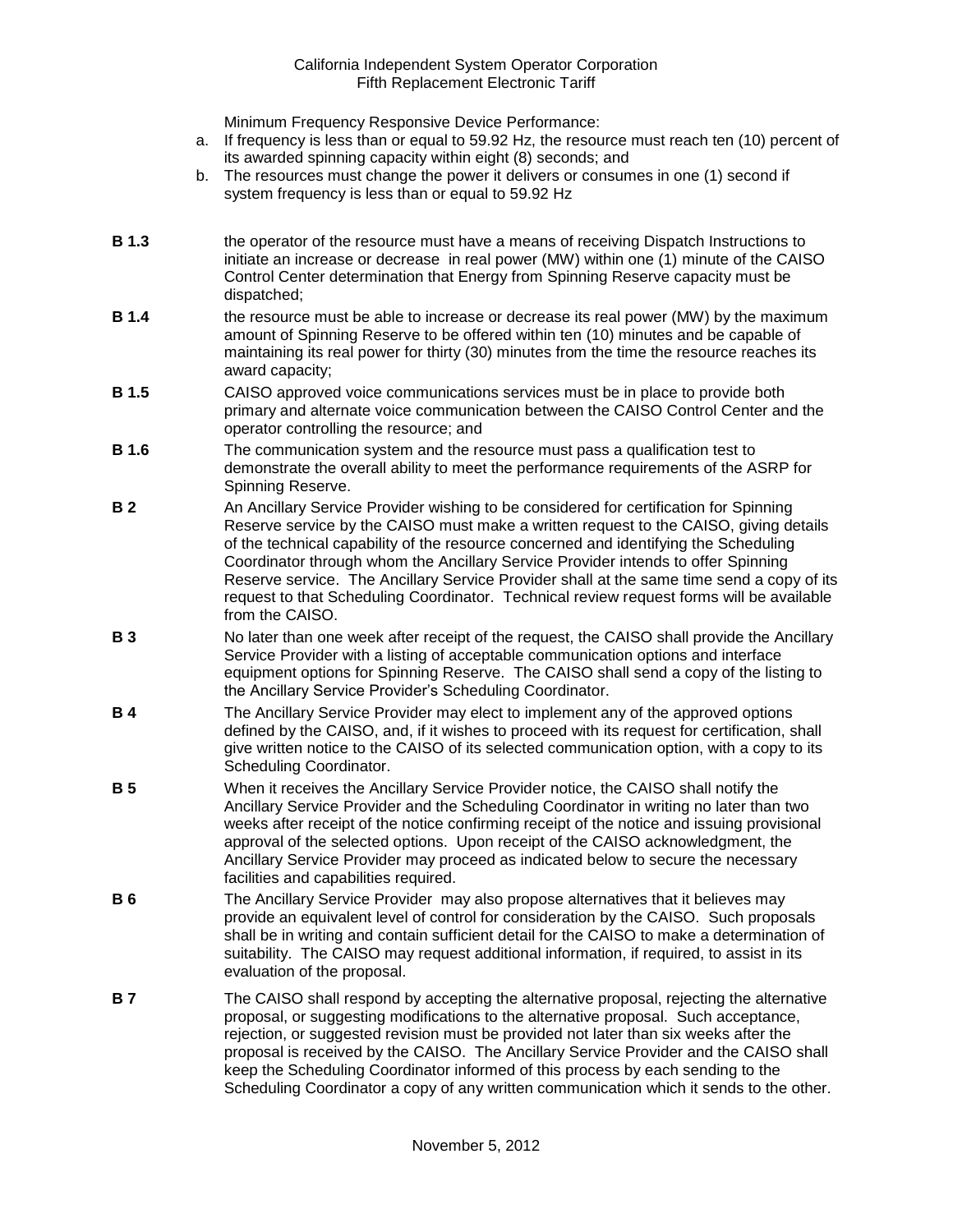Minimum Frequency Responsive Device Performance:

a. If frequency is less than or equal to 59.92 Hz, the resource must reach ten (10) percent of its awarded spinning capacity within eight (8) seconds; and
b. The resources must change the power it delivers or consumes in one (1) second if system frequency is less than or equal to 59.92 Hz

**B 1.3** the operator of the resource must have a means of receiving Dispatch Instructions to initiate an increase or decrease in real power (MW) within one (1) minute of the CAISO Control Center determination that Energy from Spinning Reserve capacity must be dispatched;

**B 1.4** the resource must be able to increase or decrease its real power (MW) by the maximum amount of Spinning Reserve to be offered within ten (10) minutes and be capable of maintaining its real power for thirty (30) minutes from the time the resource reaches its award capacity;

**B 1.5** CAISO approved voice communications services must be in place to provide both primary and alternate voice communication between the CAISO Control Center and the operator controlling the resource; and

**B 1.6** The communication system and the resource must pass a qualification test to demonstrate the overall ability to meet the performance requirements of the ASRP for Spinning Reserve.

**B 2** An Ancillary Service Provider wishing to be considered for certification for Spinning Reserve service by the CAISO must make a written request to the CAISO, giving details of the technical capability of the resource concerned and identifying the Scheduling Coordinator through whom the Ancillary Service Provider intends to offer Spinning Reserve service. The Ancillary Service Provider shall at the same time send a copy of its request to that Scheduling Coordinator. Technical review request forms will be available from the CAISO.

**B 3** No later than one week after receipt of the request, the CAISO shall provide the Ancillary Service Provider with a listing of acceptable communication options and interface equipment options for Spinning Reserve. The CAISO shall send a copy of the listing to the Ancillary Service Provider's Scheduling Coordinator.

**B 4** The Ancillary Service Provider may elect to implement any of the approved options defined by the CAISO, and, if it wishes to proceed with its request for certification, shall give written notice to the CAISO of its selected communication option, with a copy to its Scheduling Coordinator.

**B 5** When it receives the Ancillary Service Provider notice, the CAISO shall notify the Ancillary Service Provider and the Scheduling Coordinator in writing no later than two weeks after receipt of the notice confirming receipt of the notice and issuing provisional approval of the selected options. Upon receipt of the CAISO acknowledgment, the Ancillary Service Provider may proceed as indicated below to secure the necessary facilities and capabilities required.

**B 6** The Ancillary Service Provider may also propose alternatives that it believes may provide an equivalent level of control for consideration by the CAISO. Such proposals shall be in writing and contain sufficient detail for the CAISO to make a determination of suitability. The CAISO may request additional information, if required, to assist in its evaluation of the proposal.

**B 7** The CAISO shall respond by accepting the alternative proposal, rejecting the alternative proposal, or suggesting modifications to the alternative proposal. Such acceptance, rejection, or suggested revision must be provided not later than six weeks after the proposal is received by the CAISO. The Ancillary Service Provider and the CAISO shall keep the Scheduling Coordinator informed of this process by each sending to the Scheduling Coordinator a copy of any written communication which it sends to the other.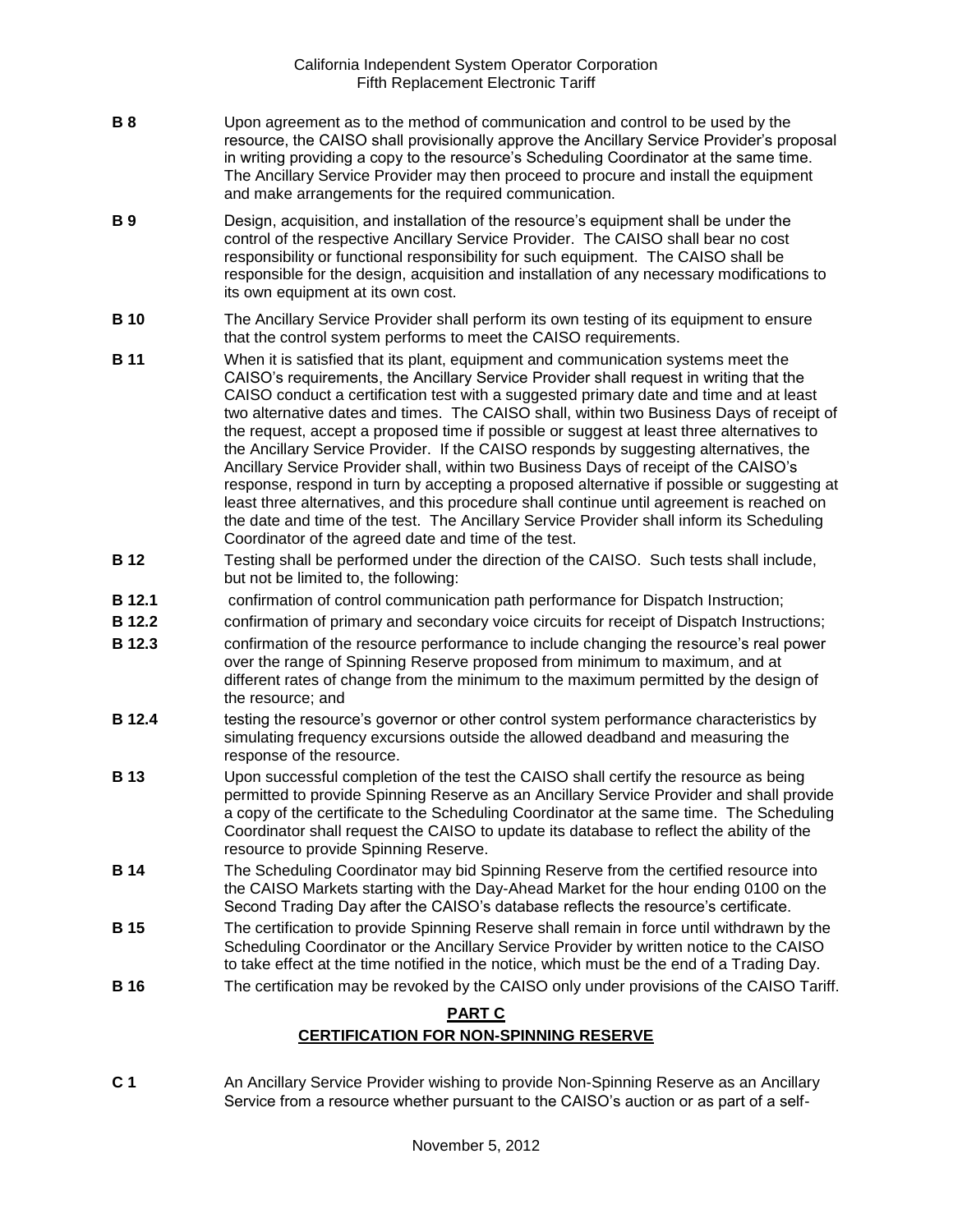**B 8** Upon agreement as to the method of communication and control to be used by the resource, the CAISO shall provisionally approve the Ancillary Service Provider's proposal in writing providing a copy to the resource's Scheduling Coordinator at the same time. The Ancillary Service Provider may then proceed to procure and install the equipment and make arrangements for the required communication.

**B 9** Design, acquisition, and installation of the resource's equipment shall be under the control of the respective Ancillary Service Provider. The CAISO shall bear no cost responsibility or functional responsibility for such equipment. The CAISO shall be responsible for the design, acquisition and installation of any necessary modifications to its own equipment at its own cost.

**B 10** The Ancillary Service Provider shall perform its own testing of its equipment to ensure that the control system performs to meet the CAISO requirements.

**B 11** When it is satisfied that its plant, equipment and communication systems meet the CAISO's requirements, the Ancillary Service Provider shall request in writing that the CAISO conduct a certification test with a suggested primary date and time and at least two alternative dates and times. The CAISO shall, within two Business Days of receipt of the request, accept a proposed time if possible or suggest at least three alternatives to the Ancillary Service Provider. If the CAISO responds by suggesting alternatives, the Ancillary Service Provider shall, within two Business Days of receipt of the CAISO's response, respond in turn by accepting a proposed alternative if possible or suggesting at least three alternatives, and this procedure shall continue until agreement is reached on the date and time of the test. The Ancillary Service Provider shall inform its Scheduling Coordinator of the agreed date and time of the test.

**B 12** Testing shall be performed under the direction of the CAISO. Such tests shall include, but not be limited to, the following:

**B 12.1** confirmation of control communication path performance for Dispatch Instruction;

**B 12.2** confirmation of primary and secondary voice circuits for receipt of Dispatch Instructions;

**B 12.3** confirmation of the resource performance to include changing the resource's real power over the range of Spinning Reserve proposed from minimum to maximum, and at different rates of change from the minimum to the maximum permitted by the design of the resource; and

**B 12.4** testing the resource's governor or other control system performance characteristics by simulating frequency excursions outside the allowed deadband and measuring the response of the resource.

**B 13** Upon successful completion of the test the CAISO shall certify the resource as being permitted to provide Spinning Reserve as an Ancillary Service Provider and shall provide a copy of the certificate to the Scheduling Coordinator at the same time. The Scheduling Coordinator shall request the CAISO to update its database to reflect the ability of the resource to provide Spinning Reserve.

**B 14** The Scheduling Coordinator may bid Spinning Reserve from the certified resource into the CAISO Markets starting with the Day-Ahead Market for the hour ending 0100 on the Second Trading Day after the CAISO's database reflects the resource's certificate.

**B 15** The certification to provide Spinning Reserve shall remain in force until withdrawn by the Scheduling Coordinator or the Ancillary Service Provider by written notice to the CAISO to take effect at the time notified in the notice, which must be the end of a Trading Day.

**B 16** The certification may be revoked by the CAISO only under provisions of the CAISO Tariff.

## PART C
## CERTIFICATION FOR NON-SPINNING RESERVE

**C 1** An Ancillary Service Provider wishing to provide Non-Spinning Reserve as an Ancillary Service from a resource whether pursuant to the CAISO's auction or as part of a self-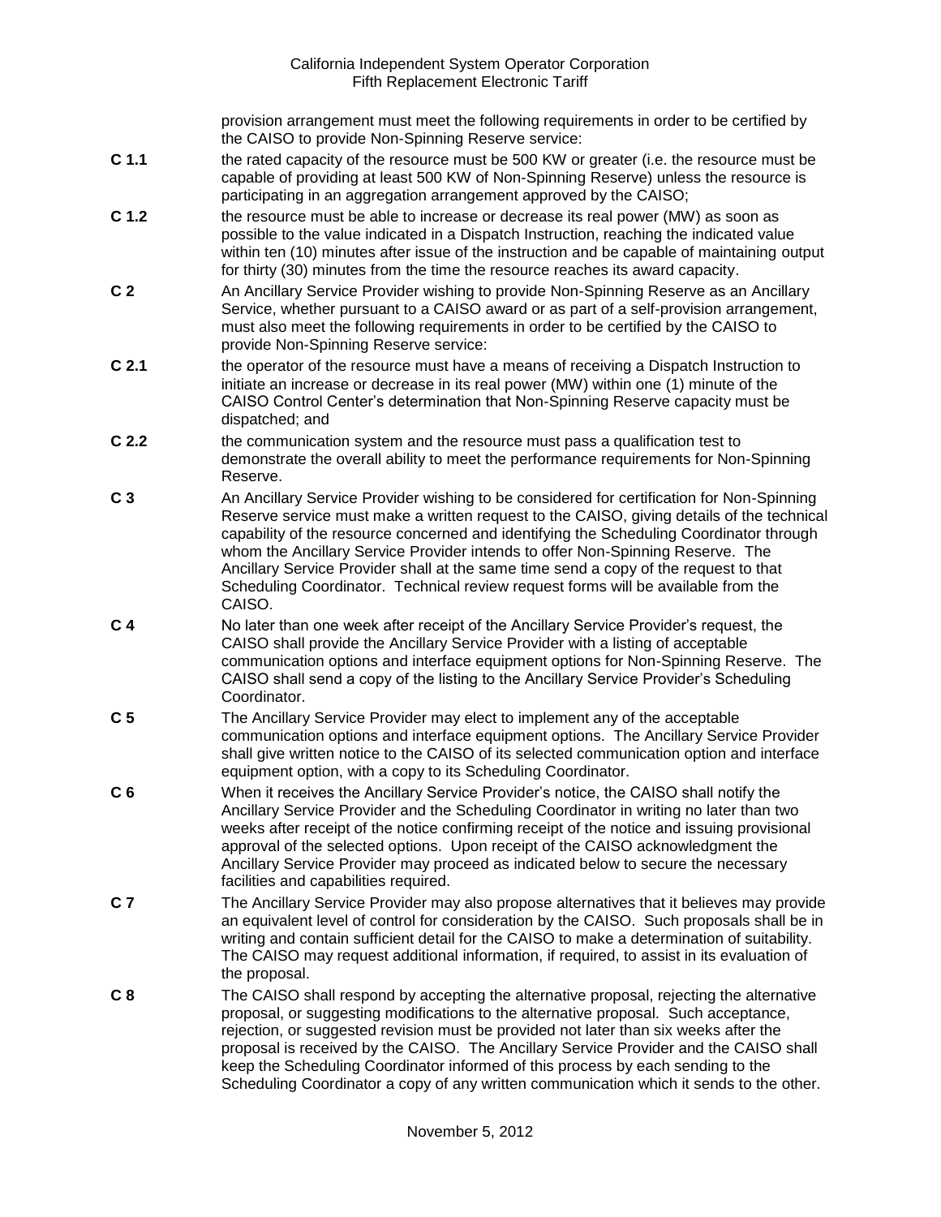provision arrangement must meet the following requirements in order to be certified by the CAISO to provide Non-Spinning Reserve service:

**C 1.1** the rated capacity of the resource must be 500 KW or greater (i.e. the resource must be capable of providing at least 500 KW of Non-Spinning Reserve) unless the resource is participating in an aggregation arrangement approved by the CAISO;

**C 1.2** the resource must be able to increase or decrease its real power (MW) as soon as possible to the value indicated in a Dispatch Instruction, reaching the indicated value within ten (10) minutes after issue of the instruction and be capable of maintaining output for thirty (30) minutes from the time the resource reaches its award capacity.

**C 2** An Ancillary Service Provider wishing to provide Non-Spinning Reserve as an Ancillary Service, whether pursuant to a CAISO award or as part of a self-provision arrangement, must also meet the following requirements in order to be certified by the CAISO to provide Non-Spinning Reserve service:

**C 2.1** the operator of the resource must have a means of receiving a Dispatch Instruction to initiate an increase or decrease in its real power (MW) within one (1) minute of the CAISO Control Center's determination that Non-Spinning Reserve capacity must be dispatched; and

**C 2.2** the communication system and the resource must pass a qualification test to demonstrate the overall ability to meet the performance requirements for Non-Spinning Reserve.

**C 3** An Ancillary Service Provider wishing to be considered for certification for Non-Spinning Reserve service must make a written request to the CAISO, giving details of the technical capability of the resource concerned and identifying the Scheduling Coordinator through whom the Ancillary Service Provider intends to offer Non-Spinning Reserve. The Ancillary Service Provider shall at the same time send a copy of the request to that Scheduling Coordinator. Technical review request forms will be available from the CAISO.

**C 4** No later than one week after receipt of the Ancillary Service Provider's request, the CAISO shall provide the Ancillary Service Provider with a listing of acceptable communication options and interface equipment options for Non-Spinning Reserve. The CAISO shall send a copy of the listing to the Ancillary Service Provider's Scheduling Coordinator.

**C 5** The Ancillary Service Provider may elect to implement any of the acceptable communication options and interface equipment options. The Ancillary Service Provider shall give written notice to the CAISO of its selected communication option and interface equipment option, with a copy to its Scheduling Coordinator.

**C 6** When it receives the Ancillary Service Provider's notice, the CAISO shall notify the Ancillary Service Provider and the Scheduling Coordinator in writing no later than two weeks after receipt of the notice confirming receipt of the notice and issuing provisional approval of the selected options. Upon receipt of the CAISO acknowledgment the Ancillary Service Provider may proceed as indicated below to secure the necessary facilities and capabilities required.

**C 7** The Ancillary Service Provider may also propose alternatives that it believes may provide an equivalent level of control for consideration by the CAISO. Such proposals shall be in writing and contain sufficient detail for the CAISO to make a determination of suitability. The CAISO may request additional information, if required, to assist in its evaluation of the proposal.

**C 8** The CAISO shall respond by accepting the alternative proposal, rejecting the alternative proposal, or suggesting modifications to the alternative proposal. Such acceptance, rejection, or suggested revision must be provided not later than six weeks after the proposal is received by the CAISO. The Ancillary Service Provider and the CAISO shall keep the Scheduling Coordinator informed of this process by each sending to the Scheduling Coordinator a copy of any written communication which it sends to the other.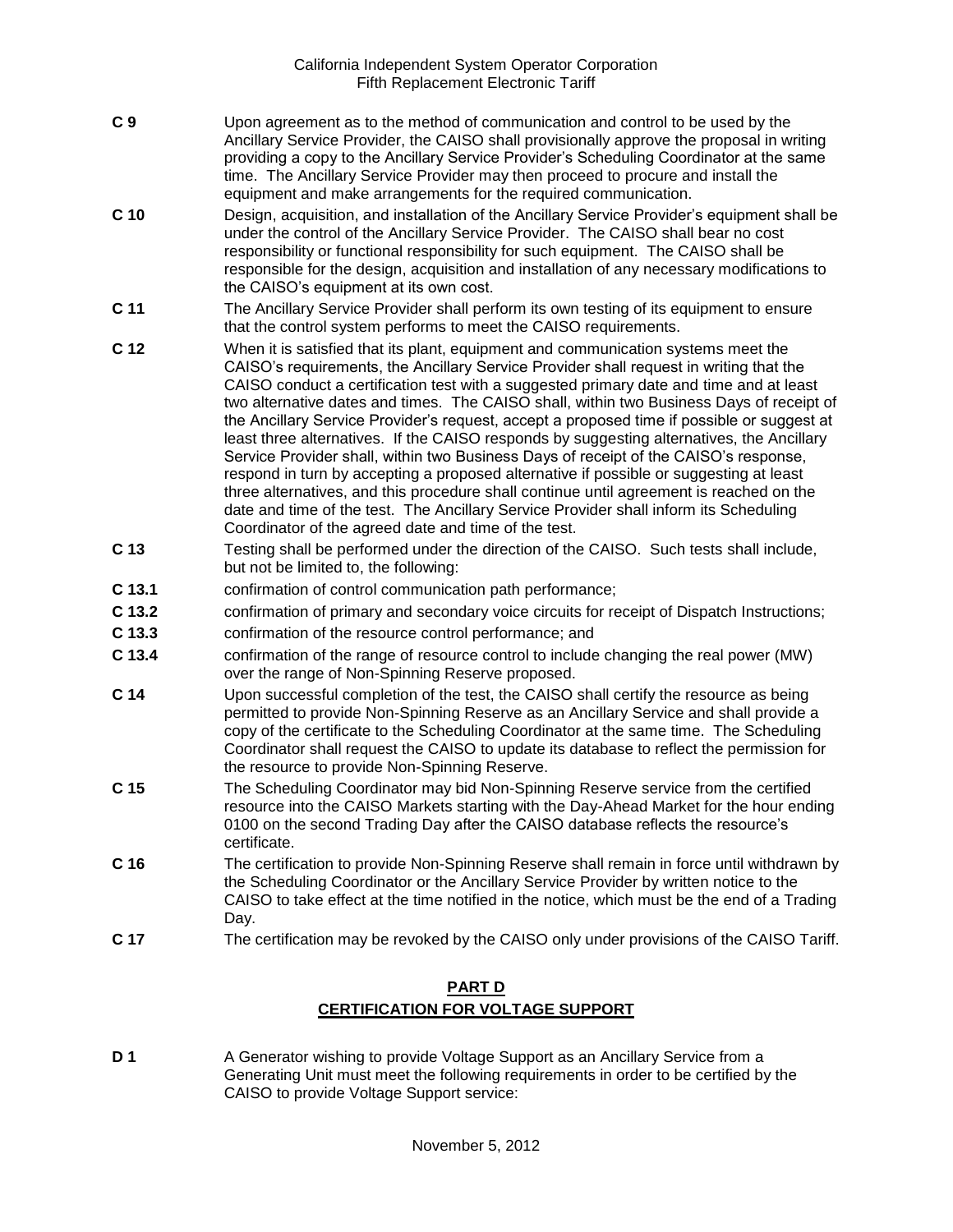**C 9** Upon agreement as to the method of communication and control to be used by the Ancillary Service Provider, the CAISO shall provisionally approve the proposal in writing providing a copy to the Ancillary Service Provider's Scheduling Coordinator at the same time. The Ancillary Service Provider may then proceed to procure and install the equipment and make arrangements for the required communication.

**C 10** Design, acquisition, and installation of the Ancillary Service Provider's equipment shall be under the control of the Ancillary Service Provider. The CAISO shall bear no cost responsibility or functional responsibility for such equipment. The CAISO shall be responsible for the design, acquisition and installation of any necessary modifications to the CAISO's equipment at its own cost.

**C 11** The Ancillary Service Provider shall perform its own testing of its equipment to ensure that the control system performs to meet the CAISO requirements.

**C 12** When it is satisfied that its plant, equipment and communication systems meet the CAISO's requirements, the Ancillary Service Provider shall request in writing that the CAISO conduct a certification test with a suggested primary date and time and at least two alternative dates and times. The CAISO shall, within two Business Days of receipt of the Ancillary Service Provider's request, accept a proposed time if possible or suggest at least three alternatives. If the CAISO responds by suggesting alternatives, the Ancillary Service Provider shall, within two Business Days of receipt of the CAISO's response, respond in turn by accepting a proposed alternative if possible or suggesting at least three alternatives, and this procedure shall continue until agreement is reached on the date and time of the test. The Ancillary Service Provider shall inform its Scheduling Coordinator of the agreed date and time of the test.

**C 13** Testing shall be performed under the direction of the CAISO. Such tests shall include, but not be limited to, the following:

**C 13.1** confirmation of control communication path performance;

**C 13.2** confirmation of primary and secondary voice circuits for receipt of Dispatch Instructions;

**C 13.3** confirmation of the resource control performance; and

**C 13.4** confirmation of the range of resource control to include changing the real power (MW) over the range of Non-Spinning Reserve proposed.

**C 14** Upon successful completion of the test, the CAISO shall certify the resource as being permitted to provide Non-Spinning Reserve as an Ancillary Service and shall provide a copy of the certificate to the Scheduling Coordinator at the same time. The Scheduling Coordinator shall request the CAISO to update its database to reflect the permission for the resource to provide Non-Spinning Reserve.

**C 15** The Scheduling Coordinator may bid Non-Spinning Reserve service from the certified resource into the CAISO Markets starting with the Day-Ahead Market for the hour ending 0100 on the second Trading Day after the CAISO database reflects the resource's certificate.

**C 16** The certification to provide Non-Spinning Reserve shall remain in force until withdrawn by the Scheduling Coordinator or the Ancillary Service Provider by written notice to the CAISO to take effect at the time notified in the notice, which must be the end of a Trading Day.

**C 17** The certification may be revoked by the CAISO only under provisions of the CAISO Tariff.

## PART D
## CERTIFICATION FOR VOLTAGE SUPPORT

**D 1** A Generator wishing to provide Voltage Support as an Ancillary Service from a Generating Unit must meet the following requirements in order to be certified by the CAISO to provide Voltage Support service: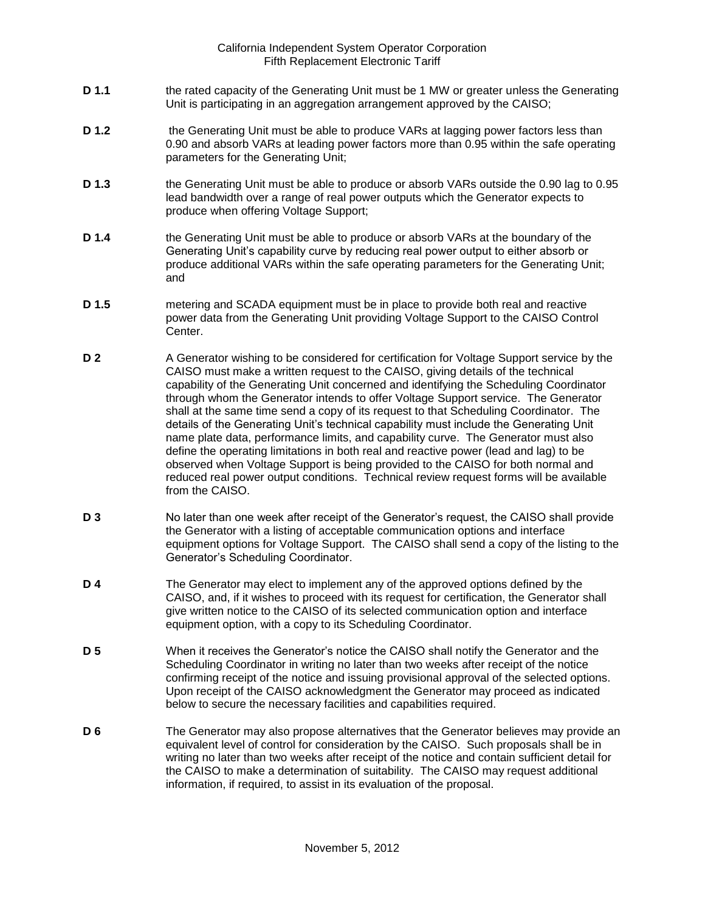**D 1.1** the rated capacity of the Generating Unit must be 1 MW or greater unless the Generating Unit is participating in an aggregation arrangement approved by the CAISO;

**D 1.2** the Generating Unit must be able to produce VARs at lagging power factors less than 0.90 and absorb VARs at leading power factors more than 0.95 within the safe operating parameters for the Generating Unit;

**D 1.3** the Generating Unit must be able to produce or absorb VARs outside the 0.90 lag to 0.95 lead bandwidth over a range of real power outputs which the Generator expects to produce when offering Voltage Support;

**D 1.4** the Generating Unit must be able to produce or absorb VARs at the boundary of the Generating Unit's capability curve by reducing real power output to either absorb or produce additional VARs within the safe operating parameters for the Generating Unit; and

**D 1.5** metering and SCADA equipment must be in place to provide both real and reactive power data from the Generating Unit providing Voltage Support to the CAISO Control Center.

**D 2** A Generator wishing to be considered for certification for Voltage Support service by the CAISO must make a written request to the CAISO, giving details of the technical capability of the Generating Unit concerned and identifying the Scheduling Coordinator through whom the Generator intends to offer Voltage Support service. The Generator shall at the same time send a copy of its request to that Scheduling Coordinator. The details of the Generating Unit's technical capability must include the Generating Unit name plate data, performance limits, and capability curve. The Generator must also define the operating limitations in both real and reactive power (lead and lag) to be observed when Voltage Support is being provided to the CAISO for both normal and reduced real power output conditions. Technical review request forms will be available from the CAISO.

**D 3** No later than one week after receipt of the Generator's request, the CAISO shall provide the Generator with a listing of acceptable communication options and interface equipment options for Voltage Support. The CAISO shall send a copy of the listing to the Generator's Scheduling Coordinator.

**D 4** The Generator may elect to implement any of the approved options defined by the CAISO, and, if it wishes to proceed with its request for certification, the Generator shall give written notice to the CAISO of its selected communication option and interface equipment option, with a copy to its Scheduling Coordinator.

**D 5** When it receives the Generator's notice the CAISO shall notify the Generator and the Scheduling Coordinator in writing no later than two weeks after receipt of the notice confirming receipt of the notice and issuing provisional approval of the selected options. Upon receipt of the CAISO acknowledgment the Generator may proceed as indicated below to secure the necessary facilities and capabilities required.

**D 6** The Generator may also propose alternatives that the Generator believes may provide an equivalent level of control for consideration by the CAISO. Such proposals shall be in writing no later than two weeks after receipt of the notice and contain sufficient detail for the CAISO to make a determination of suitability. The CAISO may request additional information, if required, to assist in its evaluation of the proposal.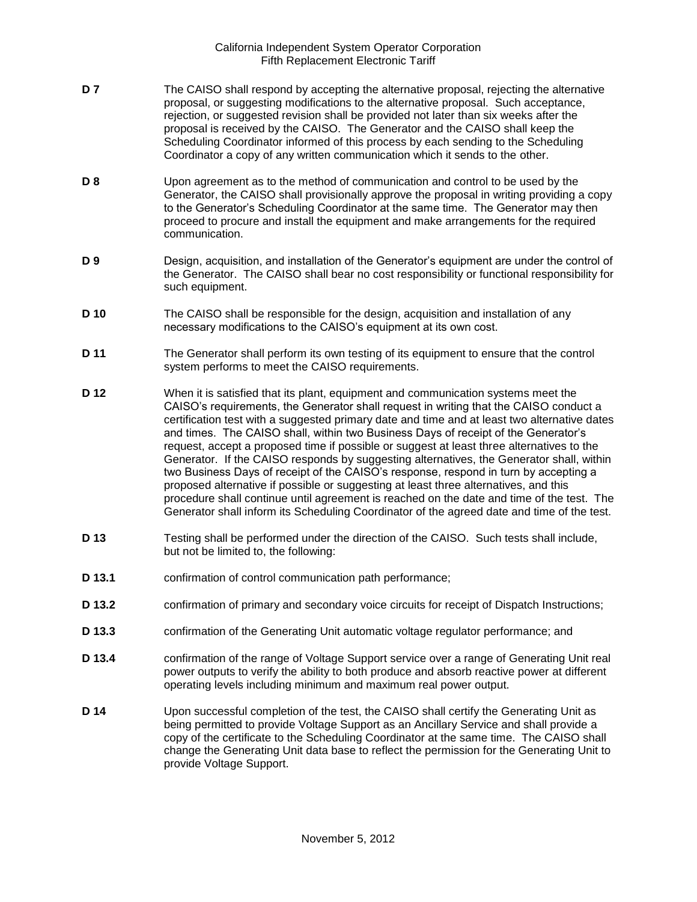**D 7** The CAISO shall respond by accepting the alternative proposal, rejecting the alternative proposal, or suggesting modifications to the alternative proposal. Such acceptance, rejection, or suggested revision shall be provided not later than six weeks after the proposal is received by the CAISO. The Generator and the CAISO shall keep the Scheduling Coordinator informed of this process by each sending to the Scheduling Coordinator a copy of any written communication which it sends to the other.

**D 8** Upon agreement as to the method of communication and control to be used by the Generator, the CAISO shall provisionally approve the proposal in writing providing a copy to the Generator's Scheduling Coordinator at the same time. The Generator may then proceed to procure and install the equipment and make arrangements for the required communication.

**D 9** Design, acquisition, and installation of the Generator's equipment are under the control of the Generator. The CAISO shall bear no cost responsibility or functional responsibility for such equipment.

**D 10** The CAISO shall be responsible for the design, acquisition and installation of any necessary modifications to the CAISO's equipment at its own cost.

**D 11** The Generator shall perform its own testing of its equipment to ensure that the control system performs to meet the CAISO requirements.

**D 12** When it is satisfied that its plant, equipment and communication systems meet the CAISO's requirements, the Generator shall request in writing that the CAISO conduct a certification test with a suggested primary date and time and at least two alternative dates and times. The CAISO shall, within two Business Days of receipt of the Generator's request, accept a proposed time if possible or suggest at least three alternatives to the Generator. If the CAISO responds by suggesting alternatives, the Generator shall, within two Business Days of receipt of the CAISO's response, respond in turn by accepting a proposed alternative if possible or suggesting at least three alternatives, and this procedure shall continue until agreement is reached on the date and time of the test. The Generator shall inform its Scheduling Coordinator of the agreed date and time of the test.

**D 13** Testing shall be performed under the direction of the CAISO. Such tests shall include, but not be limited to, the following:

**D 13.1** confirmation of control communication path performance;

**D 13.2** confirmation of primary and secondary voice circuits for receipt of Dispatch Instructions;

**D 13.3** confirmation of the Generating Unit automatic voltage regulator performance; and

**D 13.4** confirmation of the range of Voltage Support service over a range of Generating Unit real power outputs to verify the ability to both produce and absorb reactive power at different operating levels including minimum and maximum real power output.

**D 14** Upon successful completion of the test, the CAISO shall certify the Generating Unit as being permitted to provide Voltage Support as an Ancillary Service and shall provide a copy of the certificate to the Scheduling Coordinator at the same time. The CAISO shall change the Generating Unit data base to reflect the permission for the Generating Unit to provide Voltage Support.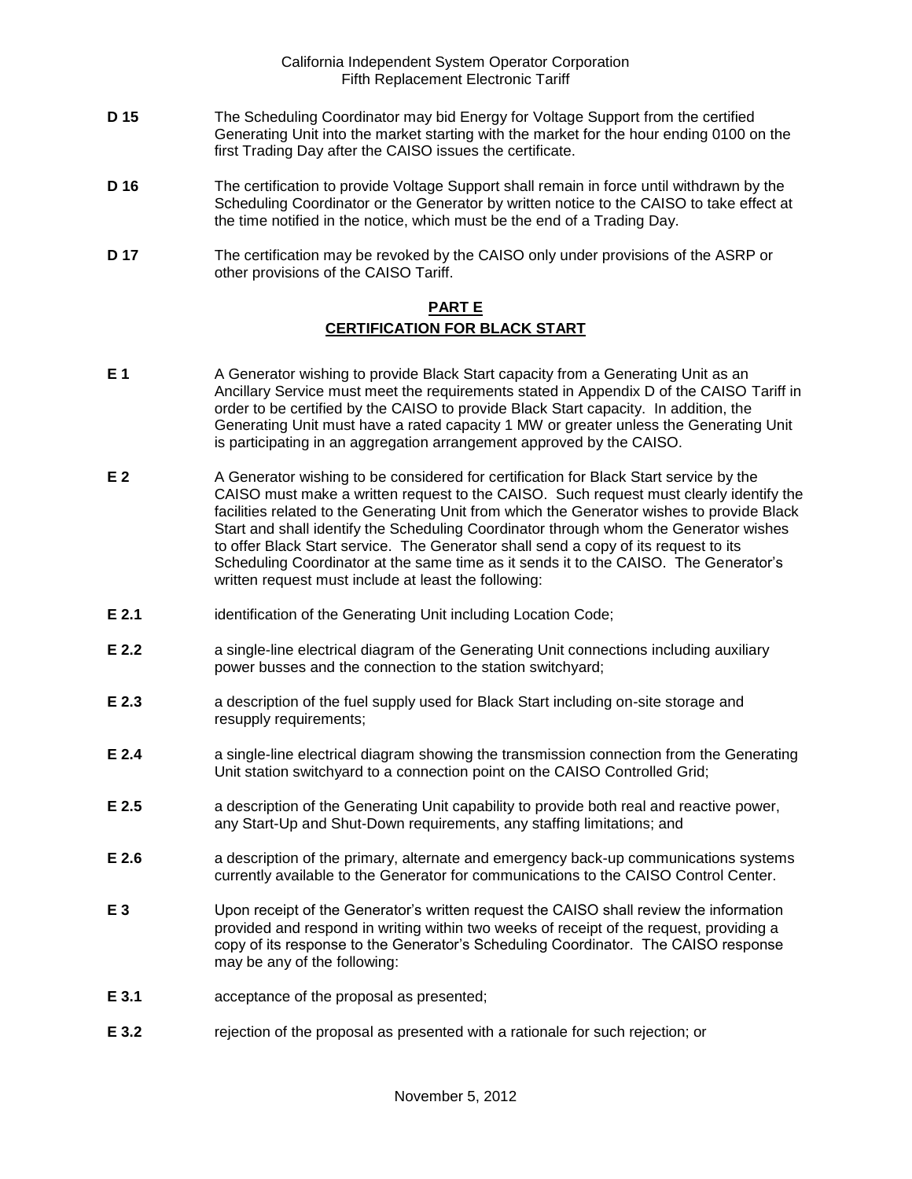**D 15** The Scheduling Coordinator may bid Energy for Voltage Support from the certified Generating Unit into the market starting with the market for the hour ending 0100 on the first Trading Day after the CAISO issues the certificate.

**D 16** The certification to provide Voltage Support shall remain in force until withdrawn by the Scheduling Coordinator or the Generator by written notice to the CAISO to take effect at the time notified in the notice, which must be the end of a Trading Day.

**D 17** The certification may be revoked by the CAISO only under provisions of the ASRP or other provisions of the CAISO Tariff.

## PART E
## CERTIFICATION FOR BLACK START

**E 1** A Generator wishing to provide Black Start capacity from a Generating Unit as an Ancillary Service must meet the requirements stated in Appendix D of the CAISO Tariff in order to be certified by the CAISO to provide Black Start capacity. In addition, the Generating Unit must have a rated capacity 1 MW or greater unless the Generating Unit is participating in an aggregation arrangement approved by the CAISO.

**E 2** A Generator wishing to be considered for certification for Black Start service by the CAISO must make a written request to the CAISO. Such request must clearly identify the facilities related to the Generating Unit from which the Generator wishes to provide Black Start and shall identify the Scheduling Coordinator through whom the Generator wishes to offer Black Start service. The Generator shall send a copy of its request to its Scheduling Coordinator at the same time as it sends it to the CAISO. The Generator's written request must include at least the following:

**E 2.1** identification of the Generating Unit including Location Code;

**E 2.2** a single-line electrical diagram of the Generating Unit connections including auxiliary power busses and the connection to the station switchyard;

**E 2.3** a description of the fuel supply used for Black Start including on-site storage and resupply requirements;

**E 2.4** a single-line electrical diagram showing the transmission connection from the Generating Unit station switchyard to a connection point on the CAISO Controlled Grid;

**E 2.5** a description of the Generating Unit capability to provide both real and reactive power, any Start-Up and Shut-Down requirements, any staffing limitations; and

**E 2.6** a description of the primary, alternate and emergency back-up communications systems currently available to the Generator for communications to the CAISO Control Center.

**E 3** Upon receipt of the Generator's written request the CAISO shall review the information provided and respond in writing within two weeks of receipt of the request, providing a copy of its response to the Generator's Scheduling Coordinator. The CAISO response may be any of the following:

**E 3.1** acceptance of the proposal as presented;

**E 3.2** rejection of the proposal as presented with a rationale for such rejection; or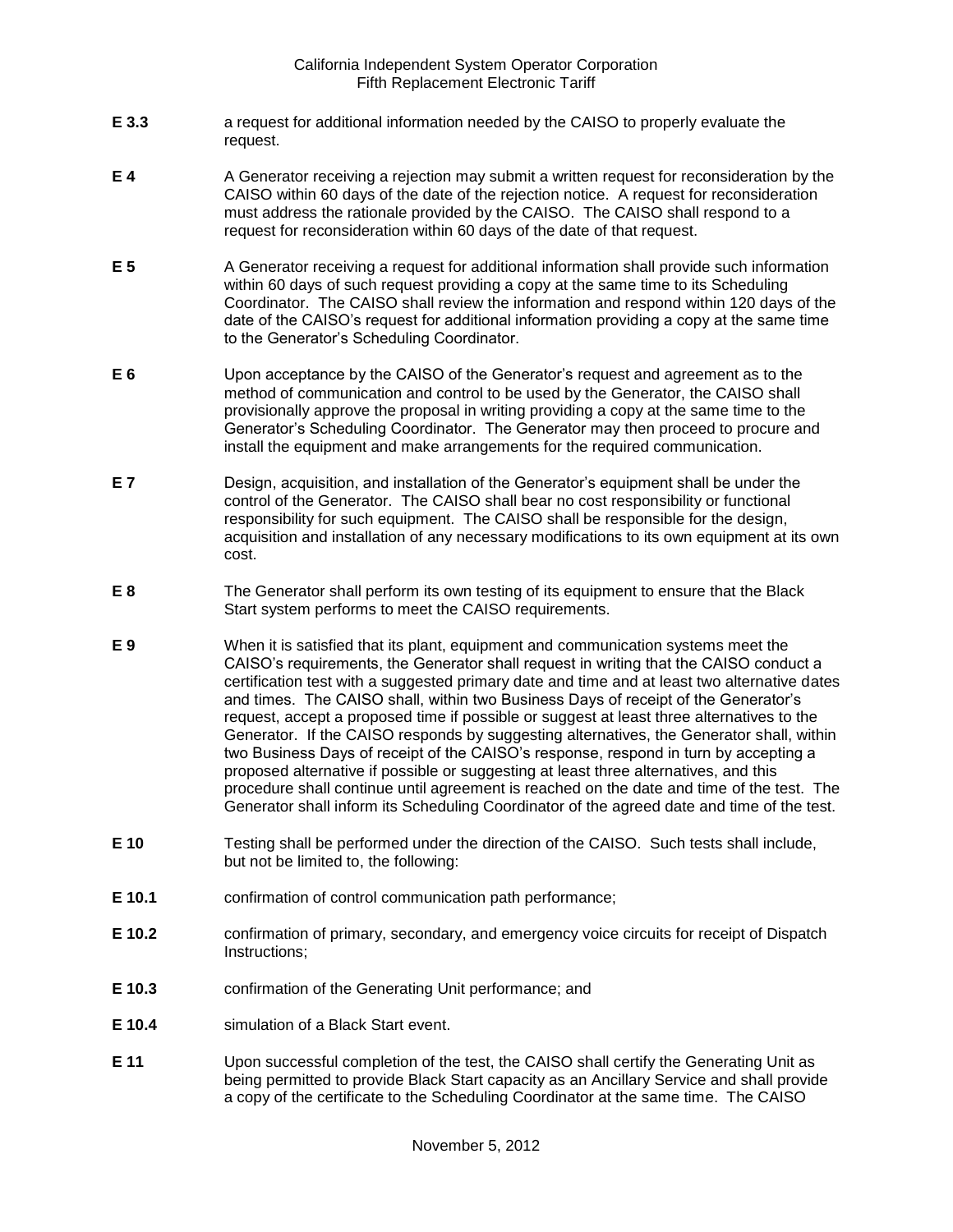**E 3.3** a request for additional information needed by the CAISO to properly evaluate the request.

**E 4** A Generator receiving a rejection may submit a written request for reconsideration by the CAISO within 60 days of the date of the rejection notice. A request for reconsideration must address the rationale provided by the CAISO. The CAISO shall respond to a request for reconsideration within 60 days of the date of that request.

**E 5** A Generator receiving a request for additional information shall provide such information within 60 days of such request providing a copy at the same time to its Scheduling Coordinator. The CAISO shall review the information and respond within 120 days of the date of the CAISO's request for additional information providing a copy at the same time to the Generator's Scheduling Coordinator.

**E 6** Upon acceptance by the CAISO of the Generator's request and agreement as to the method of communication and control to be used by the Generator, the CAISO shall provisionally approve the proposal in writing providing a copy at the same time to the Generator's Scheduling Coordinator. The Generator may then proceed to procure and install the equipment and make arrangements for the required communication.

**E 7** Design, acquisition, and installation of the Generator's equipment shall be under the control of the Generator. The CAISO shall bear no cost responsibility or functional responsibility for such equipment. The CAISO shall be responsible for the design, acquisition and installation of any necessary modifications to its own equipment at its own cost.

**E 8** The Generator shall perform its own testing of its equipment to ensure that the Black Start system performs to meet the CAISO requirements.

**E 9** When it is satisfied that its plant, equipment and communication systems meet the CAISO's requirements, the Generator shall request in writing that the CAISO conduct a certification test with a suggested primary date and time and at least two alternative dates and times. The CAISO shall, within two Business Days of receipt of the Generator's request, accept a proposed time if possible or suggest at least three alternatives to the Generator. If the CAISO responds by suggesting alternatives, the Generator shall, within two Business Days of receipt of the CAISO's response, respond in turn by accepting a proposed alternative if possible or suggesting at least three alternatives, and this procedure shall continue until agreement is reached on the date and time of the test. The Generator shall inform its Scheduling Coordinator of the agreed date and time of the test.

**E 10** Testing shall be performed under the direction of the CAISO. Such tests shall include, but not be limited to, the following:

**E 10.1** confirmation of control communication path performance;

**E 10.2** confirmation of primary, secondary, and emergency voice circuits for receipt of Dispatch Instructions;

**E 10.3** confirmation of the Generating Unit performance; and

**E 10.4** simulation of a Black Start event.

**E 11** Upon successful completion of the test, the CAISO shall certify the Generating Unit as being permitted to provide Black Start capacity as an Ancillary Service and shall provide a copy of the certificate to the Scheduling Coordinator at the same time. The CAISO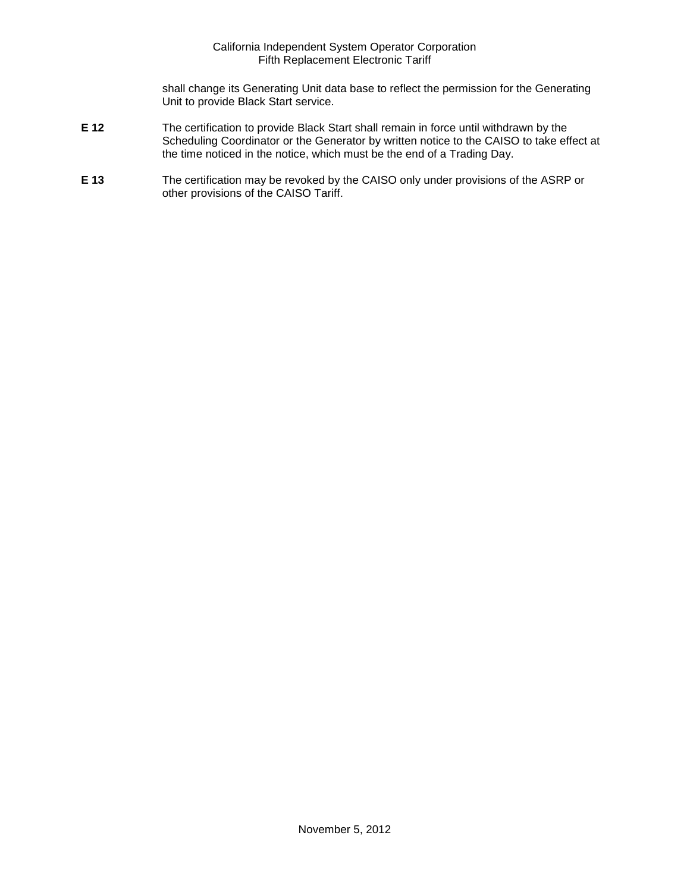shall change its Generating Unit data base to reflect the permission for the Generating Unit to provide Black Start service.

**E 12** The certification to provide Black Start shall remain in force until withdrawn by the Scheduling Coordinator or the Generator by written notice to the CAISO to take effect at the time noticed in the notice, which must be the end of a Trading Day.

**E 13** The certification may be revoked by the CAISO only under provisions of the ASRP or other provisions of the CAISO Tariff.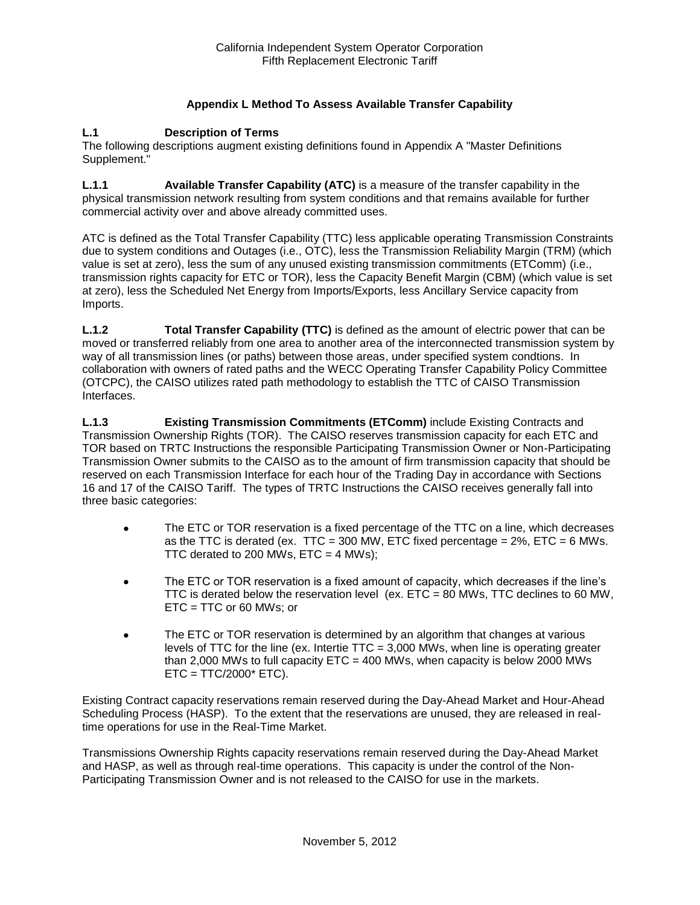## Appendix L Method To Assess Available Transfer Capability

### L.1 Description of Terms

The following descriptions augment existing definitions found in Appendix A "Master Definitions Supplement."

**L.1.1 Available Transfer Capability (ATC)** is a measure of the transfer capability in the physical transmission network resulting from system conditions and that remains available for further commercial activity over and above already committed uses.

ATC is defined as the Total Transfer Capability (TTC) less applicable operating Transmission Constraints due to system conditions and Outages (i.e., OTC), less the Transmission Reliability Margin (TRM) (which value is set at zero), less the sum of any unused existing transmission commitments (ETComm) (i.e., transmission rights capacity for ETC or TOR), less the Capacity Benefit Margin (CBM) (which value is set at zero), less the Scheduled Net Energy from Imports/Exports, less Ancillary Service capacity from Imports.

**L.1.2 Total Transfer Capability (TTC)** is defined as the amount of electric power that can be moved or transferred reliably from one area to another area of the interconnected transmission system by way of all transmission lines (or paths) between those areas, under specified system condtions. In collaboration with owners of rated paths and the WECC Operating Transfer Capability Policy Committee (OTCPC), the CAISO utilizes rated path methodology to establish the TTC of CAISO Transmission Interfaces.

**L.1.3 Existing Transmission Commitments (ETComm)** include Existing Contracts and Transmission Ownership Rights (TOR). The CAISO reserves transmission capacity for each ETC and TOR based on TRTC Instructions the responsible Participating Transmission Owner or Non-Participating Transmission Owner submits to the CAISO as to the amount of firm transmission capacity that should be reserved on each Transmission Interface for each hour of the Trading Day in accordance with Sections 16 and 17 of the CAISO Tariff. The types of TRTC Instructions the CAISO receives generally fall into three basic categories:

- The ETC or TOR reservation is a fixed percentage of the TTC on a line, which decreases as the TTC is derated (ex. TTC = 300 MW, ETC fixed percentage = 2%, ETC = 6 MWs. TTC derated to 200 MWs, ETC = 4 MWs);
- The ETC or TOR reservation is a fixed amount of capacity, which decreases if the line's TTC is derated below the reservation level (ex. ETC = 80 MWs, TTC declines to 60 MW, ETC = TTC or 60 MWs; or
- The ETC or TOR reservation is determined by an algorithm that changes at various levels of TTC for the line (ex. Intertie TTC = 3,000 MWs, when line is operating greater than 2,000 MWs to full capacity ETC = 400 MWs, when capacity is below 2000 MWs ETC = TTC/2000* ETC).

Existing Contract capacity reservations remain reserved during the Day-Ahead Market and Hour-Ahead Scheduling Process (HASP). To the extent that the reservations are unused, they are released in real-time operations for use in the Real-Time Market.

Transmissions Ownership Rights capacity reservations remain reserved during the Day-Ahead Market and HASP, as well as through real-time operations. This capacity is under the control of the Non-Participating Transmission Owner and is not released to the CAISO for use in the markets.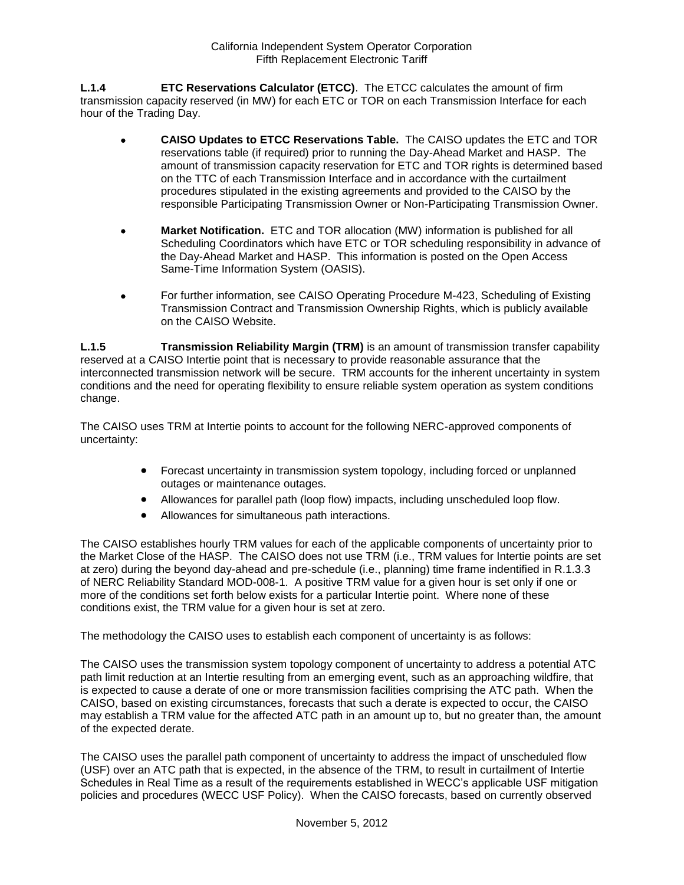**L.1.4 ETC Reservations Calculator (ETCC)**. The ETCC calculates the amount of firm transmission capacity reserved (in MW) for each ETC or TOR on each Transmission Interface for each hour of the Trading Day.

- **CAISO Updates to ETCC Reservations Table.** The CAISO updates the ETC and TOR reservations table (if required) prior to running the Day-Ahead Market and HASP. The amount of transmission capacity reservation for ETC and TOR rights is determined based on the TTC of each Transmission Interface and in accordance with the curtailment procedures stipulated in the existing agreements and provided to the CAISO by the responsible Participating Transmission Owner or Non-Participating Transmission Owner.
- **Market Notification.** ETC and TOR allocation (MW) information is published for all Scheduling Coordinators which have ETC or TOR scheduling responsibility in advance of the Day-Ahead Market and HASP. This information is posted on the Open Access Same-Time Information System (OASIS).
- For further information, see CAISO Operating Procedure M-423, Scheduling of Existing Transmission Contract and Transmission Ownership Rights, which is publicly available on the CAISO Website.

**L.1.5 Transmission Reliability Margin (TRM)** is an amount of transmission transfer capability reserved at a CAISO Intertie point that is necessary to provide reasonable assurance that the interconnected transmission network will be secure. TRM accounts for the inherent uncertainty in system conditions and the need for operating flexibility to ensure reliable system operation as system conditions change.

The CAISO uses TRM at Intertie points to account for the following NERC-approved components of uncertainty:

- Forecast uncertainty in transmission system topology, including forced or unplanned outages or maintenance outages.
- Allowances for parallel path (loop flow) impacts, including unscheduled loop flow.
- Allowances for simultaneous path interactions.

The CAISO establishes hourly TRM values for each of the applicable components of uncertainty prior to the Market Close of the HASP. The CAISO does not use TRM (i.e., TRM values for Intertie points are set at zero) during the beyond day-ahead and pre-schedule (i.e., planning) time frame indentified in R.1.3.3 of NERC Reliability Standard MOD-008-1. A positive TRM value for a given hour is set only if one or more of the conditions set forth below exists for a particular Intertie point. Where none of these conditions exist, the TRM value for a given hour is set at zero.

The methodology the CAISO uses to establish each component of uncertainty is as follows:

The CAISO uses the transmission system topology component of uncertainty to address a potential ATC path limit reduction at an Intertie resulting from an emerging event, such as an approaching wildfire, that is expected to cause a derate of one or more transmission facilities comprising the ATC path. When the CAISO, based on existing circumstances, forecasts that such a derate is expected to occur, the CAISO may establish a TRM value for the affected ATC path in an amount up to, but no greater than, the amount of the expected derate.

The CAISO uses the parallel path component of uncertainty to address the impact of unscheduled flow (USF) over an ATC path that is expected, in the absence of the TRM, to result in curtailment of Intertie Schedules in Real Time as a result of the requirements established in WECC's applicable USF mitigation policies and procedures (WECC USF Policy). When the CAISO forecasts, based on currently observed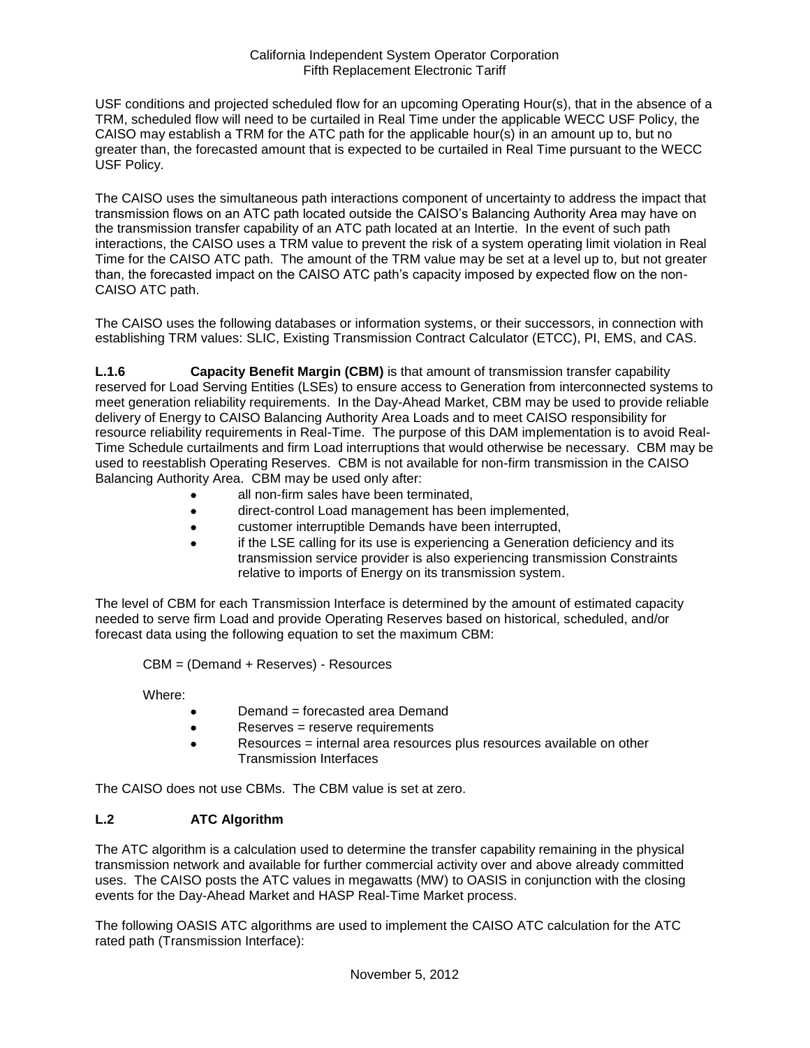USF conditions and projected scheduled flow for an upcoming Operating Hour(s), that in the absence of a TRM, scheduled flow will need to be curtailed in Real Time under the applicable WECC USF Policy, the CAISO may establish a TRM for the ATC path for the applicable hour(s) in an amount up to, but no greater than, the forecasted amount that is expected to be curtailed in Real Time pursuant to the WECC USF Policy.

The CAISO uses the simultaneous path interactions component of uncertainty to address the impact that transmission flows on an ATC path located outside the CAISO's Balancing Authority Area may have on the transmission transfer capability of an ATC path located at an Intertie. In the event of such path interactions, the CAISO uses a TRM value to prevent the risk of a system operating limit violation in Real Time for the CAISO ATC path. The amount of the TRM value may be set at a level up to, but not greater than, the forecasted impact on the CAISO ATC path's capacity imposed by expected flow on the non-CAISO ATC path.

The CAISO uses the following databases or information systems, or their successors, in connection with establishing TRM values: SLIC, Existing Transmission Contract Calculator (ETCC), PI, EMS, and CAS.

**L.1.6 Capacity Benefit Margin (CBM)** is that amount of transmission transfer capability reserved for Load Serving Entities (LSEs) to ensure access to Generation from interconnected systems to meet generation reliability requirements. In the Day-Ahead Market, CBM may be used to provide reliable delivery of Energy to CAISO Balancing Authority Area Loads and to meet CAISO responsibility for resource reliability requirements in Real-Time. The purpose of this DAM implementation is to avoid Real-Time Schedule curtailments and firm Load interruptions that would otherwise be necessary. CBM may be used to reestablish Operating Reserves. CBM is not available for non-firm transmission in the CAISO Balancing Authority Area. CBM may be used only after:

- all non-firm sales have been terminated,
- direct-control Load management has been implemented,
- customer interruptible Demands have been interrupted,
- if the LSE calling for its use is experiencing a Generation deficiency and its transmission service provider is also experiencing transmission Constraints relative to imports of Energy on its transmission system.

The level of CBM for each Transmission Interface is determined by the amount of estimated capacity needed to serve firm Load and provide Operating Reserves based on historical, scheduled, and/or forecast data using the following equation to set the maximum CBM:

CBM = (Demand + Reserves) - Resources

Where:

- Demand = forecasted area Demand
- Reserves = reserve requirements
- Resources = internal area resources plus resources available on other Transmission Interfaces

The CAISO does not use CBMs. The CBM value is set at zero.

## L.2 ATC Algorithm

The ATC algorithm is a calculation used to determine the transfer capability remaining in the physical transmission network and available for further commercial activity over and above already committed uses. The CAISO posts the ATC values in megawatts (MW) to OASIS in conjunction with the closing events for the Day-Ahead Market and HASP Real-Time Market process.

The following OASIS ATC algorithms are used to implement the CAISO ATC calculation for the ATC rated path (Transmission Interface):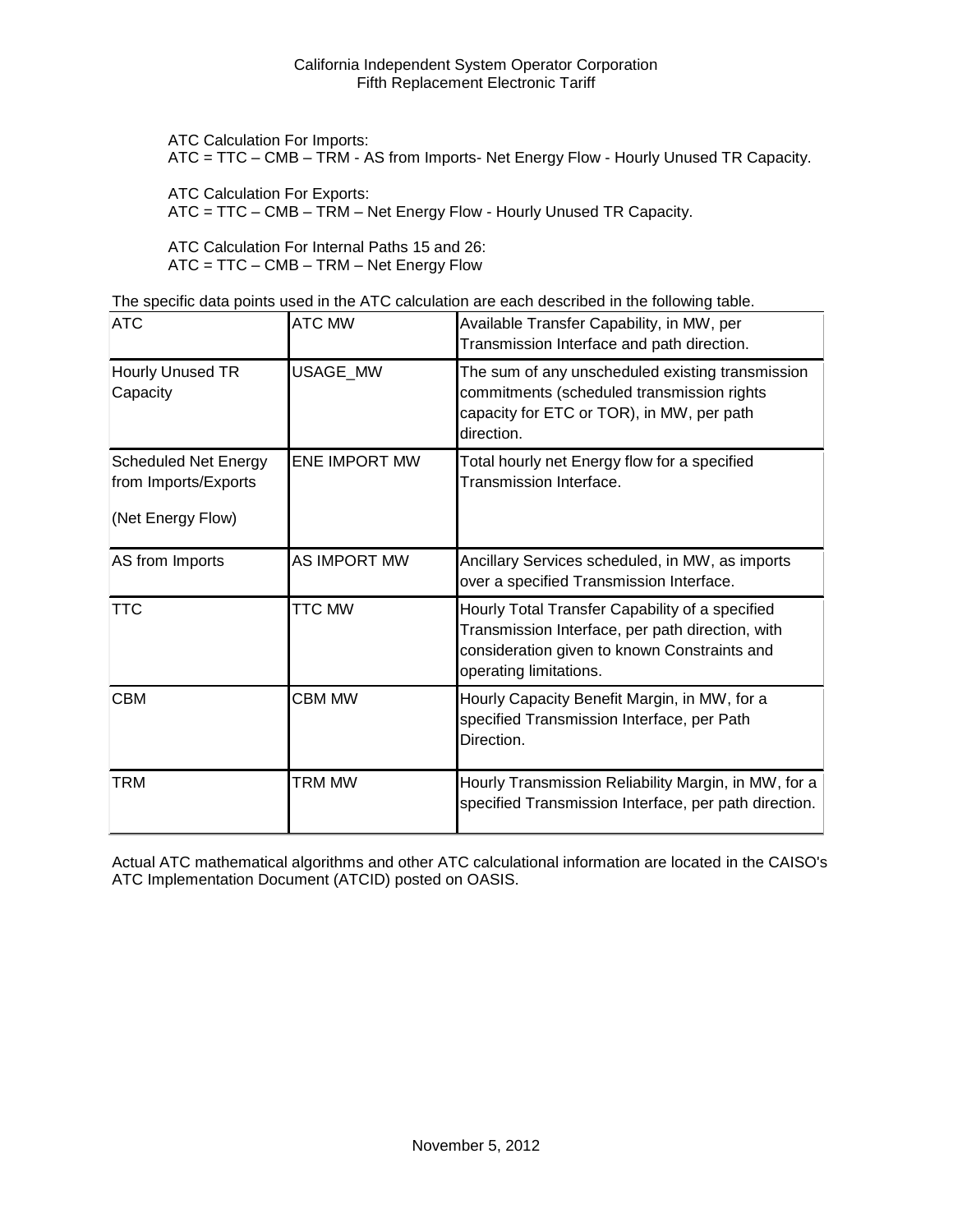ATC Calculation For Imports:
ATC = TTC – CMB – TRM - AS from Imports- Net Energy Flow - Hourly Unused TR Capacity.

ATC Calculation For Exports:
ATC = TTC – CMB – TRM – Net Energy Flow - Hourly Unused TR Capacity.

ATC Calculation For Internal Paths 15 and 26:
ATC = TTC – CMB – TRM – Net Energy Flow

The specific data points used in the ATC calculation are each described in the following table.

| ATC | ATC MW | Available Transfer Capability, in MW, per Transmission Interface and path direction. |
|---|---|---|
| Hourly Unused TR Capacity | USAGE_MW | The sum of any unscheduled existing transmission commitments (scheduled transmission rights capacity for ETC or TOR), in MW, per path direction. |
| Scheduled Net Energy from Imports/Exports (Net Energy Flow) | ENE IMPORT MW | Total hourly net Energy flow for a specified Transmission Interface. |
| AS from Imports | AS IMPORT MW | Ancillary Services scheduled, in MW, as imports over a specified Transmission Interface. |
| TTC | TTC MW | Hourly Total Transfer Capability of a specified Transmission Interface, per path direction, with consideration given to known Constraints and operating limitations. |
| CBM | CBM MW | Hourly Capacity Benefit Margin, in MW, for a specified Transmission Interface, per Path Direction. |
| TRM | TRM MW | Hourly Transmission Reliability Margin, in MW, for a specified Transmission Interface, per path direction. |

Actual ATC mathematical algorithms and other ATC calculational information are located in the CAISO's ATC Implementation Document (ATCID) posted on OASIS.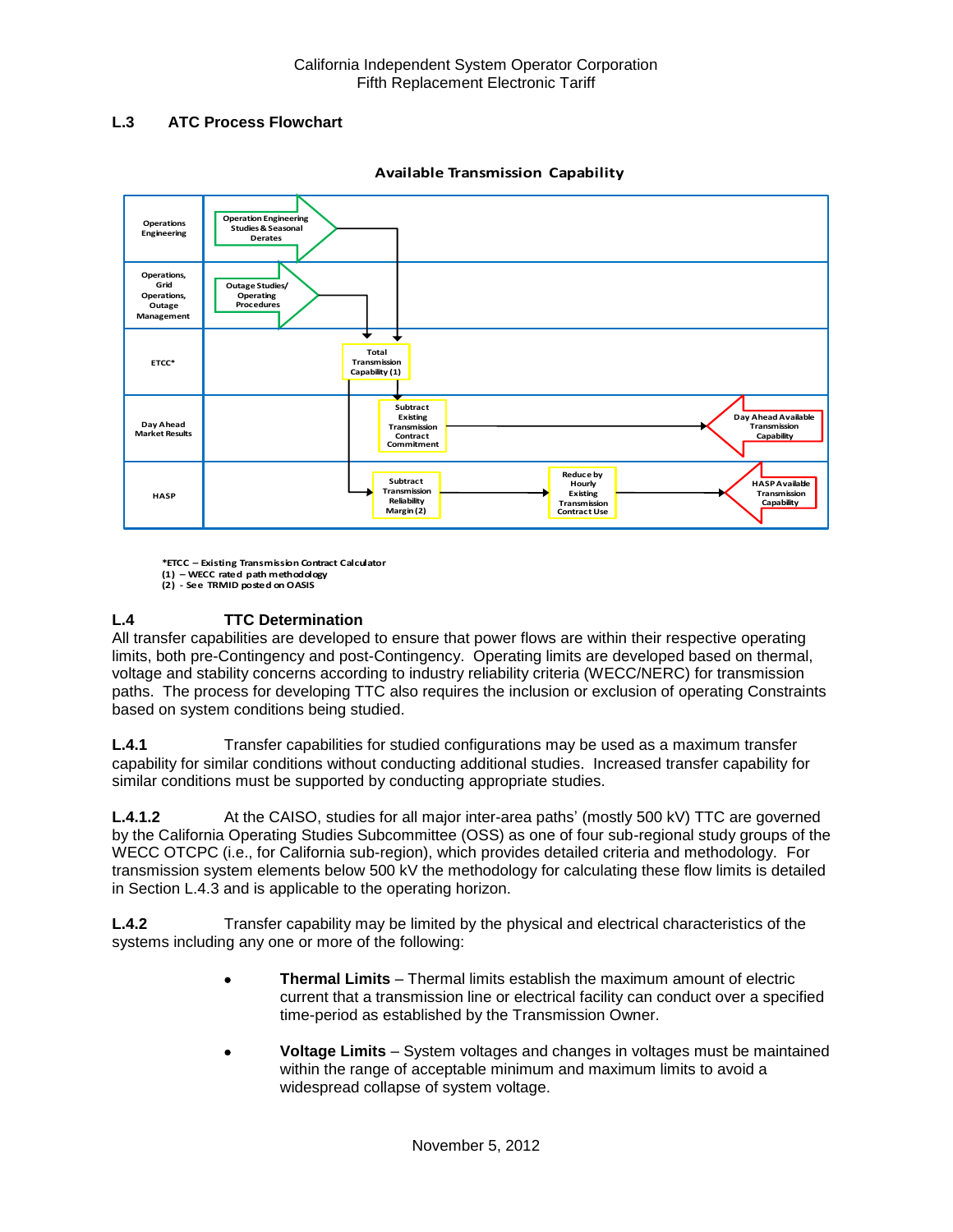## L.3 ATC Process Flowchart

**Available Transmission Capability**

| | |
|---|---|
| Operations Engineering | Operation Engineering Studies & Seasonal Derates |
| Operations, Grid Operations, Outage Management | Outage Studies/ Operating Procedures |
| ETCC* | Total Transmission Capability (1) |
| Day Ahead Market Results | Subtract Existing Transmission Contract Commitment → Day Ahead Available Transmission Capability |
| HASP | Subtract Transmission Reliability Margin (2) → Reduce by Hourly Existing Transmission Contract Use → HASP Available Transmission Capability |

*ETCC – Existing Transmission Contract Calculator
(1) – WECC rated path methodology
(2) - See TRMID posted on OASIS

## L.4 TTC Determination

All transfer capabilities are developed to ensure that power flows are within their respective operating limits, both pre-Contingency and post-Contingency. Operating limits are developed based on thermal, voltage and stability concerns according to industry reliability criteria (WECC/NERC) for transmission paths. The process for developing TTC also requires the inclusion or exclusion of operating Constraints based on system conditions being studied.

**L.4.1** Transfer capabilities for studied configurations may be used as a maximum transfer capability for similar conditions without conducting additional studies. Increased transfer capability for similar conditions must be supported by conducting appropriate studies.

**L.4.1.2** At the CAISO, studies for all major inter-area paths' (mostly 500 kV) TTC are governed by the California Operating Studies Subcommittee (OSS) as one of four sub-regional study groups of the WECC OTCPC (i.e., for California sub-region), which provides detailed criteria and methodology. For transmission system elements below 500 kV the methodology for calculating these flow limits is detailed in Section L.4.3 and is applicable to the operating horizon.

**L.4.2** Transfer capability may be limited by the physical and electrical characteristics of the systems including any one or more of the following:

- **Thermal Limits** – Thermal limits establish the maximum amount of electric current that a transmission line or electrical facility can conduct over a specified time-period as established by the Transmission Owner.

- **Voltage Limits** – System voltages and changes in voltages must be maintained within the range of acceptable minimum and maximum limits to avoid a widespread collapse of system voltage.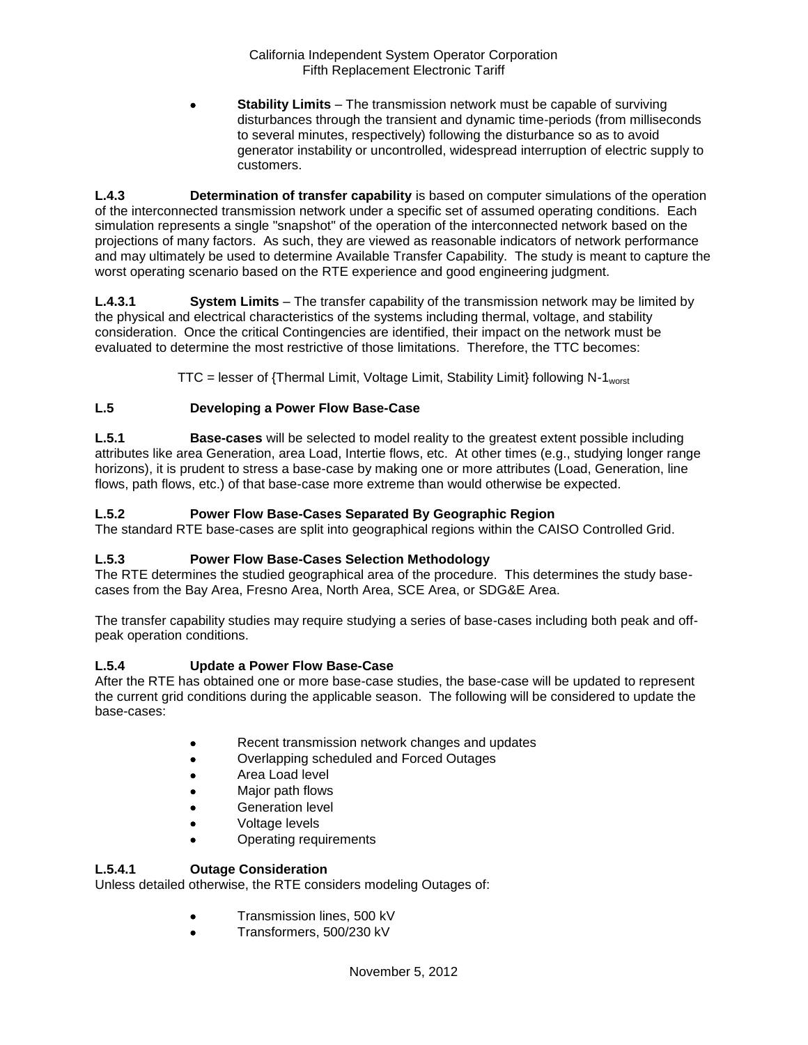- **Stability Limits** – The transmission network must be capable of surviving disturbances through the transient and dynamic time-periods (from milliseconds to several minutes, respectively) following the disturbance so as to avoid generator instability or uncontrolled, widespread interruption of electric supply to customers.

**L.4.3** **Determination of transfer capability** is based on computer simulations of the operation of the interconnected transmission network under a specific set of assumed operating conditions. Each simulation represents a single "snapshot" of the operation of the interconnected network based on the projections of many factors. As such, they are viewed as reasonable indicators of network performance and may ultimately be used to determine Available Transfer Capability. The study is meant to capture the worst operating scenario based on the RTE experience and good engineering judgment.

**L.4.3.1** **System Limits** – The transfer capability of the transmission network may be limited by the physical and electrical characteristics of the systems including thermal, voltage, and stability consideration. Once the critical Contingencies are identified, their impact on the network must be evaluated to determine the most restrictive of those limitations. Therefore, the TTC becomes:

$$\text{TTC} = \text{lesser of } \{\text{Thermal Limit, Voltage Limit, Stability Limit}\} \text{ following N-1}_{\text{worst}}$$

### L.5 Developing a Power Flow Base-Case

**L.5.1** **Base-cases** will be selected to model reality to the greatest extent possible including attributes like area Generation, area Load, Intertie flows, etc. At other times (e.g., studying longer range horizons), it is prudent to stress a base-case by making one or more attributes (Load, Generation, line flows, path flows, etc.) of that base-case more extreme than would otherwise be expected.

#### L.5.2 Power Flow Base-Cases Separated By Geographic Region

The standard RTE base-cases are split into geographical regions within the CAISO Controlled Grid.

#### L.5.3 Power Flow Base-Cases Selection Methodology

The RTE determines the studied geographical area of the procedure. This determines the study base-cases from the Bay Area, Fresno Area, North Area, SCE Area, or SDG&E Area.

The transfer capability studies may require studying a series of base-cases including both peak and off-peak operation conditions.

#### L.5.4 Update a Power Flow Base-Case

After the RTE has obtained one or more base-case studies, the base-case will be updated to represent the current grid conditions during the applicable season. The following will be considered to update the base-cases:

- Recent transmission network changes and updates
- Overlapping scheduled and Forced Outages
- Area Load level
- Major path flows
- Generation level
- Voltage levels
- Operating requirements

#### L.5.4.1 Outage Consideration

Unless detailed otherwise, the RTE considers modeling Outages of:

- Transmission lines, 500 kV
- Transformers, 500/230 kV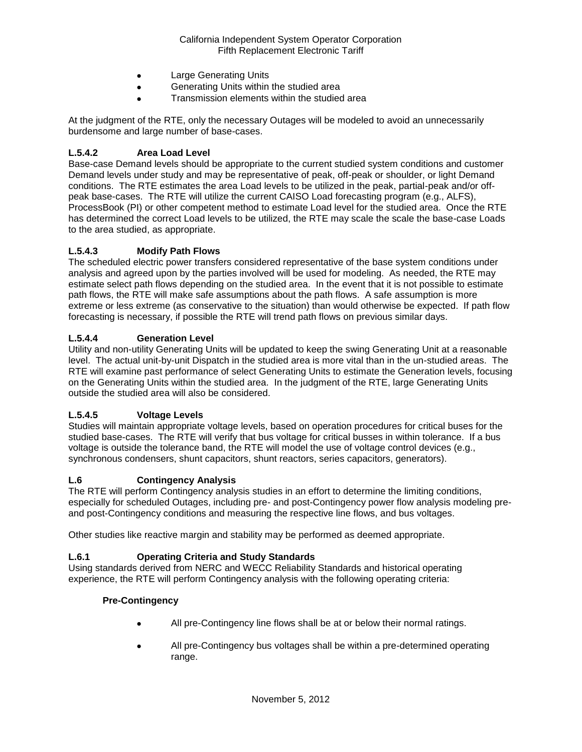- Large Generating Units
- Generating Units within the studied area
- Transmission elements within the studied area

At the judgment of the RTE, only the necessary Outages will be modeled to avoid an unnecessarily burdensome and large number of base-cases.

**L.5.4.2 Area Load Level**

Base-case Demand levels should be appropriate to the current studied system conditions and customer Demand levels under study and may be representative of peak, off-peak or shoulder, or light Demand conditions. The RTE estimates the area Load levels to be utilized in the peak, partial-peak and/or off-peak base-cases. The RTE will utilize the current CAISO Load forecasting program (e.g., ALFS), ProcessBook (PI) or other competent method to estimate Load level for the studied area. Once the RTE has determined the correct Load levels to be utilized, the RTE may scale the scale the base-case Loads to the area studied, as appropriate.

**L.5.4.3 Modify Path Flows**

The scheduled electric power transfers considered representative of the base system conditions under analysis and agreed upon by the parties involved will be used for modeling. As needed, the RTE may estimate select path flows depending on the studied area. In the event that it is not possible to estimate path flows, the RTE will make safe assumptions about the path flows. A safe assumption is more extreme or less extreme (as conservative to the situation) than would otherwise be expected. If path flow forecasting is necessary, if possible the RTE will trend path flows on previous similar days.

**L.5.4.4 Generation Level**

Utility and non-utility Generating Units will be updated to keep the swing Generating Unit at a reasonable level. The actual unit-by-unit Dispatch in the studied area is more vital than in the un-studied areas. The RTE will examine past performance of select Generating Units to estimate the Generation levels, focusing on the Generating Units within the studied area. In the judgment of the RTE, large Generating Units outside the studied area will also be considered.

**L.5.4.5 Voltage Levels**

Studies will maintain appropriate voltage levels, based on operation procedures for critical buses for the studied base-cases. The RTE will verify that bus voltage for critical busses in within tolerance. If a bus voltage is outside the tolerance band, the RTE will model the use of voltage control devices (e.g., synchronous condensers, shunt capacitors, shunt reactors, series capacitors, generators).

**L.6 Contingency Analysis**

The RTE will perform Contingency analysis studies in an effort to determine the limiting conditions, especially for scheduled Outages, including pre- and post-Contingency power flow analysis modeling pre- and post-Contingency conditions and measuring the respective line flows, and bus voltages.

Other studies like reactive margin and stability may be performed as deemed appropriate.

**L.6.1 Operating Criteria and Study Standards**

Using standards derived from NERC and WECC Reliability Standards and historical operating experience, the RTE will perform Contingency analysis with the following operating criteria:

**Pre-Contingency**

- All pre-Contingency line flows shall be at or below their normal ratings.
- All pre-Contingency bus voltages shall be within a pre-determined operating range.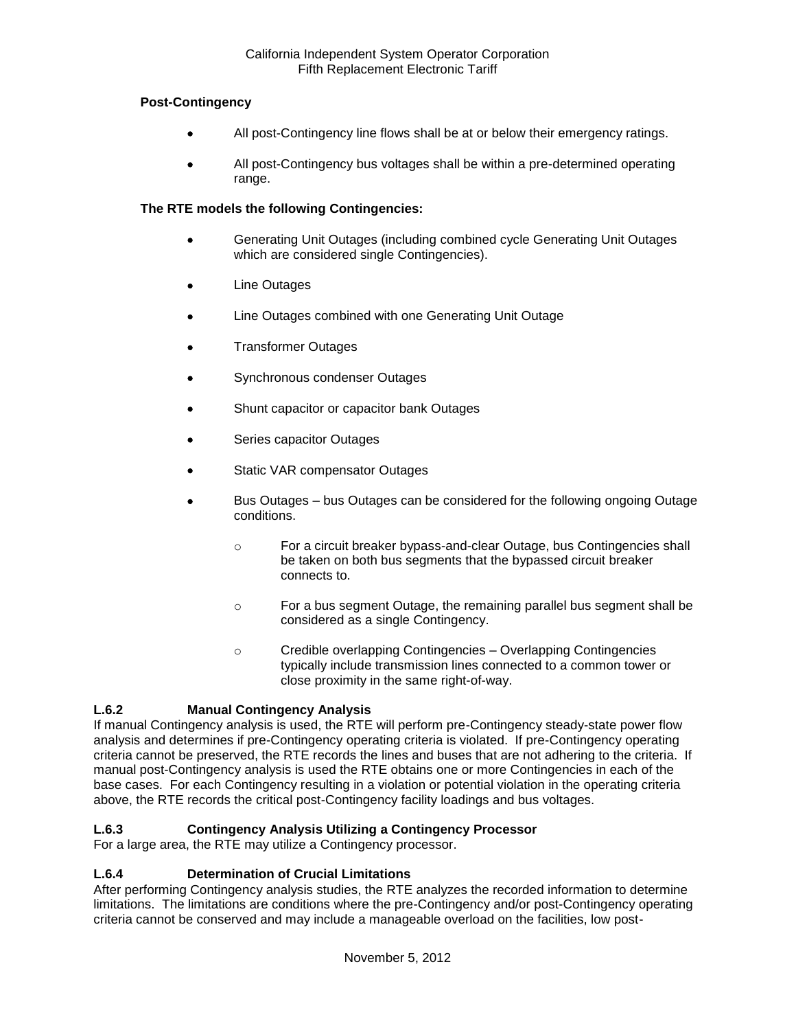**Post-Contingency**

- All post-Contingency line flows shall be at or below their emergency ratings.
- All post-Contingency bus voltages shall be within a pre-determined operating range.

**The RTE models the following Contingencies:**

- Generating Unit Outages (including combined cycle Generating Unit Outages which are considered single Contingencies).
- Line Outages
- Line Outages combined with one Generating Unit Outage
- Transformer Outages
- Synchronous condenser Outages
- Shunt capacitor or capacitor bank Outages
- Series capacitor Outages
- Static VAR compensator Outages
- Bus Outages – bus Outages can be considered for the following ongoing Outage conditions.
    - For a circuit breaker bypass-and-clear Outage, bus Contingencies shall be taken on both bus segments that the bypassed circuit breaker connects to.
    - For a bus segment Outage, the remaining parallel bus segment shall be considered as a single Contingency.
    - Credible overlapping Contingencies – Overlapping Contingencies typically include transmission lines connected to a common tower or close proximity in the same right-of-way.

### L.6.2 Manual Contingency Analysis

If manual Contingency analysis is used, the RTE will perform pre-Contingency steady-state power flow analysis and determines if pre-Contingency operating criteria is violated. If pre-Contingency operating criteria cannot be preserved, the RTE records the lines and buses that are not adhering to the criteria. If manual post-Contingency analysis is used the RTE obtains one or more Contingencies in each of the base cases. For each Contingency resulting in a violation or potential violation in the operating criteria above, the RTE records the critical post-Contingency facility loadings and bus voltages.

### L.6.3 Contingency Analysis Utilizing a Contingency Processor

For a large area, the RTE may utilize a Contingency processor.

### L.6.4 Determination of Crucial Limitations

After performing Contingency analysis studies, the RTE analyzes the recorded information to determine limitations. The limitations are conditions where the pre-Contingency and/or post-Contingency operating criteria cannot be conserved and may include a manageable overload on the facilities, low post-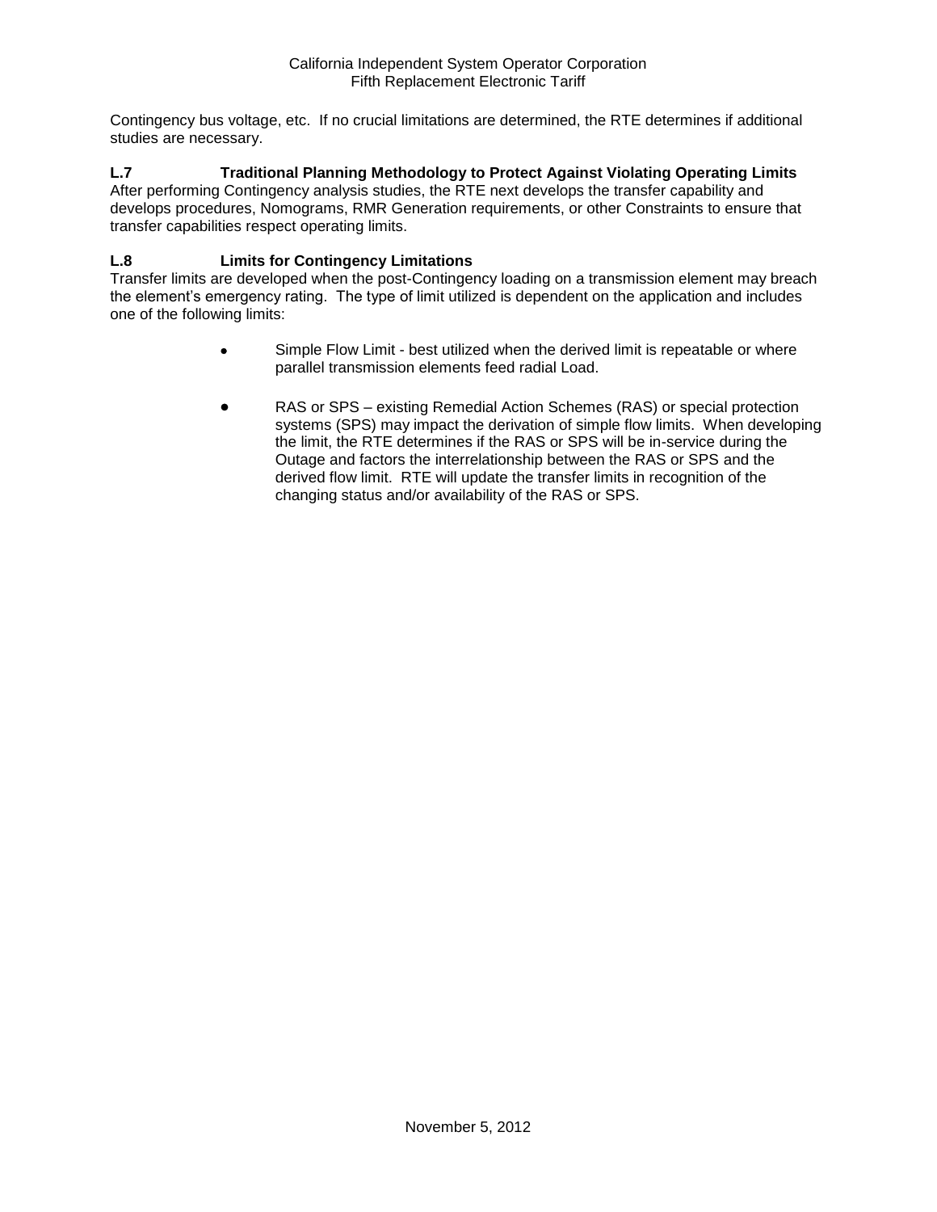Contingency bus voltage, etc. If no crucial limitations are determined, the RTE determines if additional studies are necessary.

**L.7 Traditional Planning Methodology to Protect Against Violating Operating Limits**

After performing Contingency analysis studies, the RTE next develops the transfer capability and develops procedures, Nomograms, RMR Generation requirements, or other Constraints to ensure that transfer capabilities respect operating limits.

**L.8 Limits for Contingency Limitations**

Transfer limits are developed when the post-Contingency loading on a transmission element may breach the element's emergency rating. The type of limit utilized is dependent on the application and includes one of the following limits:

- Simple Flow Limit - best utilized when the derived limit is repeatable or where parallel transmission elements feed radial Load.
- RAS or SPS – existing Remedial Action Schemes (RAS) or special protection systems (SPS) may impact the derivation of simple flow limits. When developing the limit, the RTE determines if the RAS or SPS will be in-service during the Outage and factors the interrelationship between the RAS or SPS and the derived flow limit. RTE will update the transfer limits in recognition of the changing status and/or availability of the RAS or SPS.